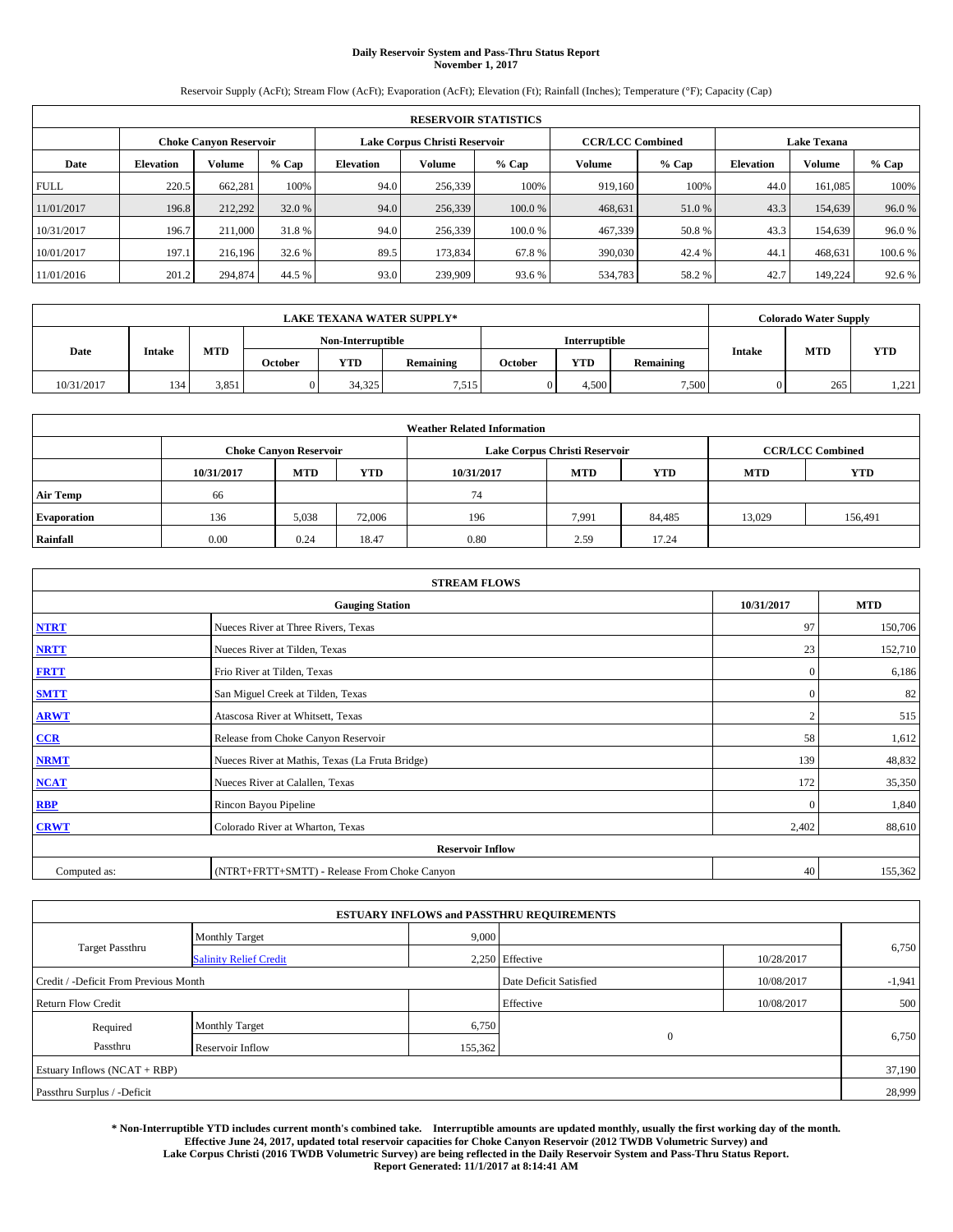# Daily Reservoir System and Pass-Thru Status Report
## November 1, 2017

Reservoir Supply (AcFt); Stream Flow (AcFt); Evaporation (AcFt); Elevation (Ft); Rainfall (Inches); Temperature (°F); Capacity (Cap)

| RESERVOIR STATISTICS | | | | | | | | | | | |
|---|---|---|---|---|---|---|---|---|---|---|---|
| | Choke Canyon Reservoir | | | Lake Corpus Christi Reservoir | | | CCR/LCC Combined | | Lake Texana | | |
| Date | Elevation | Volume | % Cap | Elevation | Volume | % Cap | Volume | % Cap | Elevation | Volume | % Cap |
| FULL | 220.5 | 662,281 | 100% | 94.0 | 256,339 | 100% | 919,160 | 100% | 44.0 | 161,085 | 100% |
| 11/01/2017 | 196.8 | 212,292 | 32.0 % | 94.0 | 256,339 | 100.0 % | 468,631 | 51.0 % | 43.3 | 154,639 | 96.0 % |
| 10/31/2017 | 196.7 | 211,000 | 31.8 % | 94.0 | 256,339 | 100.0 % | 467,339 | 50.8 % | 43.3 | 154,639 | 96.0 % |
| 10/01/2017 | 197.1 | 216,196 | 32.6 % | 89.5 | 173,834 | 67.8 % | 390,030 | 42.4 % | 44.1 | 468,631 | 100.6 % |
| 11/01/2016 | 201.2 | 294,874 | 44.5 % | 93.0 | 239,909 | 93.6 % | 534,783 | 58.2 % | 42.7 | 149,224 | 92.6 % |

| LAKE TEXANA WATER SUPPLY* | | | | | | | | | Colorado Water Supply | | |
|---|---|---|---|---|---|---|---|---|---|---|---|
| Date | Intake | MTD | Non-Interruptible | | | Interruptible | | | Intake | MTD | YTD |
| | | | October | YTD | Remaining | October | YTD | Remaining | | | |
| 10/31/2017 | 134 | 3,851 | 0 | 34,325 | 7,515 | 0 | 4,500 | 7,500 | 0 | 265 | 1,221 |

| Weather Related Information | | | | | | | | |
|---|---|---|---|---|---|---|---|---|
| | Choke Canyon Reservoir | | | Lake Corpus Christi Reservoir | | | CCR/LCC Combined | |
| | 10/31/2017 | MTD | YTD | 10/31/2017 | MTD | YTD | MTD | YTD |
| Air Temp | 66 | | | 74 | | | | |
| Evaporation | 136 | 5,038 | 72,006 | 196 | 7,991 | 84,485 | 13,029 | 156,491 |
| Rainfall | 0.00 | 0.24 | 18.47 | 0.80 | 2.59 | 17.24 | | |

| STREAM FLOWS | | | |
|---|---|---|---|
| Gauging Station | | 10/31/2017 | MTD |
| NTRT | Nueces River at Three Rivers, Texas | 97 | 150,706 |
| NRTT | Nueces River at Tilden, Texas | 23 | 152,710 |
| FRTT | Frio River at Tilden, Texas | 0 | 6,186 |
| SMTT | San Miguel Creek at Tilden, Texas | 0 | 82 |
| ARWT | Atascosa River at Whitsett, Texas | 2 | 515 |
| CCR | Release from Choke Canyon Reservoir | 58 | 1,612 |
| NRMT | Nueces River at Mathis, Texas (La Fruta Bridge) | 139 | 48,832 |
| NCAT | Nueces River at Calallen, Texas | 172 | 35,350 |
| RBP | Rincon Bayou Pipeline | 0 | 1,840 |
| CRWT | Colorado River at Wharton, Texas | 2,402 | 88,610 |
| Reservoir Inflow | | | |
| Computed as: | (NTRT+FRTT+SMTT) - Release From Choke Canyon | 40 | 155,362 |

| ESTUARY INFLOWS and PASSTHRU REQUIREMENTS | | | | | |
|---|---|---|---|---|---|
| Target Passthru | Monthly Target | 9,000 | | | 6,750 |
| | Salinity Relief Credit | 2,250 | Effective | 10/28/2017 | |
| Credit / -Deficit From Previous Month | | | Date Deficit Satisfied | 10/08/2017 | -1,941 |
| Return Flow Credit | | | Effective | 10/08/2017 | 500 |
| Required Passthru | Monthly Target | 6,750 | 0 | | 6,750 |
| | Reservoir Inflow | 155,362 | | | |
| Estuary Inflows (NCAT + RBP) | | | | | 37,190 |
| Passthru Surplus / -Deficit | | | | | 28,999 |

**\* Non-Interruptible YTD includes current month's combined take. Interruptible amounts are updated monthly, usually the first working day of the month. Effective June 24, 2017, updated total reservoir capacities for Choke Canyon Reservoir (2012 TWDB Volumetric Survey) and Lake Corpus Christi (2016 TWDB Volumetric Survey) are being reflected in the Daily Reservoir System and Pass-Thru Status Report. Report Generated: 11/1/2017 at 8:14:41 AM**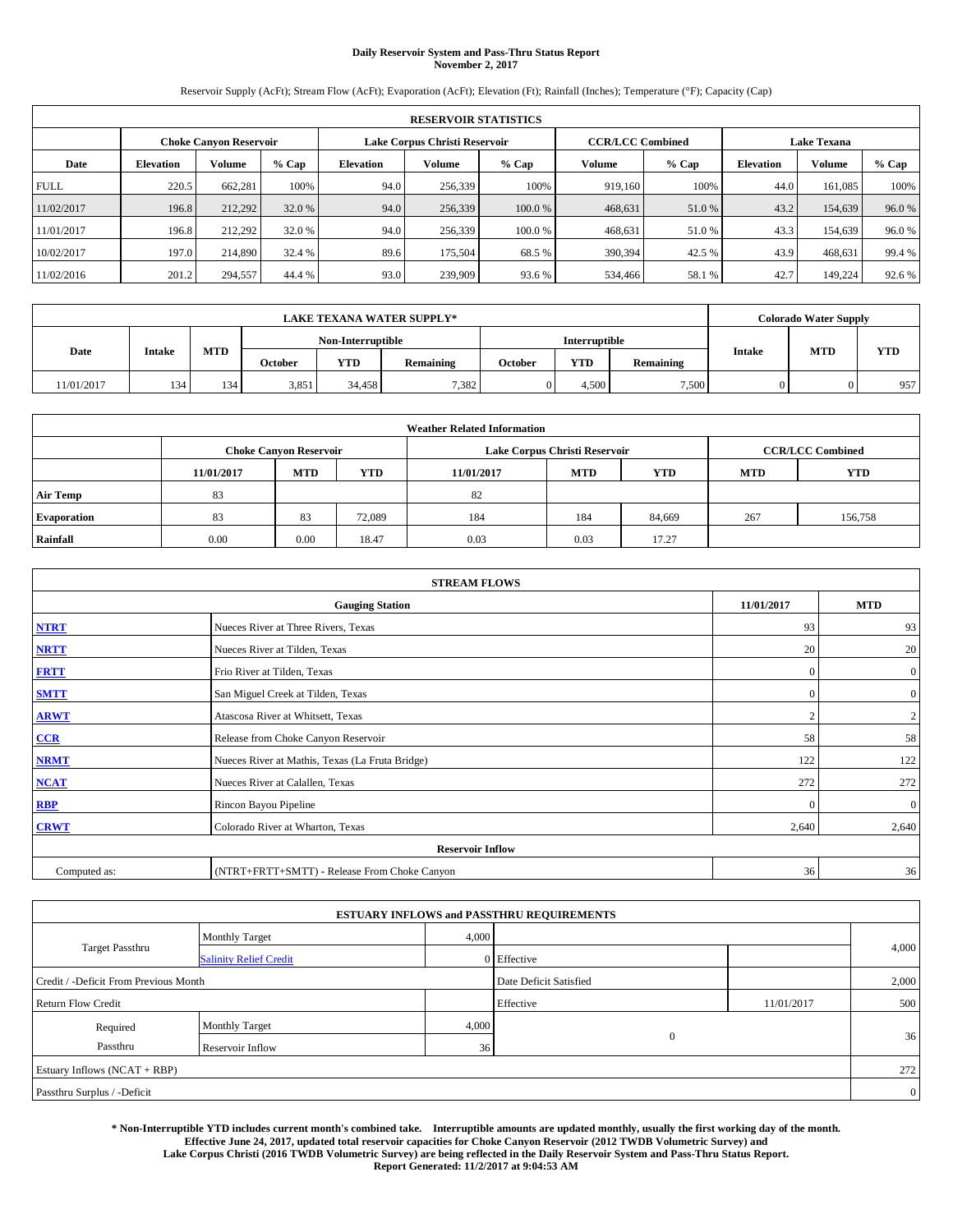# Daily Reservoir System and Pass-Thru Status Report
**November 2, 2017**

Reservoir Supply (AcFt); Stream Flow (AcFt); Evaporation (AcFt); Elevation (Ft); Rainfall (Inches); Temperature (°F); Capacity (Cap)

| RESERVOIR STATISTICS | | | | | | | | | | | |
|---|---|---|---|---|---|---|---|---|---|---|---|
| | Choke Canyon Reservoir | | | Lake Corpus Christi Reservoir | | | CCR/LCC Combined | | Lake Texana | | |
| Date | Elevation | Volume | % Cap | Elevation | Volume | % Cap | Volume | % Cap | Elevation | Volume | % Cap |
| FULL | 220.5 | 662,281 | 100% | 94.0 | 256,339 | 100% | 919,160 | 100% | 44.0 | 161,085 | 100% |
| 11/02/2017 | 196.8 | 212,292 | 32.0 % | 94.0 | 256,339 | 100.0 % | 468,631 | 51.0 % | 43.2 | 154,639 | 96.0 % |
| 11/01/2017 | 196.8 | 212,292 | 32.0 % | 94.0 | 256,339 | 100.0 % | 468,631 | 51.0 % | 43.3 | 154,639 | 96.0 % |
| 10/02/2017 | 197.0 | 214,890 | 32.4 % | 89.6 | 175,504 | 68.5 % | 390,394 | 42.5 % | 43.9 | 468,631 | 99.4 % |
| 11/02/2016 | 201.2 | 294,557 | 44.4 % | 93.0 | 239,909 | 93.6 % | 534,466 | 58.1 % | 42.7 | 149,224 | 92.6 % |

| LAKE TEXANA WATER SUPPLY* | | | | | | | | | Colorado Water Supply | | |
|---|---|---|---|---|---|---|---|---|---|---|---|
| Date | Intake | MTD | Non-Interruptible | | | Interruptible | | | Intake | MTD | YTD |
| | | | October | YTD | Remaining | October | YTD | Remaining | | | |
| 11/01/2017 | 134 | 134 | 3,851 | 34,458 | 7,382 | 0 | 4,500 | 7,500 | 0 | 0 | 957 |

| Weather Related Information | | | | | | | | |
|---|---|---|---|---|---|---|---|---|
| | Choke Canyon Reservoir | | | Lake Corpus Christi Reservoir | | | CCR/LCC Combined | |
| | 11/01/2017 | MTD | YTD | 11/01/2017 | MTD | YTD | MTD | YTD |
| Air Temp | 83 | | | 82 | | | | |
| Evaporation | 83 | 83 | 72,089 | 184 | 184 | 84,669 | 267 | 156,758 |
| Rainfall | 0.00 | 0.00 | 18.47 | 0.03 | 0.03 | 17.27 | | |

| STREAM FLOWS | | | |
|---|---|---|---|
| | Gauging Station | 11/01/2017 | MTD |
| NTRT | Nueces River at Three Rivers, Texas | 93 | 93 |
| NRTT | Nueces River at Tilden, Texas | 20 | 20 |
| FRTT | Frio River at Tilden, Texas | 0 | 0 |
| SMTT | San Miguel Creek at Tilden, Texas | 0 | 0 |
| ARWT | Atascosa River at Whitsett, Texas | 2 | 2 |
| CCR | Release from Choke Canyon Reservoir | 58 | 58 |
| NRMT | Nueces River at Mathis, Texas (La Fruta Bridge) | 122 | 122 |
| NCAT | Nueces River at Calallen, Texas | 272 | 272 |
| RBP | Rincon Bayou Pipeline | 0 | 0 |
| CRWT | Colorado River at Wharton, Texas | 2,640 | 2,640 |
| | Reservoir Inflow | | |
| Computed as: | (NTRT+FRTT+SMTT) - Release From Choke Canyon | 36 | 36 |

| ESTUARY INFLOWS and PASSTHRU REQUIREMENTS | | | | | |
|---|---|---|---|---|---|
| Target Passthru | Monthly Target | 4,000 | | | 4,000 |
| | Salinity Relief Credit | 0 | Effective | | |
| Credit / -Deficit From Previous Month | | | Date Deficit Satisfied | | 2,000 |
| Return Flow Credit | | | Effective | 11/01/2017 | 500 |
| Required Passthru | Monthly Target | 4,000 | 0 | | 36 |
| | Reservoir Inflow | 36 | | | |
| Estuary Inflows (NCAT + RBP) | | | | | 272 |
| Passthru Surplus / -Deficit | | | | | 0 |

**\* Non-Interruptible YTD includes current month's combined take. Interruptible amounts are updated monthly, usually the first working day of the month. Effective June 24, 2017, updated total reservoir capacities for Choke Canyon Reservoir (2012 TWDB Volumetric Survey) and Lake Corpus Christi (2016 TWDB Volumetric Survey) are being reflected in the Daily Reservoir System and Pass-Thru Status Report. Report Generated: 11/2/2017 at 9:04:53 AM**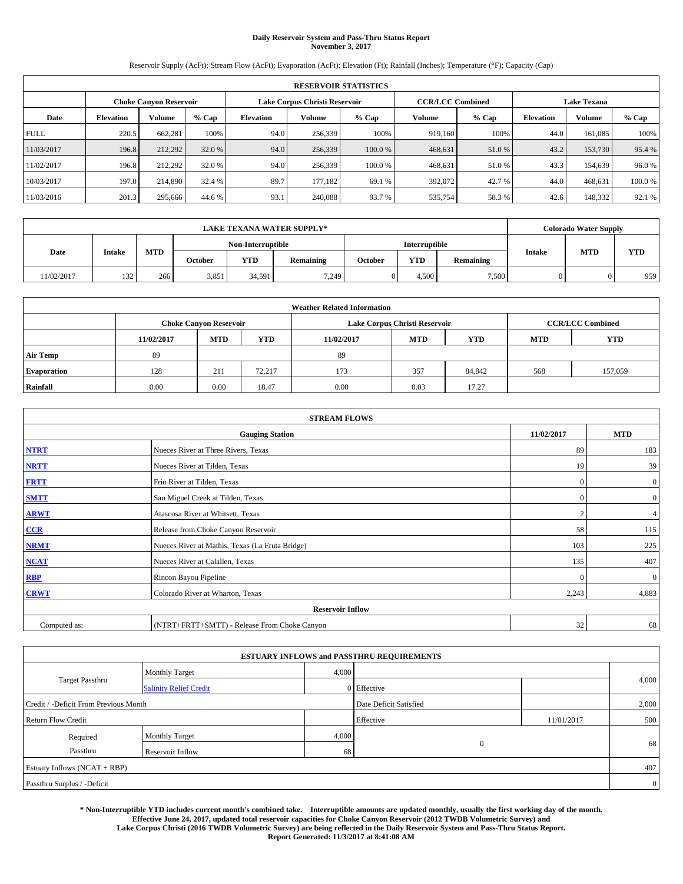# Daily Reservoir System and Pass-Thru Status Report
## November 3, 2017

Reservoir Supply (AcFt); Stream Flow (AcFt); Evaporation (AcFt); Elevation (Ft); Rainfall (Inches); Temperature (°F); Capacity (Cap)

| RESERVOIR STATISTICS | | | | | | | | | | | |
|---|---|---|---|---|---|---|---|---|---|---|---|
| | Choke Canyon Reservoir | | | Lake Corpus Christi Reservoir | | | CCR/LCC Combined | | Lake Texana | | |
| Date | Elevation | Volume | % Cap | Elevation | Volume | % Cap | Volume | % Cap | Elevation | Volume | % Cap |
| FULL | 220.5 | 662,281 | 100% | 94.0 | 256,339 | 100% | 919,160 | 100% | 44.0 | 161,085 | 100% |
| 11/03/2017 | 196.8 | 212,292 | 32.0 % | 94.0 | 256,339 | 100.0 % | 468,631 | 51.0 % | 43.2 | 153,730 | 95.4 % |
| 11/02/2017 | 196.8 | 212,292 | 32.0 % | 94.0 | 256,339 | 100.0 % | 468,631 | 51.0 % | 43.3 | 154,639 | 96.0 % |
| 10/03/2017 | 197.0 | 214,890 | 32.4 % | 89.7 | 177,182 | 69.1 % | 392,072 | 42.7 % | 44.0 | 468,631 | 100.0 % |
| 11/03/2016 | 201.3 | 295,666 | 44.6 % | 93.1 | 240,088 | 93.7 % | 535,754 | 58.3 % | 42.6 | 148,332 | 92.1 % |

| LAKE TEXANA WATER SUPPLY* | | | | | | | | | Colorado Water Supply | | |
|---|---|---|---|---|---|---|---|---|---|---|---|
| Date | Intake | MTD | Non-Interruptible | | | Interruptible | | | Intake | MTD | YTD |
| | | | October | YTD | Remaining | October | YTD | Remaining | | | |
| 11/02/2017 | 132 | 266 | 3,851 | 34,591 | 7,249 | 0 | 4,500 | 7,500 | 0 | 0 | 959 |

| Weather Related Information | | | | | | | | |
|---|---|---|---|---|---|---|---|---|
| | Choke Canyon Reservoir | | | Lake Corpus Christi Reservoir | | | CCR/LCC Combined | |
| | 11/02/2017 | MTD | YTD | 11/02/2017 | MTD | YTD | MTD | YTD |
| Air Temp | 89 | | | 89 | | | | |
| Evaporation | 128 | 211 | 72,217 | 173 | 357 | 84,842 | 568 | 157,059 |
| Rainfall | 0.00 | 0.00 | 18.47 | 0.00 | 0.03 | 17.27 | | |

| STREAM FLOWS | | | |
|---|---|---|---|
| Gauging Station | | 11/02/2017 | MTD |
| **NTRT** | Nueces River at Three Rivers, Texas | 89 | 183 |
| **NRTT** | Nueces River at Tilden, Texas | 19 | 39 |
| **FRTT** | Frio River at Tilden, Texas | 0 | 0 |
| **SMTT** | San Miguel Creek at Tilden, Texas | 0 | 0 |
| **ARWT** | Atascosa River at Whitsett, Texas | 2 | 4 |
| **CCR** | Release from Choke Canyon Reservoir | 58 | 115 |
| **NRMT** | Nueces River at Mathis, Texas (La Fruta Bridge) | 103 | 225 |
| **NCAT** | Nueces River at Calallen, Texas | 135 | 407 |
| **RBP** | Rincon Bayou Pipeline | 0 | 0 |
| **CRWT** | Colorado River at Wharton, Texas | 2,243 | 4,883 |
| Reservoir Inflow | | | |
| Computed as: | (NTRT+FRTT+SMTT) - Release From Choke Canyon | 32 | 68 |

| ESTUARY INFLOWS and PASSTHRU REQUIREMENTS | | | | | |
|---|---|---|---|---|---|
| Target Passthru | Monthly Target | 4,000 | | | 4,000 |
| | Salinity Relief Credit | 0 | Effective | | |
| Credit / -Deficit From Previous Month | | | Date Deficit Satisfied | | 2,000 |
| Return Flow Credit | | | Effective | 11/01/2017 | 500 |
| Required Passthru | Monthly Target | 4,000 | 0 | | 68 |
| | Reservoir Inflow | 68 | | | |
| Estuary Inflows (NCAT + RBP) | | | | | 407 |
| Passthru Surplus / -Deficit | | | | | 0 |

**\* Non-Interruptible YTD includes current month's combined take. Interruptible amounts are updated monthly, usually the first working day of the month. Effective June 24, 2017, updated total reservoir capacities for Choke Canyon Reservoir (2012 TWDB Volumetric Survey) and Lake Corpus Christi (2016 TWDB Volumetric Survey) are being reflected in the Daily Reservoir System and Pass-Thru Status Report. Report Generated: 11/3/2017 at 8:41:08 AM**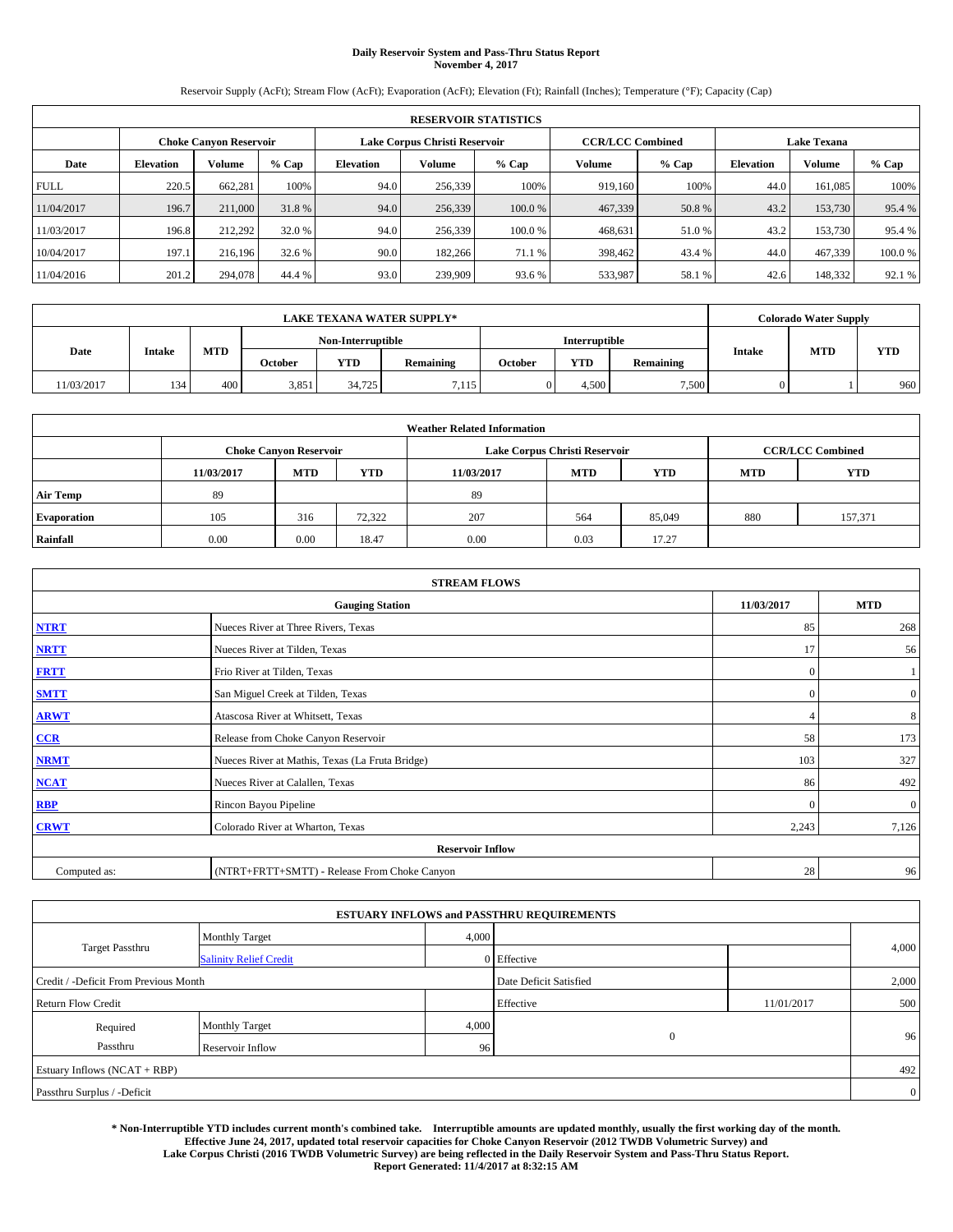# Daily Reservoir System and Pass-Thru Status Report
## November 4, 2017

Reservoir Supply (AcFt); Stream Flow (AcFt); Evaporation (AcFt); Elevation (Ft); Rainfall (Inches); Temperature (°F); Capacity (Cap)

| RESERVOIR STATISTICS | | | | | | | | | | | |
|---|---|---|---|---|---|---|---|---|---|---|---|
| | Choke Canyon Reservoir | | | Lake Corpus Christi Reservoir | | | CCR/LCC Combined | | Lake Texana | | |
| Date | Elevation | Volume | % Cap | Elevation | Volume | % Cap | Volume | % Cap | Elevation | Volume | % Cap |
| FULL | 220.5 | 662,281 | 100% | 94.0 | 256,339 | 100% | 919,160 | 100% | 44.0 | 161,085 | 100% |
| 11/04/2017 | 196.7 | 211,000 | 31.8 % | 94.0 | 256,339 | 100.0 % | 467,339 | 50.8 % | 43.2 | 153,730 | 95.4 % |
| 11/03/2017 | 196.8 | 212,292 | 32.0 % | 94.0 | 256,339 | 100.0 % | 468,631 | 51.0 % | 43.2 | 153,730 | 95.4 % |
| 10/04/2017 | 197.1 | 216,196 | 32.6 % | 90.0 | 182,266 | 71.1 % | 398,462 | 43.4 % | 44.0 | 467,339 | 100.0 % |
| 11/04/2016 | 201.2 | 294,078 | 44.4 % | 93.0 | 239,909 | 93.6 % | 533,987 | 58.1 % | 42.6 | 148,332 | 92.1 % |

| LAKE TEXANA WATER SUPPLY* | | | | | | | | | Colorado Water Supply | | |
|---|---|---|---|---|---|---|---|---|---|---|---|
| Date | Intake | MTD | Non-Interruptible | | | Interruptible | | | Intake | MTD | YTD |
| | | | October | YTD | Remaining | October | YTD | Remaining | | | |
| 11/03/2017 | 134 | 400 | 3,851 | 34,725 | 7,115 | 0 | 4,500 | 7,500 | 0 | 1 | 960 |

| Weather Related Information | | | | | | | | |
|---|---|---|---|---|---|---|---|---|
| | Choke Canyon Reservoir | | | Lake Corpus Christi Reservoir | | | CCR/LCC Combined | |
| | 11/03/2017 | MTD | YTD | 11/03/2017 | MTD | YTD | MTD | YTD |
| Air Temp | 89 | | | 89 | | | | |
| Evaporation | 105 | 316 | 72,322 | 207 | 564 | 85,049 | 880 | 157,371 |
| Rainfall | 0.00 | 0.00 | 18.47 | 0.00 | 0.03 | 17.27 | | |

| STREAM FLOWS | | | |
|---|---|---|---|
| | Gauging Station | 11/03/2017 | MTD |
| NTRT | Nueces River at Three Rivers, Texas | 85 | 268 |
| NRTT | Nueces River at Tilden, Texas | 17 | 56 |
| FRTT | Frio River at Tilden, Texas | 0 | 1 |
| SMTT | San Miguel Creek at Tilden, Texas | 0 | 0 |
| ARWT | Atascosa River at Whitsett, Texas | 4 | 8 |
| CCR | Release from Choke Canyon Reservoir | 58 | 173 |
| NRMT | Nueces River at Mathis, Texas (La Fruta Bridge) | 103 | 327 |
| NCAT | Nueces River at Calallen, Texas | 86 | 492 |
| RBP | Rincon Bayou Pipeline | 0 | 0 |
| CRWT | Colorado River at Wharton, Texas | 2,243 | 7,126 |
| | Reservoir Inflow | | |
| Computed as: | (NTRT+FRTT+SMTT) - Release From Choke Canyon | 28 | 96 |

| ESTUARY INFLOWS and PASSTHRU REQUIREMENTS | | | | | |
|---|---|---|---|---|---|
| Target Passthru | Monthly Target | 4,000 | | | 4,000 |
| | Salinity Relief Credit | 0 | Effective | | |
| Credit / -Deficit From Previous Month | | | Date Deficit Satisfied | | 2,000 |
| Return Flow Credit | | | Effective | 11/01/2017 | 500 |
| Required Passthru | Monthly Target | 4,000 | 0 | | 96 |
| | Reservoir Inflow | 96 | | | |
| Estuary Inflows (NCAT + RBP) | | | | | 492 |
| Passthru Surplus / -Deficit | | | | | 0 |

**\* Non-Interruptible YTD includes current month's combined take. Interruptible amounts are updated monthly, usually the first working day of the month. Effective June 24, 2017, updated total reservoir capacities for Choke Canyon Reservoir (2012 TWDB Volumetric Survey) and Lake Corpus Christi (2016 TWDB Volumetric Survey) are being reflected in the Daily Reservoir System and Pass-Thru Status Report. Report Generated: 11/4/2017 at 8:32:15 AM**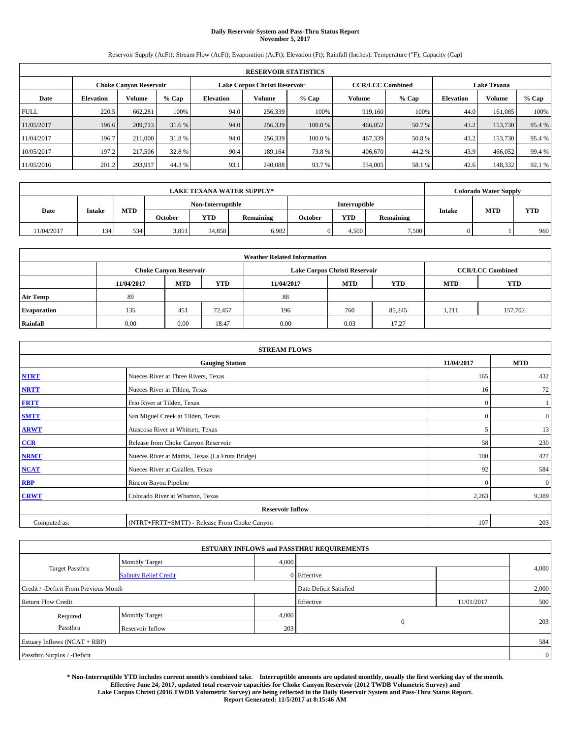# Daily Reservoir System and Pass-Thru Status Report
**November 5, 2017**

Reservoir Supply (AcFt); Stream Flow (AcFt); Evaporation (AcFt); Elevation (Ft); Rainfall (Inches); Temperature (°F); Capacity (Cap)

| RESERVOIR STATISTICS | | | | | | | | | | | |
|---|---|---|---|---|---|---|---|---|---|---|---|
| | Choke Canyon Reservoir | | | Lake Corpus Christi Reservoir | | | CCR/LCC Combined | | Lake Texana | | |
| Date | Elevation | Volume | % Cap | Elevation | Volume | % Cap | Volume | % Cap | Elevation | Volume | % Cap |
| FULL | 220.5 | 662,281 | 100% | 94.0 | 256,339 | 100% | 919,160 | 100% | 44.0 | 161,085 | 100% |
| 11/05/2017 | 196.6 | 209,713 | 31.6 % | 94.0 | 256,339 | 100.0 % | 466,052 | 50.7 % | 43.2 | 153,730 | 95.4 % |
| 11/04/2017 | 196.7 | 211,000 | 31.8 % | 94.0 | 256,339 | 100.0 % | 467,339 | 50.8 % | 43.2 | 153,730 | 95.4 % |
| 10/05/2017 | 197.2 | 217,506 | 32.8 % | 90.4 | 189,164 | 73.8 % | 406,670 | 44.2 % | 43.9 | 466,052 | 99.4 % |
| 11/05/2016 | 201.2 | 293,917 | 44.3 % | 93.1 | 240,088 | 93.7 % | 534,005 | 58.1 % | 42.6 | 148,332 | 92.1 % |

| LAKE TEXANA WATER SUPPLY* | | | | | | | | | Colorado Water Supply | | |
|---|---|---|---|---|---|---|---|---|---|---|---|
| Date | Intake | MTD | Non-Interruptible | | | Interruptible | | | Intake | MTD | YTD |
| | | | October | YTD | Remaining | October | YTD | Remaining | | | |
| 11/04/2017 | 134 | 534 | 3,851 | 34,858 | 6,982 | 0 | 4,500 | 7,500 | 0 | 1 | 960 |

| Weather Related Information | | | | | | | | |
|---|---|---|---|---|---|---|---|---|
| | Choke Canyon Reservoir | | | Lake Corpus Christi Reservoir | | | CCR/LCC Combined | |
| | 11/04/2017 | MTD | YTD | 11/04/2017 | MTD | YTD | MTD | YTD |
| Air Temp | 89 | | | 88 | | | | |
| Evaporation | 135 | 451 | 72,457 | 196 | 760 | 85,245 | 1,211 | 157,702 |
| Rainfall | 0.00 | 0.00 | 18.47 | 0.00 | 0.03 | 17.27 | | |

| STREAM FLOWS | | | |
|---|---|---|---|
| | Gauging Station | 11/04/2017 | MTD |
| NTRT | Nueces River at Three Rivers, Texas | 165 | 432 |
| NRTT | Nueces River at Tilden, Texas | 16 | 72 |
| FRTT | Frio River at Tilden, Texas | 0 | 1 |
| SMTT | San Miguel Creek at Tilden, Texas | 0 | 0 |
| ARWT | Atascosa River at Whitsett, Texas | 5 | 13 |
| CCR | Release from Choke Canyon Reservoir | 58 | 230 |
| NRMT | Nueces River at Mathis, Texas (La Fruta Bridge) | 100 | 427 |
| NCAT | Nueces River at Calallen, Texas | 92 | 584 |
| RBP | Rincon Bayou Pipeline | 0 | 0 |
| CRWT | Colorado River at Wharton, Texas | 2,263 | 9,389 |
| | Reservoir Inflow | | |
| Computed as: | (NTRT+FRTT+SMTT) - Release From Choke Canyon | 107 | 203 |

| ESTUARY INFLOWS and PASSTHRU REQUIREMENTS | | | | | |
|---|---|---|---|---|---|
| Target Passthru | Monthly Target | 4,000 | | | 4,000 |
| | Salinity Relief Credit | 0 | Effective | | |
| Credit / -Deficit From Previous Month | | | Date Deficit Satisfied | | 2,000 |
| Return Flow Credit | | | Effective | 11/01/2017 | 500 |
| Required Passthru | Monthly Target | 4,000 | 0 | | 203 |
| | Reservoir Inflow | 203 | | | |
| Estuary Inflows (NCAT + RBP) | | | | | 584 |
| Passthru Surplus / -Deficit | | | | | 0 |

**\* Non-Interruptible YTD includes current month's combined take. Interruptible amounts are updated monthly, usually the first working day of the month. Effective June 24, 2017, updated total reservoir capacities for Choke Canyon Reservoir (2012 TWDB Volumetric Survey) and Lake Corpus Christi (2016 TWDB Volumetric Survey) are being reflected in the Daily Reservoir System and Pass-Thru Status Report. Report Generated: 11/5/2017 at 8:15:46 AM**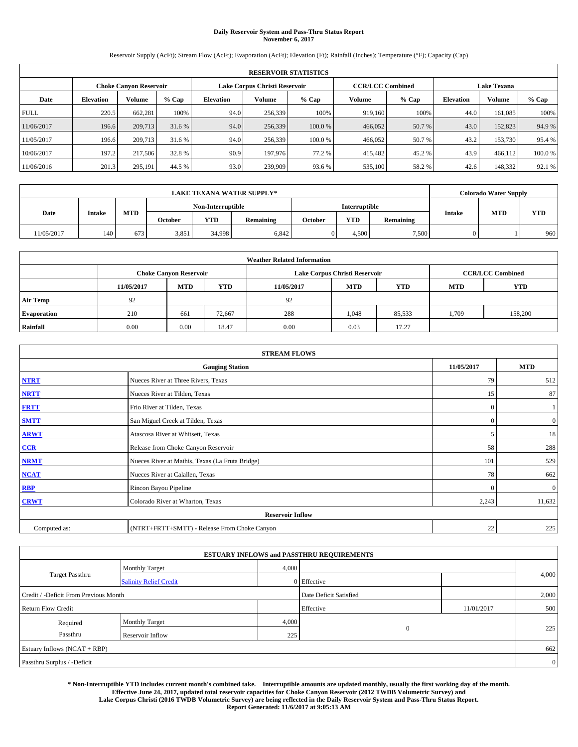# Daily Reservoir System and Pass-Thru Status Report
## November 6, 2017

Reservoir Supply (AcFt); Stream Flow (AcFt); Evaporation (AcFt); Elevation (Ft); Rainfall (Inches); Temperature (°F); Capacity (Cap)

| RESERVOIR STATISTICS | | | | | | | | | | | |
|---|---|---|---|---|---|---|---|---|---|---|---|
| | Choke Canyon Reservoir | | | Lake Corpus Christi Reservoir | | | CCR/LCC Combined | | Lake Texana | | |
| Date | Elevation | Volume | % Cap | Elevation | Volume | % Cap | Volume | % Cap | Elevation | Volume | % Cap |
| FULL | 220.5 | 662,281 | 100% | 94.0 | 256,339 | 100% | 919,160 | 100% | 44.0 | 161,085 | 100% |
| 11/06/2017 | 196.6 | 209,713 | 31.6 % | 94.0 | 256,339 | 100.0 % | 466,052 | 50.7 % | 43.0 | 152,823 | 94.9 % |
| 11/05/2017 | 196.6 | 209,713 | 31.6 % | 94.0 | 256,339 | 100.0 % | 466,052 | 50.7 % | 43.2 | 153,730 | 95.4 % |
| 10/06/2017 | 197.2 | 217,506 | 32.8 % | 90.9 | 197,976 | 77.2 % | 415,482 | 45.2 % | 43.9 | 466,112 | 100.0 % |
| 11/06/2016 | 201.3 | 295,191 | 44.5 % | 93.0 | 239,909 | 93.6 % | 535,100 | 58.2 % | 42.6 | 148,332 | 92.1 % |

| LAKE TEXANA WATER SUPPLY* | | | | | | | | | Colorado Water Supply | | |
|---|---|---|---|---|---|---|---|---|---|---|---|
| Date | Intake | MTD | Non-Interruptible | | | Interruptible | | | Intake | MTD | YTD |
| | | | October | YTD | Remaining | October | YTD | Remaining | | | |
| 11/05/2017 | 140 | 673 | 3,851 | 34,998 | 6,842 | 0 | 4,500 | 7,500 | 0 | 1 | 960 |

| Weather Related Information | | | | | | | | |
|---|---|---|---|---|---|---|---|---|
| | Choke Canyon Reservoir | | | Lake Corpus Christi Reservoir | | | CCR/LCC Combined | |
| | 11/05/2017 | MTD | YTD | 11/05/2017 | MTD | YTD | MTD | YTD |
| Air Temp | 92 | | | 92 | | | | |
| Evaporation | 210 | 661 | 72,667 | 288 | 1,048 | 85,533 | 1,709 | 158,200 |
| Rainfall | 0.00 | 0.00 | 18.47 | 0.00 | 0.03 | 17.27 | | |

| STREAM FLOWS | | | |
|---|---|---|---|
| | Gauging Station | 11/05/2017 | MTD |
| NTRT | Nueces River at Three Rivers, Texas | 79 | 512 |
| NRTT | Nueces River at Tilden, Texas | 15 | 87 |
| FRTT | Frio River at Tilden, Texas | 0 | 1 |
| SMTT | San Miguel Creek at Tilden, Texas | 0 | 0 |
| ARWT | Atascosa River at Whitsett, Texas | 5 | 18 |
| CCR | Release from Choke Canyon Reservoir | 58 | 288 |
| NRMT | Nueces River at Mathis, Texas (La Fruta Bridge) | 101 | 529 |
| NCAT | Nueces River at Calallen, Texas | 78 | 662 |
| RBP | Rincon Bayou Pipeline | 0 | 0 |
| CRWT | Colorado River at Wharton, Texas | 2,243 | 11,632 |
| | Reservoir Inflow | | |
| Computed as: | (NTRT+FRTT+SMTT) - Release From Choke Canyon | 22 | 225 |

| ESTUARY INFLOWS and PASSTHRU REQUIREMENTS | | | | | |
|---|---|---|---|---|---|
| Target Passthru | Monthly Target | 4,000 | | | 4,000 |
| | Salinity Relief Credit | 0 | Effective | | |
| Credit / -Deficit From Previous Month | | | Date Deficit Satisfied | | 2,000 |
| Return Flow Credit | | | Effective | 11/01/2017 | 500 |
| Required Passthru | Monthly Target | 4,000 | 0 | | 225 |
| | Reservoir Inflow | 225 | | | |
| Estuary Inflows (NCAT + RBP) | | | | | 662 |
| Passthru Surplus / -Deficit | | | | | 0 |

**\* Non-Interruptible YTD includes current month's combined take. Interruptible amounts are updated monthly, usually the first working day of the month. Effective June 24, 2017, updated total reservoir capacities for Choke Canyon Reservoir (2012 TWDB Volumetric Survey) and Lake Corpus Christi (2016 TWDB Volumetric Survey) are being reflected in the Daily Reservoir System and Pass-Thru Status Report. Report Generated: 11/6/2017 at 9:05:13 AM**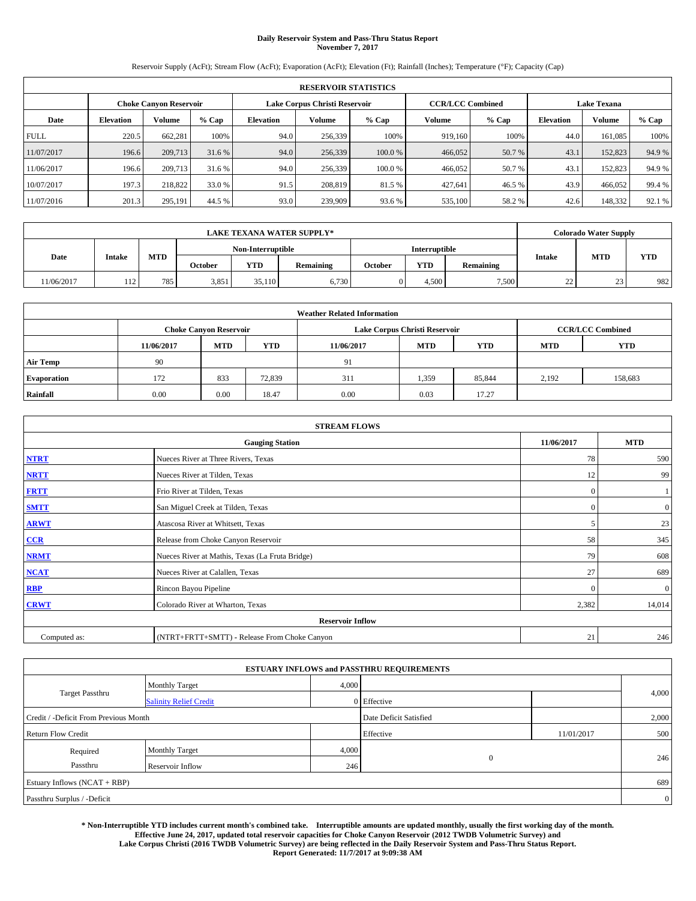# Daily Reservoir System and Pass-Thru Status Report
**November 7, 2017**

Reservoir Supply (AcFt); Stream Flow (AcFt); Evaporation (AcFt); Elevation (Ft); Rainfall (Inches); Temperature (°F); Capacity (Cap)

| RESERVOIR STATISTICS | | | | | | | | | | | |
|---|---|---|---|---|---|---|---|---|---|---|---|
| | Choke Canyon Reservoir | | | Lake Corpus Christi Reservoir | | | CCR/LCC Combined | | Lake Texana | | |
| Date | Elevation | Volume | % Cap | Elevation | Volume | % Cap | Volume | % Cap | Elevation | Volume | % Cap |
| FULL | 220.5 | 662,281 | 100% | 94.0 | 256,339 | 100% | 919,160 | 100% | 44.0 | 161,085 | 100% |
| 11/07/2017 | 196.6 | 209,713 | 31.6 % | 94.0 | 256,339 | 100.0 % | 466,052 | 50.7 % | 43.1 | 152,823 | 94.9 % |
| 11/06/2017 | 196.6 | 209,713 | 31.6 % | 94.0 | 256,339 | 100.0 % | 466,052 | 50.7 % | 43.1 | 152,823 | 94.9 % |
| 10/07/2017 | 197.3 | 218,822 | 33.0 % | 91.5 | 208,819 | 81.5 % | 427,641 | 46.5 % | 43.9 | 466,052 | 99.4 % |
| 11/07/2016 | 201.3 | 295,191 | 44.5 % | 93.0 | 239,909 | 93.6 % | 535,100 | 58.2 % | 42.6 | 148,332 | 92.1 % |

| LAKE TEXANA WATER SUPPLY* | | | | | | | | | Colorado Water Supply | | |
|---|---|---|---|---|---|---|---|---|---|---|---|
| Date | Intake | MTD | Non-Interruptible | | | Interruptible | | | Intake | MTD | YTD |
| | | | October | YTD | Remaining | October | YTD | Remaining | | | |
| 11/06/2017 | 112 | 785 | 3,851 | 35,110 | 6,730 | 0 | 4,500 | 7,500 | 22 | 23 | 982 |

| Weather Related Information | | | | | | | | |
|---|---|---|---|---|---|---|---|---|
| | Choke Canyon Reservoir | | | Lake Corpus Christi Reservoir | | | CCR/LCC Combined | |
| | 11/06/2017 | MTD | YTD | 11/06/2017 | MTD | YTD | MTD | YTD |
| Air Temp | 90 | | | 91 | | | | |
| Evaporation | 172 | 833 | 72,839 | 311 | 1,359 | 85,844 | 2,192 | 158,683 |
| Rainfall | 0.00 | 0.00 | 18.47 | 0.00 | 0.03 | 17.27 | | |

| STREAM FLOWS | | | |
|---|---|---|---|
| Gauging Station | | 11/06/2017 | MTD |
| NTRT | Nueces River at Three Rivers, Texas | 78 | 590 |
| NRTT | Nueces River at Tilden, Texas | 12 | 99 |
| FRTT | Frio River at Tilden, Texas | 0 | 1 |
| SMTT | San Miguel Creek at Tilden, Texas | 0 | 0 |
| ARWT | Atascosa River at Whitsett, Texas | 5 | 23 |
| CCR | Release from Choke Canyon Reservoir | 58 | 345 |
| NRMT | Nueces River at Mathis, Texas (La Fruta Bridge) | 79 | 608 |
| NCAT | Nueces River at Calallen, Texas | 27 | 689 |
| RBP | Rincon Bayou Pipeline | 0 | 0 |
| CRWT | Colorado River at Wharton, Texas | 2,382 | 14,014 |
| Reservoir Inflow | | | |
| Computed as: | (NTRT+FRTT+SMTT) - Release From Choke Canyon | 21 | 246 |

| ESTUARY INFLOWS and PASSTHRU REQUIREMENTS | | | | | |
|---|---|---|---|---|---|
| Target Passthru | Monthly Target | 4,000 | | | 4,000 |
| | Salinity Relief Credit | 0 | Effective | | |
| Credit / -Deficit From Previous Month | | | Date Deficit Satisfied | | 2,000 |
| Return Flow Credit | | | Effective | 11/01/2017 | 500 |
| Required Passthru | Monthly Target | 4,000 | 0 | | 246 |
| | Reservoir Inflow | 246 | | | |
| Estuary Inflows (NCAT + RBP) | | | | | 689 |
| Passthru Surplus / -Deficit | | | | | 0 |

**\* Non-Interruptible YTD includes current month's combined take. Interruptible amounts are updated monthly, usually the first working day of the month. Effective June 24, 2017, updated total reservoir capacities for Choke Canyon Reservoir (2012 TWDB Volumetric Survey) and Lake Corpus Christi (2016 TWDB Volumetric Survey) are being reflected in the Daily Reservoir System and Pass-Thru Status Report. Report Generated: 11/7/2017 at 9:09:38 AM**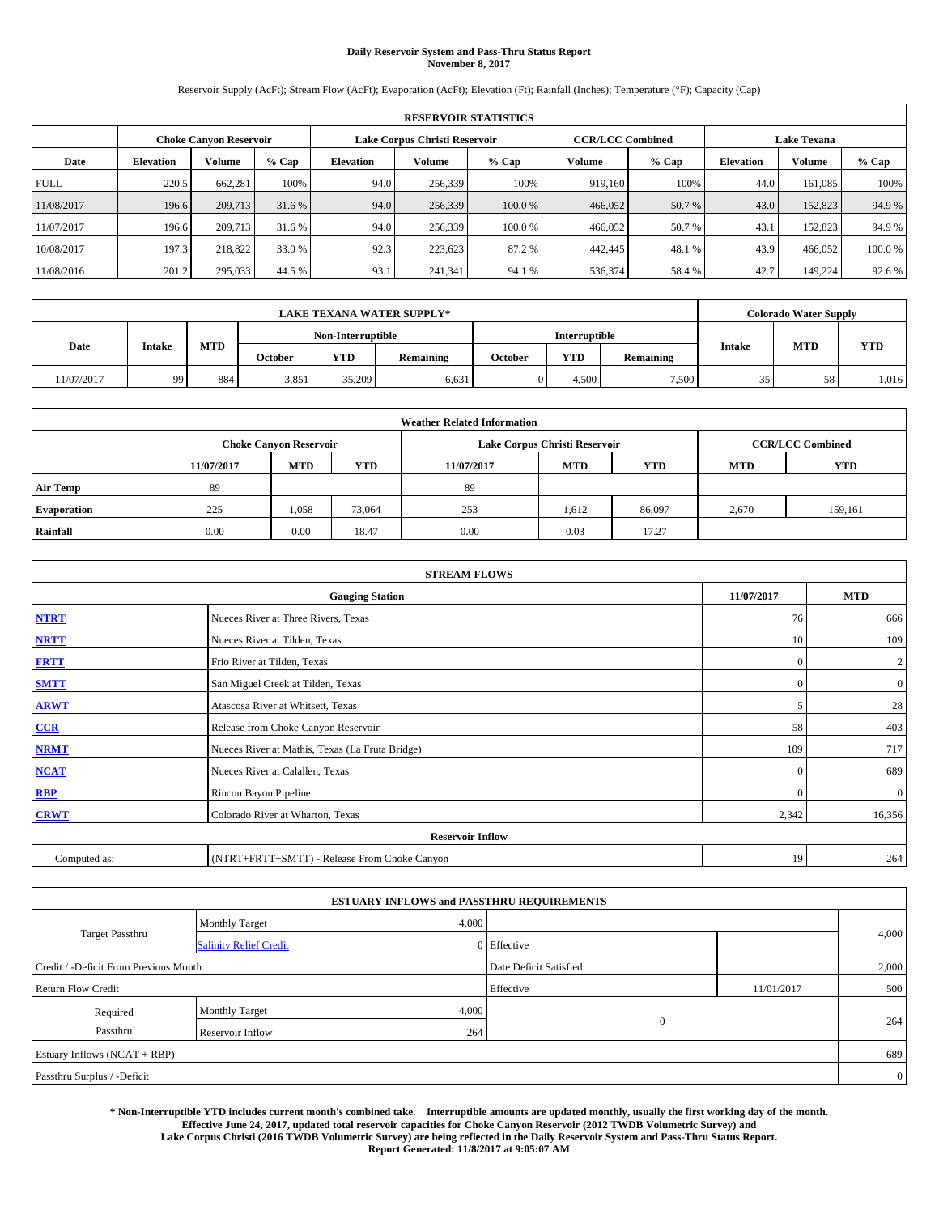# Daily Reservoir System and Pass-Thru Status Report
## November 8, 2017

Reservoir Supply (AcFt); Stream Flow (AcFt); Evaporation (AcFt); Elevation (Ft); Rainfall (Inches); Temperature (°F); Capacity (Cap)

| RESERVOIR STATISTICS | | | | | | | | | | | |
|---|---|---|---|---|---|---|---|---|---|---|---|
| | Choke Canyon Reservoir | | | Lake Corpus Christi Reservoir | | | CCR/LCC Combined | | Lake Texana | | |
| Date | Elevation | Volume | % Cap | Elevation | Volume | % Cap | Volume | % Cap | Elevation | Volume | % Cap |
| FULL | 220.5 | 662,281 | 100% | 94.0 | 256,339 | 100% | 919,160 | 100% | 44.0 | 161,085 | 100% |
| 11/08/2017 | 196.6 | 209,713 | 31.6 % | 94.0 | 256,339 | 100.0 % | 466,052 | 50.7 % | 43.0 | 152,823 | 94.9 % |
| 11/07/2017 | 196.6 | 209,713 | 31.6 % | 94.0 | 256,339 | 100.0 % | 466,052 | 50.7 % | 43.1 | 152,823 | 94.9 % |
| 10/08/2017 | 197.3 | 218,822 | 33.0 % | 92.3 | 223,623 | 87.2 % | 442,445 | 48.1 % | 43.9 | 466,052 | 100.0 % |
| 11/08/2016 | 201.2 | 295,033 | 44.5 % | 93.1 | 241,341 | 94.1 % | 536,374 | 58.4 % | 42.7 | 149,224 | 92.6 % |

| LAKE TEXANA WATER SUPPLY* | | | | | | | | | Colorado Water Supply | | |
|---|---|---|---|---|---|---|---|---|---|---|---|
| | | | Non-Interruptible | | | Interruptible | | | | | |
| Date | Intake | MTD | October | YTD | Remaining | October | YTD | Remaining | Intake | MTD | YTD |
| 11/07/2017 | 99 | 884 | 3,851 | 35,209 | 6,631 | 0 | 4,500 | 7,500 | 35 | 58 | 1,016 |

| Weather Related Information | | | | | | | | |
|---|---|---|---|---|---|---|---|---|
| | Choke Canyon Reservoir | | | Lake Corpus Christi Reservoir | | | CCR/LCC Combined | |
| | 11/07/2017 | MTD | YTD | 11/07/2017 | MTD | YTD | MTD | YTD |
| Air Temp | 89 | | | 89 | | | | |
| Evaporation | 225 | 1,058 | 73,064 | 253 | 1,612 | 86,097 | 2,670 | 159,161 |
| Rainfall | 0.00 | 0.00 | 18.47 | 0.00 | 0.03 | 17.27 | | |

| STREAM FLOWS | | | |
|---|---|---|---|
| Gauging Station | | 11/07/2017 | MTD |
| NTRT | Nueces River at Three Rivers, Texas | 76 | 666 |
| NRTT | Nueces River at Tilden, Texas | 10 | 109 |
| FRTT | Frio River at Tilden, Texas | 0 | 2 |
| SMTT | San Miguel Creek at Tilden, Texas | 0 | 0 |
| ARWT | Atascosa River at Whitsett, Texas | 5 | 28 |
| CCR | Release from Choke Canyon Reservoir | 58 | 403 |
| NRMT | Nueces River at Mathis, Texas (La Fruta Bridge) | 109 | 717 |
| NCAT | Nueces River at Calallen, Texas | 0 | 689 |
| RBP | Rincon Bayou Pipeline | 0 | 0 |
| CRWT | Colorado River at Wharton, Texas | 2,342 | 16,356 |
| Reservoir Inflow | | | |
| Computed as: | (NTRT+FRTT+SMTT) - Release From Choke Canyon | 19 | 264 |

| ESTUARY INFLOWS and PASSTHRU REQUIREMENTS | | | | | |
|---|---|---|---|---|---|
| Target Passthru | Monthly Target | 4,000 | | | 4,000 |
| | Salinity Relief Credit | 0 | Effective | | |
| Credit / -Deficit From Previous Month | | | Date Deficit Satisfied | | 2,000 |
| Return Flow Credit | | | Effective | 11/01/2017 | 500 |
| Required Passthru | Monthly Target | 4,000 | 0 | | 264 |
| | Reservoir Inflow | 264 | | | |
| Estuary Inflows (NCAT + RBP) | | | | | 689 |
| Passthru Surplus / -Deficit | | | | | 0 |

**\* Non-Interruptible YTD includes current month's combined take. Interruptible amounts are updated monthly, usually the first working day of the month. Effective June 24, 2017, updated total reservoir capacities for Choke Canyon Reservoir (2012 TWDB Volumetric Survey) and Lake Corpus Christi (2016 TWDB Volumetric Survey) are being reflected in the Daily Reservoir System and Pass-Thru Status Report. Report Generated: 11/8/2017 at 9:05:07 AM**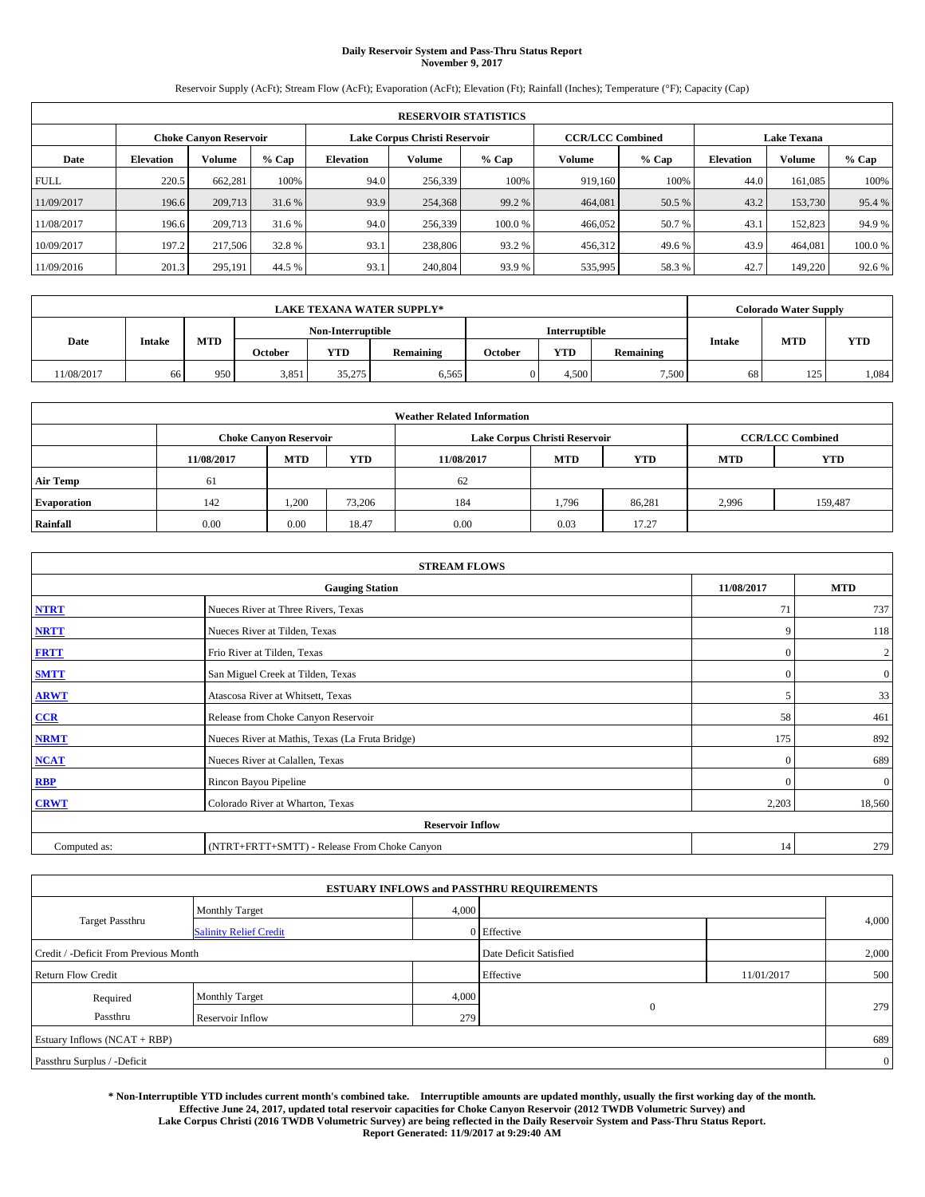# Daily Reservoir System and Pass-Thru Status Report
## November 9, 2017

Reservoir Supply (AcFt); Stream Flow (AcFt); Evaporation (AcFt); Elevation (Ft); Rainfall (Inches); Temperature (°F); Capacity (Cap)

| RESERVOIR STATISTICS | | | | | | | | | | | |
|---|---|---|---|---|---|---|---|---|---|---|---|
| | Choke Canyon Reservoir | | | Lake Corpus Christi Reservoir | | | CCR/LCC Combined | | Lake Texana | | |
| Date | Elevation | Volume | % Cap | Elevation | Volume | % Cap | Volume | % Cap | Elevation | Volume | % Cap |
| FULL | 220.5 | 662,281 | 100% | 94.0 | 256,339 | 100% | 919,160 | 100% | 44.0 | 161,085 | 100% |
| 11/09/2017 | 196.6 | 209,713 | 31.6 % | 93.9 | 254,368 | 99.2 % | 464,081 | 50.5 % | 43.2 | 153,730 | 95.4 % |
| 11/08/2017 | 196.6 | 209,713 | 31.6 % | 94.0 | 256,339 | 100.0 % | 466,052 | 50.7 % | 43.1 | 152,823 | 94.9 % |
| 10/09/2017 | 197.2 | 217,506 | 32.8 % | 93.1 | 238,806 | 93.2 % | 456,312 | 49.6 % | 43.9 | 464,081 | 100.0 % |
| 11/09/2016 | 201.3 | 295,191 | 44.5 % | 93.1 | 240,804 | 93.9 % | 535,995 | 58.3 % | 42.7 | 149,220 | 92.6 % |

| LAKE TEXANA WATER SUPPLY* | | | | | | | | | Colorado Water Supply | | |
|---|---|---|---|---|---|---|---|---|---|---|---|
| Date | Intake | MTD | Non-Interruptible | | | Interruptible | | | Intake | MTD | YTD |
| | | | October | YTD | Remaining | October | YTD | Remaining | | | |
| 11/08/2017 | 66 | 950 | 3,851 | 35,275 | 6,565 | 0 | 4,500 | 7,500 | 68 | 125 | 1,084 |

| Weather Related Information | | | | | | | | |
|---|---|---|---|---|---|---|---|---|
| | Choke Canyon Reservoir | | | Lake Corpus Christi Reservoir | | | CCR/LCC Combined | |
| | 11/08/2017 | MTD | YTD | 11/08/2017 | MTD | YTD | MTD | YTD |
| Air Temp | 61 | | | 62 | | | | |
| Evaporation | 142 | 1,200 | 73,206 | 184 | 1,796 | 86,281 | 2,996 | 159,487 |
| Rainfall | 0.00 | 0.00 | 18.47 | 0.00 | 0.03 | 17.27 | | |

| STREAM FLOWS | | | |
|---|---|---|---|
| | Gauging Station | 11/08/2017 | MTD |
| NTRT | Nueces River at Three Rivers, Texas | 71 | 737 |
| NRTT | Nueces River at Tilden, Texas | 9 | 118 |
| FRTT | Frio River at Tilden, Texas | 0 | 2 |
| SMTT | San Miguel Creek at Tilden, Texas | 0 | 0 |
| ARWT | Atascosa River at Whitsett, Texas | 5 | 33 |
| CCR | Release from Choke Canyon Reservoir | 58 | 461 |
| NRMT | Nueces River at Mathis, Texas (La Fruta Bridge) | 175 | 892 |
| NCAT | Nueces River at Calallen, Texas | 0 | 689 |
| RBP | Rincon Bayou Pipeline | 0 | 0 |
| CRWT | Colorado River at Wharton, Texas | 2,203 | 18,560 |
| Reservoir Inflow | | | |
| Computed as: | (NTRT+FRTT+SMTT) - Release From Choke Canyon | 14 | 279 |

| ESTUARY INFLOWS and PASSTHRU REQUIREMENTS | | | | | |
|---|---|---|---|---|---|
| Target Passthru | Monthly Target | 4,000 | | | 4,000 |
| | Salinity Relief Credit | 0 | Effective | | |
| Credit / -Deficit From Previous Month | | | Date Deficit Satisfied | | 2,000 |
| Return Flow Credit | | | Effective | 11/01/2017 | 500 |
| Required Passthru | Monthly Target | 4,000 | 0 | | 279 |
| | Reservoir Inflow | 279 | | | |
| Estuary Inflows (NCAT + RBP) | | | | | 689 |
| Passthru Surplus / -Deficit | | | | | 0 |

**\* Non-Interruptible YTD includes current month's combined take. Interruptible amounts are updated monthly, usually the first working day of the month. Effective June 24, 2017, updated total reservoir capacities for Choke Canyon Reservoir (2012 TWDB Volumetric Survey) and Lake Corpus Christi (2016 TWDB Volumetric Survey) are being reflected in the Daily Reservoir System and Pass-Thru Status Report. Report Generated: 11/9/2017 at 9:29:40 AM**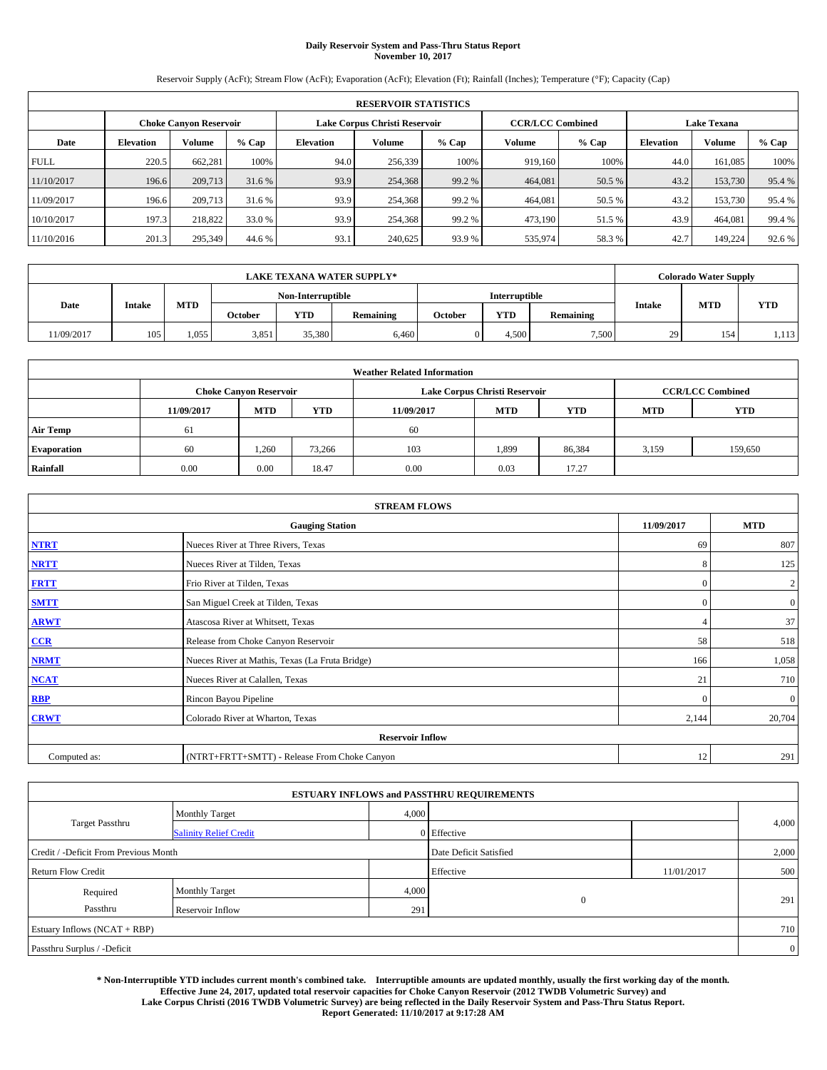# Daily Reservoir System and Pass-Thru Status Report
## November 10, 2017

Reservoir Supply (AcFt); Stream Flow (AcFt); Evaporation (AcFt); Elevation (Ft); Rainfall (Inches); Temperature (°F); Capacity (Cap)

| RESERVOIR STATISTICS | | | | | | | | | | | |
|---|---|---|---|---|---|---|---|---|---|---|---|
| | Choke Canyon Reservoir | | | Lake Corpus Christi Reservoir | | | CCR/LCC Combined | | Lake Texana | | |
| Date | Elevation | Volume | % Cap | Elevation | Volume | % Cap | Volume | % Cap | Elevation | Volume | % Cap |
| FULL | 220.5 | 662,281 | 100% | 94.0 | 256,339 | 100% | 919,160 | 100% | 44.0 | 161,085 | 100% |
| 11/10/2017 | 196.6 | 209,713 | 31.6 % | 93.9 | 254,368 | 99.2 % | 464,081 | 50.5 % | 43.2 | 153,730 | 95.4 % |
| 11/09/2017 | 196.6 | 209,713 | 31.6 % | 93.9 | 254,368 | 99.2 % | 464,081 | 50.5 % | 43.2 | 153,730 | 95.4 % |
| 10/10/2017 | 197.3 | 218,822 | 33.0 % | 93.9 | 254,368 | 99.2 % | 473,190 | 51.5 % | 43.9 | 464,081 | 99.4 % |
| 11/10/2016 | 201.3 | 295,349 | 44.6 % | 93.1 | 240,625 | 93.9 % | 535,974 | 58.3 % | 42.7 | 149,224 | 92.6 % |

| LAKE TEXANA WATER SUPPLY* | | | | | | | | | Colorado Water Supply | | |
|---|---|---|---|---|---|---|---|---|---|---|---|
| Date | Intake | MTD | Non-Interruptible | | | Interruptible | | | Intake | MTD | YTD |
| | | | October | YTD | Remaining | October | YTD | Remaining | | | |
| 11/09/2017 | 105 | 1,055 | 3,851 | 35,380 | 6,460 | 0 | 4,500 | 7,500 | 29 | 154 | 1,113 |

| Weather Related Information | | | | | | | | |
|---|---|---|---|---|---|---|---|---|
| | Choke Canyon Reservoir | | | Lake Corpus Christi Reservoir | | | CCR/LCC Combined | |
| | 11/09/2017 | MTD | YTD | 11/09/2017 | MTD | YTD | MTD | YTD |
| Air Temp | 61 | | | 60 | | | | |
| Evaporation | 60 | 1,260 | 73,266 | 103 | 1,899 | 86,384 | 3,159 | 159,650 |
| Rainfall | 0.00 | 0.00 | 18.47 | 0.00 | 0.03 | 17.27 | | |

| STREAM FLOWS | | | |
|---|---|---|---|
| Gauging Station | | 11/09/2017 | MTD |
| NTRT | Nueces River at Three Rivers, Texas | 69 | 807 |
| NRTT | Nueces River at Tilden, Texas | 8 | 125 |
| FRTT | Frio River at Tilden, Texas | 0 | 2 |
| SMTT | San Miguel Creek at Tilden, Texas | 0 | 0 |
| ARWT | Atascosa River at Whitsett, Texas | 4 | 37 |
| CCR | Release from Choke Canyon Reservoir | 58 | 518 |
| NRMT | Nueces River at Mathis, Texas (La Fruta Bridge) | 166 | 1,058 |
| NCAT | Nueces River at Calallen, Texas | 21 | 710 |
| RBP | Rincon Bayou Pipeline | 0 | 0 |
| CRWT | Colorado River at Wharton, Texas | 2,144 | 20,704 |
| Reservoir Inflow | | | |
| Computed as: | (NTRT+FRTT+SMTT) - Release From Choke Canyon | 12 | 291 |

| ESTUARY INFLOWS and PASSTHRU REQUIREMENTS | | | | | |
|---|---|---|---|---|---|
| Target Passthru | Monthly Target | 4,000 | | | 4,000 |
| | Salinity Relief Credit | 0 | Effective | | |
| Credit / -Deficit From Previous Month | | | Date Deficit Satisfied | | 2,000 |
| Return Flow Credit | | | Effective | 11/01/2017 | 500 |
| Required Passthru | Monthly Target | 4,000 | 0 | | 291 |
| | Reservoir Inflow | 291 | | | |
| Estuary Inflows (NCAT + RBP) | | | | | 710 |
| Passthru Surplus / -Deficit | | | | | 0 |

**\* Non-Interruptible YTD includes current month's combined take. Interruptible amounts are updated monthly, usually the first working day of the month. Effective June 24, 2017, updated total reservoir capacities for Choke Canyon Reservoir (2012 TWDB Volumetric Survey) and Lake Corpus Christi (2016 TWDB Volumetric Survey) are being reflected in the Daily Reservoir System and Pass-Thru Status Report. Report Generated: 11/10/2017 at 9:17:28 AM**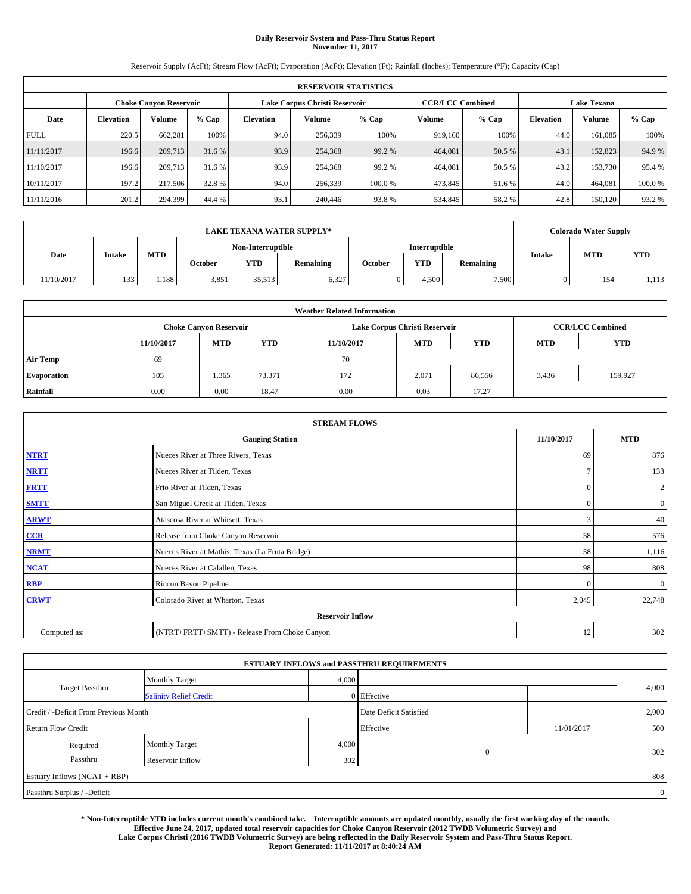# Daily Reservoir System and Pass-Thru Status Report
## November 11, 2017

Reservoir Supply (AcFt); Stream Flow (AcFt); Evaporation (AcFt); Elevation (Ft); Rainfall (Inches); Temperature (°F); Capacity (Cap)

| RESERVOIR STATISTICS | | | | | | | | | | | |
|---|---|---|---|---|---|---|---|---|---|---|---|
| | Choke Canyon Reservoir | | | Lake Corpus Christi Reservoir | | | CCR/LCC Combined | | Lake Texana | | |
| Date | Elevation | Volume | % Cap | Elevation | Volume | % Cap | Volume | % Cap | Elevation | Volume | % Cap |
| FULL | 220.5 | 662,281 | 100% | 94.0 | 256,339 | 100% | 919,160 | 100% | 44.0 | 161,085 | 100% |
| 11/11/2017 | 196.6 | 209,713 | 31.6 % | 93.9 | 254,368 | 99.2 % | 464,081 | 50.5 % | 43.1 | 152,823 | 94.9 % |
| 11/10/2017 | 196.6 | 209,713 | 31.6 % | 93.9 | 254,368 | 99.2 % | 464,081 | 50.5 % | 43.2 | 153,730 | 95.4 % |
| 10/11/2017 | 197.2 | 217,506 | 32.8 % | 94.0 | 256,339 | 100.0 % | 473,845 | 51.6 % | 44.0 | 464,081 | 100.0 % |
| 11/11/2016 | 201.2 | 294,399 | 44.4 % | 93.1 | 240,446 | 93.8 % | 534,845 | 58.2 % | 42.8 | 150,120 | 93.2 % |

| LAKE TEXANA WATER SUPPLY* | | | | | | | | | Colorado Water Supply | | |
|---|---|---|---|---|---|---|---|---|---|---|---|
| Date | Intake | MTD | Non-Interruptible | | | Interruptible | | | Intake | MTD | YTD |
| | | | October | YTD | Remaining | October | YTD | Remaining | | | |
| 11/10/2017 | 133 | 1,188 | 3,851 | 35,513 | 6,327 | 0 | 4,500 | 7,500 | 0 | 154 | 1,113 |

| Weather Related Information | | | | | | | | |
|---|---|---|---|---|---|---|---|---|
| | Choke Canyon Reservoir | | | Lake Corpus Christi Reservoir | | | CCR/LCC Combined | |
| | 11/10/2017 | MTD | YTD | 11/10/2017 | MTD | YTD | MTD | YTD |
| Air Temp | 69 | | | 70 | | | | |
| Evaporation | 105 | 1,365 | 73,371 | 172 | 2,071 | 86,556 | 3,436 | 159,927 |
| Rainfall | 0.00 | 0.00 | 18.47 | 0.00 | 0.03 | 17.27 | | |

| STREAM FLOWS | | | |
|---|---|---|---|
| Gauging Station | | 11/10/2017 | MTD |
| NTRT | Nueces River at Three Rivers, Texas | 69 | 876 |
| NRTT | Nueces River at Tilden, Texas | 7 | 133 |
| FRTT | Frio River at Tilden, Texas | 0 | 2 |
| SMTT | San Miguel Creek at Tilden, Texas | 0 | 0 |
| ARWT | Atascosa River at Whitsett, Texas | 3 | 40 |
| CCR | Release from Choke Canyon Reservoir | 58 | 576 |
| NRMT | Nueces River at Mathis, Texas (La Fruta Bridge) | 58 | 1,116 |
| NCAT | Nueces River at Calallen, Texas | 98 | 808 |
| RBP | Rincon Bayou Pipeline | 0 | 0 |
| CRWT | Colorado River at Wharton, Texas | 2,045 | 22,748 |
| Reservoir Inflow | | | |
| Computed as: | (NTRT+FRTT+SMTT) - Release From Choke Canyon | 12 | 302 |

| ESTUARY INFLOWS and PASSTHRU REQUIREMENTS | | | | | |
|---|---|---|---|---|---|
| Target Passthru | Monthly Target | 4,000 | | | 4,000 |
| | Salinity Relief Credit | 0 | Effective | | |
| Credit / -Deficit From Previous Month | | | Date Deficit Satisfied | | 2,000 |
| Return Flow Credit | | | Effective | 11/01/2017 | 500 |
| Required Passthru | Monthly Target | 4,000 | 0 | | 302 |
| | Reservoir Inflow | 302 | | | |
| Estuary Inflows (NCAT + RBP) | | | | | 808 |
| Passthru Surplus / -Deficit | | | | | 0 |

**\* Non-Interruptible YTD includes current month's combined take. Interruptible amounts are updated monthly, usually the first working day of the month. Effective June 24, 2017, updated total reservoir capacities for Choke Canyon Reservoir (2012 TWDB Volumetric Survey) and Lake Corpus Christi (2016 TWDB Volumetric Survey) are being reflected in the Daily Reservoir System and Pass-Thru Status Report. Report Generated: 11/11/2017 at 8:40:24 AM**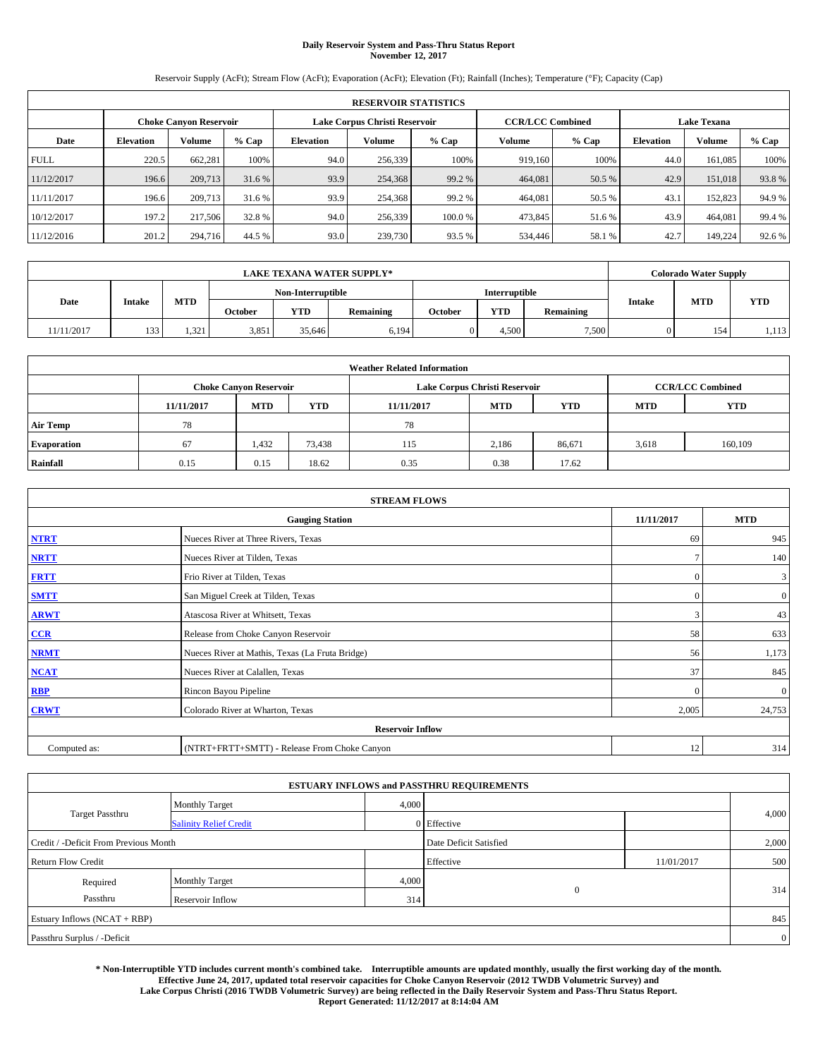# Daily Reservoir System and Pass-Thru Status Report
**November 12, 2017**

Reservoir Supply (AcFt); Stream Flow (AcFt); Evaporation (AcFt); Elevation (Ft); Rainfall (Inches); Temperature (°F); Capacity (Cap)

| RESERVOIR STATISTICS | | | | | | | | | | | |
|---|---|---|---|---|---|---|---|---|---|---|---|
| | Choke Canyon Reservoir | | | Lake Corpus Christi Reservoir | | | CCR/LCC Combined | | Lake Texana | | |
| Date | Elevation | Volume | % Cap | Elevation | Volume | % Cap | Volume | % Cap | Elevation | Volume | % Cap |
| FULL | 220.5 | 662,281 | 100% | 94.0 | 256,339 | 100% | 919,160 | 100% | 44.0 | 161,085 | 100% |
| 11/12/2017 | 196.6 | 209,713 | 31.6 % | 93.9 | 254,368 | 99.2 % | 464,081 | 50.5 % | 42.9 | 151,018 | 93.8 % |
| 11/11/2017 | 196.6 | 209,713 | 31.6 % | 93.9 | 254,368 | 99.2 % | 464,081 | 50.5 % | 43.1 | 152,823 | 94.9 % |
| 10/12/2017 | 197.2 | 217,506 | 32.8 % | 94.0 | 256,339 | 100.0 % | 473,845 | 51.6 % | 43.9 | 464,081 | 99.4 % |
| 11/12/2016 | 201.2 | 294,716 | 44.5 % | 93.0 | 239,730 | 93.5 % | 534,446 | 58.1 % | 42.7 | 149,224 | 92.6 % |

| LAKE TEXANA WATER SUPPLY* | | | | | | | | | Colorado Water Supply | | |
|---|---|---|---|---|---|---|---|---|---|---|---|
| Date | Intake | MTD | Non-Interruptible | | | Interruptible | | | Intake | MTD | YTD |
| | | | October | YTD | Remaining | October | YTD | Remaining | | | |
| 11/11/2017 | 133 | 1,321 | 3,851 | 35,646 | 6,194 | 0 | 4,500 | 7,500 | 0 | 154 | 1,113 |

| Weather Related Information | | | | | | | | |
|---|---|---|---|---|---|---|---|---|
| | Choke Canyon Reservoir | | | Lake Corpus Christi Reservoir | | | CCR/LCC Combined | |
| | 11/11/2017 | MTD | YTD | 11/11/2017 | MTD | YTD | MTD | YTD |
| Air Temp | 78 | | | 78 | | | | |
| Evaporation | 67 | 1,432 | 73,438 | 115 | 2,186 | 86,671 | 3,618 | 160,109 |
| Rainfall | 0.15 | 0.15 | 18.62 | 0.35 | 0.38 | 17.62 | | |

| STREAM FLOWS | | | |
|---|---|---|---|
| Gauging Station | | 11/11/2017 | MTD |
| NTRT | Nueces River at Three Rivers, Texas | 69 | 945 |
| NRTT | Nueces River at Tilden, Texas | 7 | 140 |
| FRTT | Frio River at Tilden, Texas | 0 | 3 |
| SMTT | San Miguel Creek at Tilden, Texas | 0 | 0 |
| ARWT | Atascosa River at Whitsett, Texas | 3 | 43 |
| CCR | Release from Choke Canyon Reservoir | 58 | 633 |
| NRMT | Nueces River at Mathis, Texas (La Fruta Bridge) | 56 | 1,173 |
| NCAT | Nueces River at Calallen, Texas | 37 | 845 |
| RBP | Rincon Bayou Pipeline | 0 | 0 |
| CRWT | Colorado River at Wharton, Texas | 2,005 | 24,753 |
| Reservoir Inflow | | | |
| Computed as: | (NTRT+FRTT+SMTT) - Release From Choke Canyon | 12 | 314 |

| ESTUARY INFLOWS and PASSTHRU REQUIREMENTS | | | | | |
|---|---|---|---|---|---|
| Target Passthru | Monthly Target | 4,000 | | | 4,000 |
| | Salinity Relief Credit | 0 | Effective | | |
| Credit / -Deficit From Previous Month | | | Date Deficit Satisfied | | 2,000 |
| Return Flow Credit | | | Effective | 11/01/2017 | 500 |
| Required Passthru | Monthly Target | 4,000 | 0 | | 314 |
| | Reservoir Inflow | 314 | | | |
| Estuary Inflows (NCAT + RBP) | | | | | 845 |
| Passthru Surplus / -Deficit | | | | | 0 |

**\* Non-Interruptible YTD includes current month's combined take. Interruptible amounts are updated monthly, usually the first working day of the month. Effective June 24, 2017, updated total reservoir capacities for Choke Canyon Reservoir (2012 TWDB Volumetric Survey) and Lake Corpus Christi (2016 TWDB Volumetric Survey) are being reflected in the Daily Reservoir System and Pass-Thru Status Report. Report Generated: 11/12/2017 at 8:14:04 AM**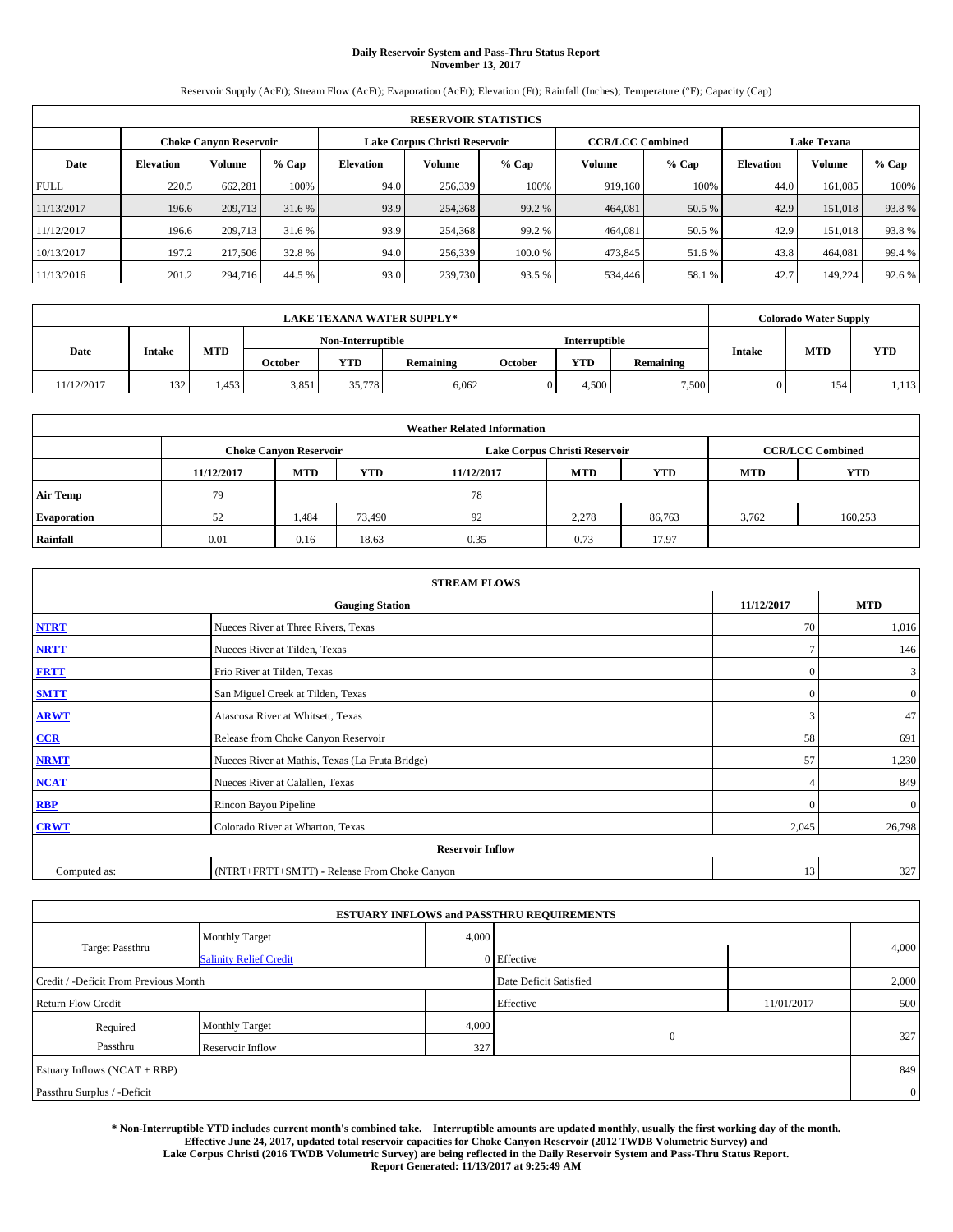# Daily Reservoir System and Pass-Thru Status Report
## November 13, 2017

Reservoir Supply (AcFt); Stream Flow (AcFt); Evaporation (AcFt); Elevation (Ft); Rainfall (Inches); Temperature (°F); Capacity (Cap)

| RESERVOIR STATISTICS | | | | | | | | | | | |
|---|---|---|---|---|---|---|---|---|---|---|---|
| | Choke Canyon Reservoir | | | Lake Corpus Christi Reservoir | | | CCR/LCC Combined | | Lake Texana | | |
| Date | Elevation | Volume | % Cap | Elevation | Volume | % Cap | Volume | % Cap | Elevation | Volume | % Cap |
| FULL | 220.5 | 662,281 | 100% | 94.0 | 256,339 | 100% | 919,160 | 100% | 44.0 | 161,085 | 100% |
| 11/13/2017 | 196.6 | 209,713 | 31.6 % | 93.9 | 254,368 | 99.2 % | 464,081 | 50.5 % | 42.9 | 151,018 | 93.8 % |
| 11/12/2017 | 196.6 | 209,713 | 31.6 % | 93.9 | 254,368 | 99.2 % | 464,081 | 50.5 % | 42.9 | 151,018 | 93.8 % |
| 10/13/2017 | 197.2 | 217,506 | 32.8 % | 94.0 | 256,339 | 100.0 % | 473,845 | 51.6 % | 43.8 | 464,081 | 99.4 % |
| 11/13/2016 | 201.2 | 294,716 | 44.5 % | 93.0 | 239,730 | 93.5 % | 534,446 | 58.1 % | 42.7 | 149,224 | 92.6 % |

| LAKE TEXANA WATER SUPPLY* | | | | | | | | | Colorado Water Supply | | |
|---|---|---|---|---|---|---|---|---|---|---|---|
| Date | Intake | MTD | Non-Interruptible | | | Interruptible | | | Intake | MTD | YTD |
| | | | October | YTD | Remaining | October | YTD | Remaining | | | |
| 11/12/2017 | 132 | 1,453 | 3,851 | 35,778 | 6,062 | 0 | 4,500 | 7,500 | 0 | 154 | 1,113 |

| Weather Related Information | | | | | | | | |
|---|---|---|---|---|---|---|---|---|
| | Choke Canyon Reservoir | | | Lake Corpus Christi Reservoir | | | CCR/LCC Combined | |
| | 11/12/2017 | MTD | YTD | 11/12/2017 | MTD | YTD | MTD | YTD |
| Air Temp | 79 | | | 78 | | | | |
| Evaporation | 52 | 1,484 | 73,490 | 92 | 2,278 | 86,763 | 3,762 | 160,253 |
| Rainfall | 0.01 | 0.16 | 18.63 | 0.35 | 0.73 | 17.97 | | |

| STREAM FLOWS | | | |
|---|---|---|---|
| | Gauging Station | 11/12/2017 | MTD |
| NTRT | Nueces River at Three Rivers, Texas | 70 | 1,016 |
| NRTT | Nueces River at Tilden, Texas | 7 | 146 |
| FRTT | Frio River at Tilden, Texas | 0 | 3 |
| SMTT | San Miguel Creek at Tilden, Texas | 0 | 0 |
| ARWT | Atascosa River at Whitsett, Texas | 3 | 47 |
| CCR | Release from Choke Canyon Reservoir | 58 | 691 |
| NRMT | Nueces River at Mathis, Texas (La Fruta Bridge) | 57 | 1,230 |
| NCAT | Nueces River at Calallen, Texas | 4 | 849 |
| RBP | Rincon Bayou Pipeline | 0 | 0 |
| CRWT | Colorado River at Wharton, Texas | 2,045 | 26,798 |
| Reservoir Inflow | | | |
| Computed as: | (NTRT+FRTT+SMTT) - Release From Choke Canyon | 13 | 327 |

| ESTUARY INFLOWS and PASSTHRU REQUIREMENTS | | | | | |
|---|---|---|---|---|---|
| Target Passthru | Monthly Target | 4,000 | | | 4,000 |
| | Salinity Relief Credit | 0 | Effective | | |
| Credit / -Deficit From Previous Month | | | Date Deficit Satisfied | | 2,000 |
| Return Flow Credit | | | Effective | 11/01/2017 | 500 |
| Required Passthru | Monthly Target | 4,000 | 0 | | 327 |
| | Reservoir Inflow | 327 | | | |
| Estuary Inflows (NCAT + RBP) | | | | | 849 |
| Passthru Surplus / -Deficit | | | | | 0 |

**\* Non-Interruptible YTD includes current month's combined take. Interruptible amounts are updated monthly, usually the first working day of the month. Effective June 24, 2017, updated total reservoir capacities for Choke Canyon Reservoir (2012 TWDB Volumetric Survey) and Lake Corpus Christi (2016 TWDB Volumetric Survey) are being reflected in the Daily Reservoir System and Pass-Thru Status Report. Report Generated: 11/13/2017 at 9:25:49 AM**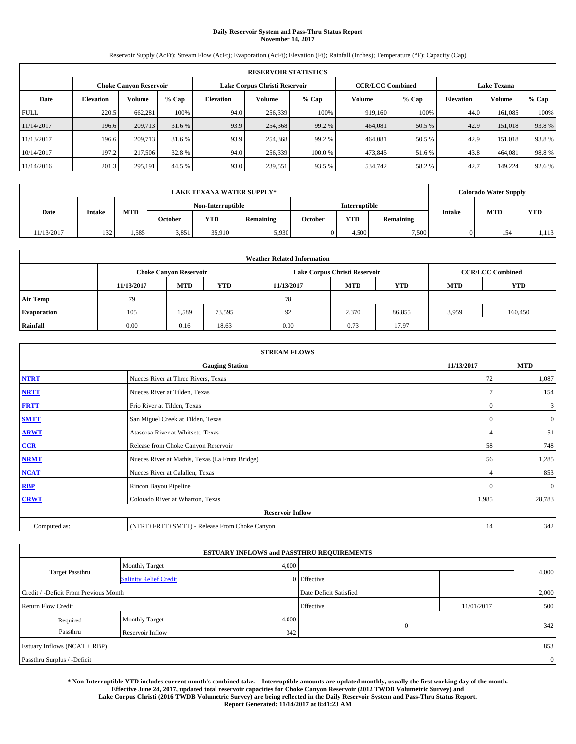**Daily Reservoir System and Pass-Thru Status Report**
**November 14, 2017**

Reservoir Supply (AcFt); Stream Flow (AcFt); Evaporation (AcFt); Elevation (Ft); Rainfall (Inches); Temperature (°F); Capacity (Cap)

| RESERVOIR STATISTICS | | | | | | | | | | | |
|---|---|---|---|---|---|---|---|---|---|---|---|
| | Choke Canyon Reservoir | | | Lake Corpus Christi Reservoir | | | CCR/LCC Combined | | Lake Texana | | |
| Date | Elevation | Volume | % Cap | Elevation | Volume | % Cap | Volume | % Cap | Elevation | Volume | % Cap |
| FULL | 220.5 | 662,281 | 100% | 94.0 | 256,339 | 100% | 919,160 | 100% | 44.0 | 161,085 | 100% |
| 11/14/2017 | 196.6 | 209,713 | 31.6 % | 93.9 | 254,368 | 99.2 % | 464,081 | 50.5 % | 42.9 | 151,018 | 93.8 % |
| 11/13/2017 | 196.6 | 209,713 | 31.6 % | 93.9 | 254,368 | 99.2 % | 464,081 | 50.5 % | 42.9 | 151,018 | 93.8 % |
| 10/14/2017 | 197.2 | 217,506 | 32.8 % | 94.0 | 256,339 | 100.0 % | 473,845 | 51.6 % | 43.8 | 464,081 | 98.8 % |
| 11/14/2016 | 201.3 | 295,191 | 44.5 % | 93.0 | 239,551 | 93.5 % | 534,742 | 58.2 % | 42.7 | 149,224 | 92.6 % |

| LAKE TEXANA WATER SUPPLY* | | | | | | | | | Colorado Water Supply | | |
|---|---|---|---|---|---|---|---|---|---|---|---|
| Date | Intake | MTD | Non-Interruptible | | | Interruptible | | | Intake | MTD | YTD |
| | | | October | YTD | Remaining | October | YTD | Remaining | | | |
| 11/13/2017 | 132 | 1,585 | 3,851 | 35,910 | 5,930 | 0 | 4,500 | 7,500 | 0 | 154 | 1,113 |

| Weather Related Information | | | | | | | | |
|---|---|---|---|---|---|---|---|---|
| | Choke Canyon Reservoir | | | Lake Corpus Christi Reservoir | | | CCR/LCC Combined | |
| | 11/13/2017 | MTD | YTD | 11/13/2017 | MTD | YTD | MTD | YTD |
| Air Temp | 79 | | | 78 | | | | |
| Evaporation | 105 | 1,589 | 73,595 | 92 | 2,370 | 86,855 | 3,959 | 160,450 |
| Rainfall | 0.00 | 0.16 | 18.63 | 0.00 | 0.73 | 17.97 | | |

| STREAM FLOWS | | | |
|---|---|---|---|
| Gauging Station | | 11/13/2017 | MTD |
| NTRT | Nueces River at Three Rivers, Texas | 72 | 1,087 |
| NRTT | Nueces River at Tilden, Texas | 7 | 154 |
| FRTT | Frio River at Tilden, Texas | 0 | 3 |
| SMTT | San Miguel Creek at Tilden, Texas | 0 | 0 |
| ARWT | Atascosa River at Whitsett, Texas | 4 | 51 |
| CCR | Release from Choke Canyon Reservoir | 58 | 748 |
| NRMT | Nueces River at Mathis, Texas (La Fruta Bridge) | 56 | 1,285 |
| NCAT | Nueces River at Calallen, Texas | 4 | 853 |
| RBP | Rincon Bayou Pipeline | 0 | 0 |
| CRWT | Colorado River at Wharton, Texas | 1,985 | 28,783 |
| Reservoir Inflow | | | |
| Computed as: | (NTRT+FRTT+SMTT) - Release From Choke Canyon | 14 | 342 |

| ESTUARY INFLOWS and PASSTHRU REQUIREMENTS | | | | | |
|---|---|---|---|---|---|
| Target Passthru | Monthly Target | 4,000 | | | 4,000 |
| | Salinity Relief Credit | 0 | Effective | | |
| Credit / -Deficit From Previous Month | | | Date Deficit Satisfied | | 2,000 |
| Return Flow Credit | | | Effective | 11/01/2017 | 500 |
| Required Passthru | Monthly Target | 4,000 | 0 | | 342 |
| | Reservoir Inflow | 342 | | | |
| Estuary Inflows (NCAT + RBP) | | | | | 853 |
| Passthru Surplus / -Deficit | | | | | 0 |

**\* Non-Interruptible YTD includes current month's combined take. Interruptible amounts are updated monthly, usually the first working day of the month. Effective June 24, 2017, updated total reservoir capacities for Choke Canyon Reservoir (2012 TWDB Volumetric Survey) and Lake Corpus Christi (2016 TWDB Volumetric Survey) are being reflected in the Daily Reservoir System and Pass-Thru Status Report. Report Generated: 11/14/2017 at 8:41:23 AM**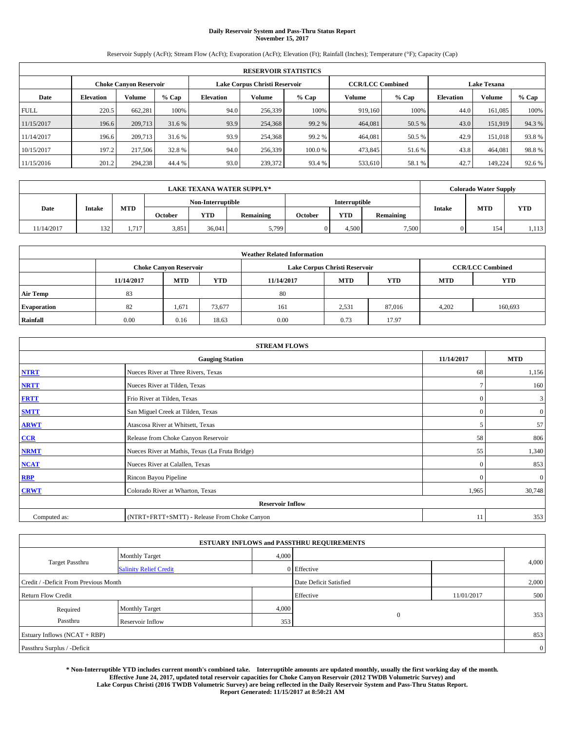# Daily Reservoir System and Pass-Thru Status Report
## November 15, 2017

Reservoir Supply (AcFt); Stream Flow (AcFt); Evaporation (AcFt); Elevation (Ft); Rainfall (Inches); Temperature (°F); Capacity (Cap)

| RESERVOIR STATISTICS | | | | | | | | | | | |
|---|---|---|---|---|---|---|---|---|---|---|---|
| | Choke Canyon Reservoir | | | Lake Corpus Christi Reservoir | | | CCR/LCC Combined | | Lake Texana | | |
| Date | Elevation | Volume | % Cap | Elevation | Volume | % Cap | Volume | % Cap | Elevation | Volume | % Cap |
| FULL | 220.5 | 662,281 | 100% | 94.0 | 256,339 | 100% | 919,160 | 100% | 44.0 | 161,085 | 100% |
| 11/15/2017 | 196.6 | 209,713 | 31.6 % | 93.9 | 254,368 | 99.2 % | 464,081 | 50.5 % | 43.0 | 151,919 | 94.3 % |
| 11/14/2017 | 196.6 | 209,713 | 31.6 % | 93.9 | 254,368 | 99.2 % | 464,081 | 50.5 % | 42.9 | 151,018 | 93.8 % |
| 10/15/2017 | 197.2 | 217,506 | 32.8 % | 94.0 | 256,339 | 100.0 % | 473,845 | 51.6 % | 43.8 | 464,081 | 98.8 % |
| 11/15/2016 | 201.2 | 294,238 | 44.4 % | 93.0 | 239,372 | 93.4 % | 533,610 | 58.1 % | 42.7 | 149,224 | 92.6 % |

| LAKE TEXANA WATER SUPPLY* | | | | | | | | | Colorado Water Supply | | |
|---|---|---|---|---|---|---|---|---|---|---|---|
| Date | Intake | MTD | Non-Interruptible | | | Interruptible | | | Intake | MTD | YTD |
| | | | October | YTD | Remaining | October | YTD | Remaining | | | |
| 11/14/2017 | 132 | 1,717 | 3,851 | 36,041 | 5,799 | 0 | 4,500 | 7,500 | 0 | 154 | 1,113 |

| Weather Related Information | | | | | | | | |
|---|---|---|---|---|---|---|---|---|
| | Choke Canyon Reservoir | | | Lake Corpus Christi Reservoir | | | CCR/LCC Combined | |
| | 11/14/2017 | MTD | YTD | 11/14/2017 | MTD | YTD | MTD | YTD |
| Air Temp | 83 | | | 80 | | | | |
| Evaporation | 82 | 1,671 | 73,677 | 161 | 2,531 | 87,016 | 4,202 | 160,693 |
| Rainfall | 0.00 | 0.16 | 18.63 | 0.00 | 0.73 | 17.97 | | |

| STREAM FLOWS | | | |
|---|---|---|---|
| | Gauging Station | 11/14/2017 | MTD |
| NTRT | Nueces River at Three Rivers, Texas | 68 | 1,156 |
| NRTT | Nueces River at Tilden, Texas | 7 | 160 |
| FRTT | Frio River at Tilden, Texas | 0 | 3 |
| SMTT | San Miguel Creek at Tilden, Texas | 0 | 0 |
| ARWT | Atascosa River at Whitsett, Texas | 5 | 57 |
| CCR | Release from Choke Canyon Reservoir | 58 | 806 |
| NRMT | Nueces River at Mathis, Texas (La Fruta Bridge) | 55 | 1,340 |
| NCAT | Nueces River at Calallen, Texas | 0 | 853 |
| RBP | Rincon Bayou Pipeline | 0 | 0 |
| CRWT | Colorado River at Wharton, Texas | 1,965 | 30,748 |
| Reservoir Inflow | | | |
| Computed as: | (NTRT+FRTT+SMTT) - Release From Choke Canyon | 11 | 353 |

| ESTUARY INFLOWS and PASSTHRU REQUIREMENTS | | | | | |
|---|---|---|---|---|---|
| Target Passthru | Monthly Target | 4,000 | | | 4,000 |
| | Salinity Relief Credit | 0 | Effective | | |
| Credit / -Deficit From Previous Month | | | Date Deficit Satisfied | | 2,000 |
| Return Flow Credit | | | Effective | 11/01/2017 | 500 |
| Required Passthru | Monthly Target | 4,000 | 0 | | 353 |
| | Reservoir Inflow | 353 | | | |
| Estuary Inflows (NCAT + RBP) | | | | | 853 |
| Passthru Surplus / -Deficit | | | | | 0 |

**\* Non-Interruptible YTD includes current month's combined take. Interruptible amounts are updated monthly, usually the first working day of the month. Effective June 24, 2017, updated total reservoir capacities for Choke Canyon Reservoir (2012 TWDB Volumetric Survey) and Lake Corpus Christi (2016 TWDB Volumetric Survey) are being reflected in the Daily Reservoir System and Pass-Thru Status Report. Report Generated: 11/15/2017 at 8:50:21 AM**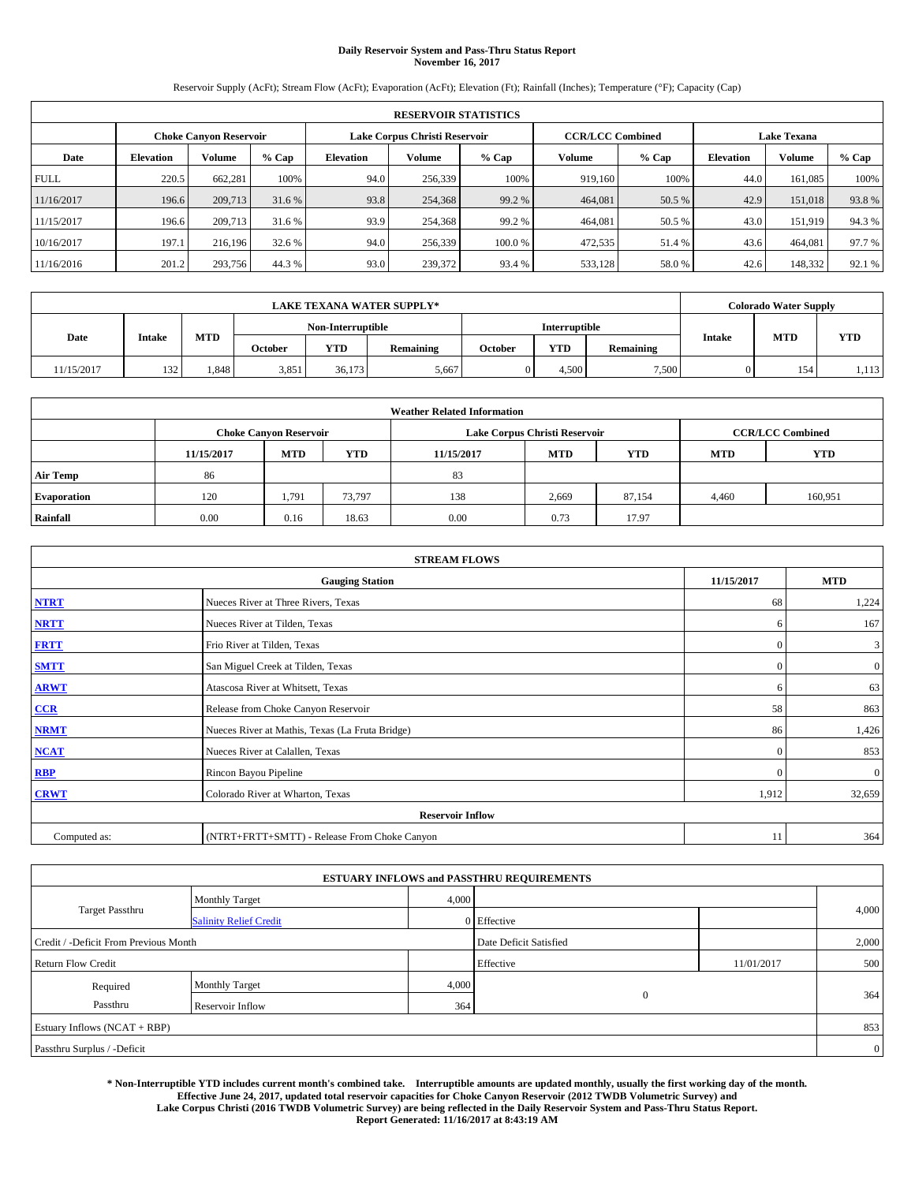# Daily Reservoir System and Pass-Thru Status Report
## November 16, 2017

Reservoir Supply (AcFt); Stream Flow (AcFt); Evaporation (AcFt); Elevation (Ft); Rainfall (Inches); Temperature (°F); Capacity (Cap)

| RESERVOIR STATISTICS | | | | | | | | | | | |
|---|---|---|---|---|---|---|---|---|---|---|---|
| | Choke Canyon Reservoir | | | Lake Corpus Christi Reservoir | | | CCR/LCC Combined | | Lake Texana | | |
| Date | Elevation | Volume | % Cap | Elevation | Volume | % Cap | Volume | % Cap | Elevation | Volume | % Cap |
| FULL | 220.5 | 662,281 | 100% | 94.0 | 256,339 | 100% | 919,160 | 100% | 44.0 | 161,085 | 100% |
| 11/16/2017 | 196.6 | 209,713 | 31.6 % | 93.8 | 254,368 | 99.2 % | 464,081 | 50.5 % | 42.9 | 151,018 | 93.8 % |
| 11/15/2017 | 196.6 | 209,713 | 31.6 % | 93.9 | 254,368 | 99.2 % | 464,081 | 50.5 % | 43.0 | 151,919 | 94.3 % |
| 10/16/2017 | 197.1 | 216,196 | 32.6 % | 94.0 | 256,339 | 100.0 % | 472,535 | 51.4 % | 43.6 | 464,081 | 97.7 % |
| 11/16/2016 | 201.2 | 293,756 | 44.3 % | 93.0 | 239,372 | 93.4 % | 533,128 | 58.0 % | 42.6 | 148,332 | 92.1 % |

| LAKE TEXANA WATER SUPPLY* | | | | | | | | | Colorado Water Supply | | |
|---|---|---|---|---|---|---|---|---|---|---|---|
| Date | Intake | MTD | Non-Interruptible | | | Interruptible | | | Intake | MTD | YTD |
| | | | October | YTD | Remaining | October | YTD | Remaining | | | |
| 11/15/2017 | 132 | 1,848 | 3,851 | 36,173 | 5,667 | 0 | 4,500 | 7,500 | 0 | 154 | 1,113 |

| Weather Related Information | | | | | | | | |
|---|---|---|---|---|---|---|---|---|
| | Choke Canyon Reservoir | | | Lake Corpus Christi Reservoir | | | CCR/LCC Combined | |
| | 11/15/2017 | MTD | YTD | 11/15/2017 | MTD | YTD | MTD | YTD |
| Air Temp | 86 | | | 83 | | | | |
| Evaporation | 120 | 1,791 | 73,797 | 138 | 2,669 | 87,154 | 4,460 | 160,951 |
| Rainfall | 0.00 | 0.16 | 18.63 | 0.00 | 0.73 | 17.97 | | |

| STREAM FLOWS | | | |
|---|---|---|---|
| | Gauging Station | 11/15/2017 | MTD |
| NTRT | Nueces River at Three Rivers, Texas | 68 | 1,224 |
| NRTT | Nueces River at Tilden, Texas | 6 | 167 |
| FRTT | Frio River at Tilden, Texas | 0 | 3 |
| SMTT | San Miguel Creek at Tilden, Texas | 0 | 0 |
| ARWT | Atascosa River at Whitsett, Texas | 6 | 63 |
| CCR | Release from Choke Canyon Reservoir | 58 | 863 |
| NRMT | Nueces River at Mathis, Texas (La Fruta Bridge) | 86 | 1,426 |
| NCAT | Nueces River at Calallen, Texas | 0 | 853 |
| RBP | Rincon Bayou Pipeline | 0 | 0 |
| CRWT | Colorado River at Wharton, Texas | 1,912 | 32,659 |
| | Reservoir Inflow | | |
| Computed as: | (NTRT+FRTT+SMTT) - Release From Choke Canyon | 11 | 364 |

| ESTUARY INFLOWS and PASSTHRU REQUIREMENTS | | | | | |
|---|---|---|---|---|---|
| Target Passthru | Monthly Target | 4,000 | | | 4,000 |
| | Salinity Relief Credit | 0 | Effective | | |
| Credit / -Deficit From Previous Month | | | Date Deficit Satisfied | | 2,000 |
| Return Flow Credit | | | Effective | 11/01/2017 | 500 |
| Required Passthru | Monthly Target | 4,000 | 0 | | 364 |
| | Reservoir Inflow | 364 | | | |
| Estuary Inflows (NCAT + RBP) | | | | | 853 |
| Passthru Surplus / -Deficit | | | | | 0 |

**\* Non-Interruptible YTD includes current month's combined take. Interruptible amounts are updated monthly, usually the first working day of the month. Effective June 24, 2017, updated total reservoir capacities for Choke Canyon Reservoir (2012 TWDB Volumetric Survey) and Lake Corpus Christi (2016 TWDB Volumetric Survey) are being reflected in the Daily Reservoir System and Pass-Thru Status Report. Report Generated: 11/16/2017 at 8:43:19 AM**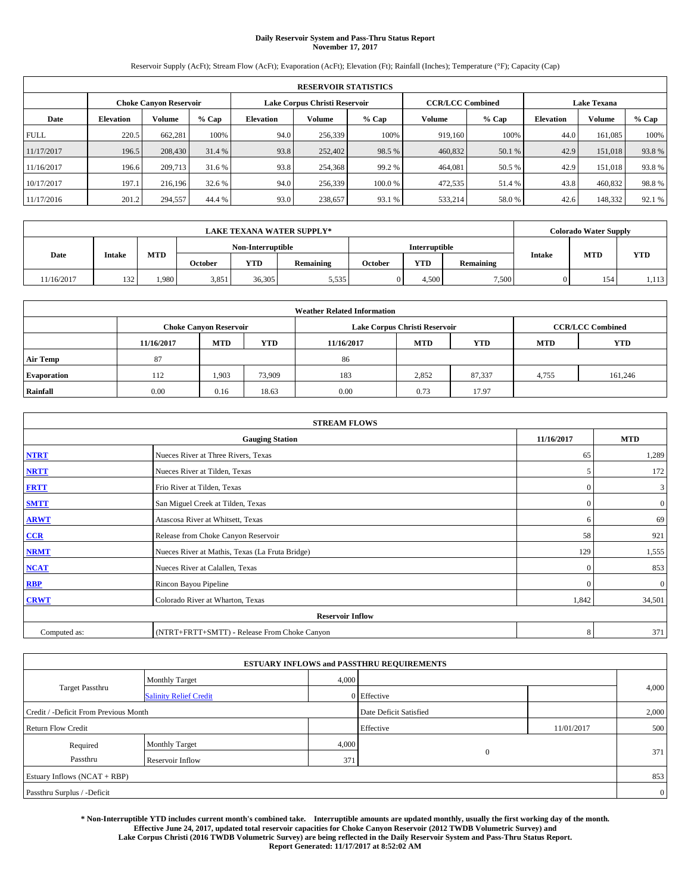**Daily Reservoir System and Pass-Thru Status Report**
**November 17, 2017**

Reservoir Supply (AcFt); Stream Flow (AcFt); Evaporation (AcFt); Elevation (Ft); Rainfall (Inches); Temperature (°F); Capacity (Cap)

| RESERVOIR STATISTICS | | | | | | | | | | | |
|---|---|---|---|---|---|---|---|---|---|---|---|
| | Choke Canyon Reservoir | | | Lake Corpus Christi Reservoir | | | CCR/LCC Combined | | Lake Texana | | |
| Date | Elevation | Volume | % Cap | Elevation | Volume | % Cap | Volume | % Cap | Elevation | Volume | % Cap |
| FULL | 220.5 | 662,281 | 100% | 94.0 | 256,339 | 100% | 919,160 | 100% | 44.0 | 161,085 | 100% |
| 11/17/2017 | 196.5 | 208,430 | 31.4 % | 93.8 | 252,402 | 98.5 % | 460,832 | 50.1 % | 42.9 | 151,018 | 93.8 % |
| 11/16/2017 | 196.6 | 209,713 | 31.6 % | 93.8 | 254,368 | 99.2 % | 464,081 | 50.5 % | 42.9 | 151,018 | 93.8 % |
| 10/17/2017 | 197.1 | 216,196 | 32.6 % | 94.0 | 256,339 | 100.0 % | 472,535 | 51.4 % | 43.8 | 460,832 | 98.8 % |
| 11/17/2016 | 201.2 | 294,557 | 44.4 % | 93.0 | 238,657 | 93.1 % | 533,214 | 58.0 % | 42.6 | 148,332 | 92.1 % |

| LAKE TEXANA WATER SUPPLY* | | | | | | | | | Colorado Water Supply | | |
|---|---|---|---|---|---|---|---|---|---|---|---|
| Date | Intake | MTD | Non-Interruptible | | | Interruptible | | | Intake | MTD | YTD |
| | | | October | YTD | Remaining | October | YTD | Remaining | | | |
| 11/16/2017 | 132 | 1,980 | 3,851 | 36,305 | 5,535 | 0 | 4,500 | 7,500 | 0 | 154 | 1,113 |

| Weather Related Information | | | | | | | | |
|---|---|---|---|---|---|---|---|---|
| | Choke Canyon Reservoir | | | Lake Corpus Christi Reservoir | | | CCR/LCC Combined | |
| | 11/16/2017 | MTD | YTD | 11/16/2017 | MTD | YTD | MTD | YTD |
| Air Temp | 87 | | | 86 | | | | |
| Evaporation | 112 | 1,903 | 73,909 | 183 | 2,852 | 87,337 | 4,755 | 161,246 |
| Rainfall | 0.00 | 0.16 | 18.63 | 0.00 | 0.73 | 17.97 | | |

| STREAM FLOWS | | | |
|---|---|---|---|
| | Gauging Station | 11/16/2017 | MTD |
| NTRT | Nueces River at Three Rivers, Texas | 65 | 1,289 |
| NRTT | Nueces River at Tilden, Texas | 5 | 172 |
| FRTT | Frio River at Tilden, Texas | 0 | 3 |
| SMTT | San Miguel Creek at Tilden, Texas | 0 | 0 |
| ARWT | Atascosa River at Whitsett, Texas | 6 | 69 |
| CCR | Release from Choke Canyon Reservoir | 58 | 921 |
| NRMT | Nueces River at Mathis, Texas (La Fruta Bridge) | 129 | 1,555 |
| NCAT | Nueces River at Calallen, Texas | 0 | 853 |
| RBP | Rincon Bayou Pipeline | 0 | 0 |
| CRWT | Colorado River at Wharton, Texas | 1,842 | 34,501 |
| Reservoir Inflow | | | |
| Computed as: | (NTRT+FRTT+SMTT) - Release From Choke Canyon | 8 | 371 |

| ESTUARY INFLOWS and PASSTHRU REQUIREMENTS | | | | | |
|---|---|---|---|---|---|
| Target Passthru | Monthly Target | 4,000 | | | 4,000 |
| | Salinity Relief Credit | 0 | Effective | | |
| Credit / -Deficit From Previous Month | | | Date Deficit Satisfied | | 2,000 |
| Return Flow Credit | | | Effective | 11/01/2017 | 500 |
| Required Passthru | Monthly Target | 4,000 | 0 | | 371 |
| | Reservoir Inflow | 371 | | | |
| Estuary Inflows (NCAT + RBP) | | | | | 853 |
| Passthru Surplus / -Deficit | | | | | 0 |

**\* Non-Interruptible YTD includes current month's combined take. Interruptible amounts are updated monthly, usually the first working day of the month. Effective June 24, 2017, updated total reservoir capacities for Choke Canyon Reservoir (2012 TWDB Volumetric Survey) and Lake Corpus Christi (2016 TWDB Volumetric Survey) are being reflected in the Daily Reservoir System and Pass-Thru Status Report. Report Generated: 11/17/2017 at 8:52:02 AM**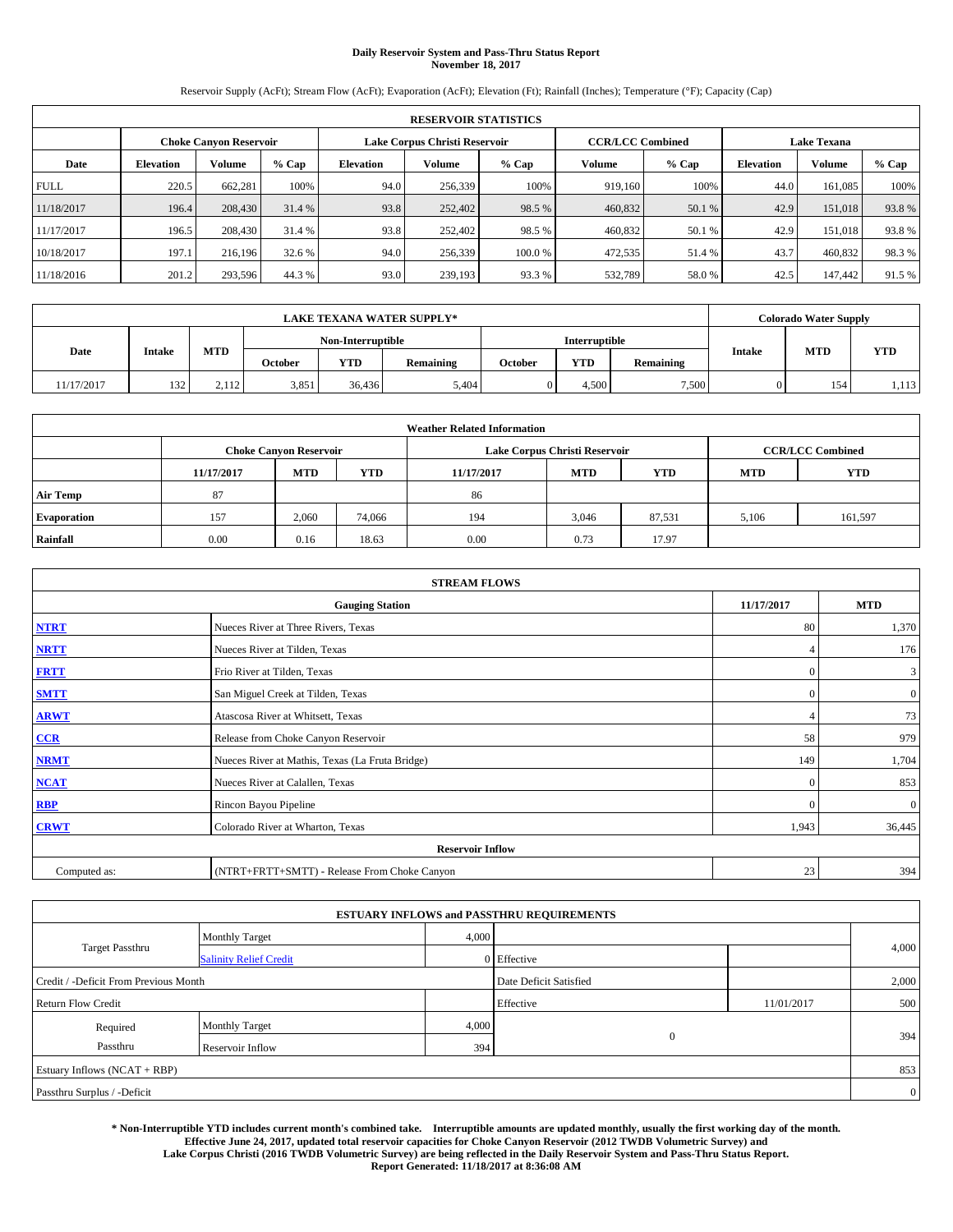# Daily Reservoir System and Pass-Thru Status Report
## November 18, 2017

Reservoir Supply (AcFt); Stream Flow (AcFt); Evaporation (AcFt); Elevation (Ft); Rainfall (Inches); Temperature (°F); Capacity (Cap)

| RESERVOIR STATISTICS | | | | | | | | | | | |
|---|---|---|---|---|---|---|---|---|---|---|---|
| | Choke Canyon Reservoir | | | Lake Corpus Christi Reservoir | | | CCR/LCC Combined | | Lake Texana | | |
| Date | Elevation | Volume | % Cap | Elevation | Volume | % Cap | Volume | % Cap | Elevation | Volume | % Cap |
| FULL | 220.5 | 662,281 | 100% | 94.0 | 256,339 | 100% | 919,160 | 100% | 44.0 | 161,085 | 100% |
| 11/18/2017 | 196.4 | 208,430 | 31.4 % | 93.8 | 252,402 | 98.5 % | 460,832 | 50.1 % | 42.9 | 151,018 | 93.8 % |
| 11/17/2017 | 196.5 | 208,430 | 31.4 % | 93.8 | 252,402 | 98.5 % | 460,832 | 50.1 % | 42.9 | 151,018 | 93.8 % |
| 10/18/2017 | 197.1 | 216,196 | 32.6 % | 94.0 | 256,339 | 100.0 % | 472,535 | 51.4 % | 43.7 | 460,832 | 98.3 % |
| 11/18/2016 | 201.2 | 293,596 | 44.3 % | 93.0 | 239,193 | 93.3 % | 532,789 | 58.0 % | 42.5 | 147,442 | 91.5 % |

| LAKE TEXANA WATER SUPPLY* | | | | | | | | | Colorado Water Supply | | |
|---|---|---|---|---|---|---|---|---|---|---|---|
| Date | Intake | MTD | Non-Interruptible | | | Interruptible | | | Intake | MTD | YTD |
| | | | October | YTD | Remaining | October | YTD | Remaining | | | |
| 11/17/2017 | 132 | 2,112 | 3,851 | 36,436 | 5,404 | 0 | 4,500 | 7,500 | 0 | 154 | 1,113 |

| Weather Related Information | | | | | | | | |
|---|---|---|---|---|---|---|---|---|
| | Choke Canyon Reservoir | | | Lake Corpus Christi Reservoir | | | CCR/LCC Combined | |
| | 11/17/2017 | MTD | YTD | 11/17/2017 | MTD | YTD | MTD | YTD |
| Air Temp | 87 | | | 86 | | | | |
| Evaporation | 157 | 2,060 | 74,066 | 194 | 3,046 | 87,531 | 5,106 | 161,597 |
| Rainfall | 0.00 | 0.16 | 18.63 | 0.00 | 0.73 | 17.97 | | |

| STREAM FLOWS | | | |
|---|---|---|---|
| | Gauging Station | 11/17/2017 | MTD |
| NTRT | Nueces River at Three Rivers, Texas | 80 | 1,370 |
| NRTT | Nueces River at Tilden, Texas | 4 | 176 |
| FRTT | Frio River at Tilden, Texas | 0 | 3 |
| SMTT | San Miguel Creek at Tilden, Texas | 0 | 0 |
| ARWT | Atascosa River at Whitsett, Texas | 4 | 73 |
| CCR | Release from Choke Canyon Reservoir | 58 | 979 |
| NRMT | Nueces River at Mathis, Texas (La Fruta Bridge) | 149 | 1,704 |
| NCAT | Nueces River at Calallen, Texas | 0 | 853 |
| RBP | Rincon Bayou Pipeline | 0 | 0 |
| CRWT | Colorado River at Wharton, Texas | 1,943 | 36,445 |
| | Reservoir Inflow | | |
| Computed as: | (NTRT+FRTT+SMTT) - Release From Choke Canyon | 23 | 394 |

| ESTUARY INFLOWS and PASSTHRU REQUIREMENTS | | | | | |
|---|---|---|---|---|---|
| Target Passthru | Monthly Target | 4,000 | | | 4,000 |
| | Salinity Relief Credit | 0 | Effective | | |
| Credit / -Deficit From Previous Month | | | Date Deficit Satisfied | | 2,000 |
| Return Flow Credit | | | Effective | 11/01/2017 | 500 |
| Required Passthru | Monthly Target | 4,000 | 0 | | 394 |
| | Reservoir Inflow | 394 | | | |
| Estuary Inflows (NCAT + RBP) | | | | | 853 |
| Passthru Surplus / -Deficit | | | | | 0 |

**\* Non-Interruptible YTD includes current month's combined take. Interruptible amounts are updated monthly, usually the first working day of the month. Effective June 24, 2017, updated total reservoir capacities for Choke Canyon Reservoir (2012 TWDB Volumetric Survey) and Lake Corpus Christi (2016 TWDB Volumetric Survey) are being reflected in the Daily Reservoir System and Pass-Thru Status Report. Report Generated: 11/18/2017 at 8:36:08 AM**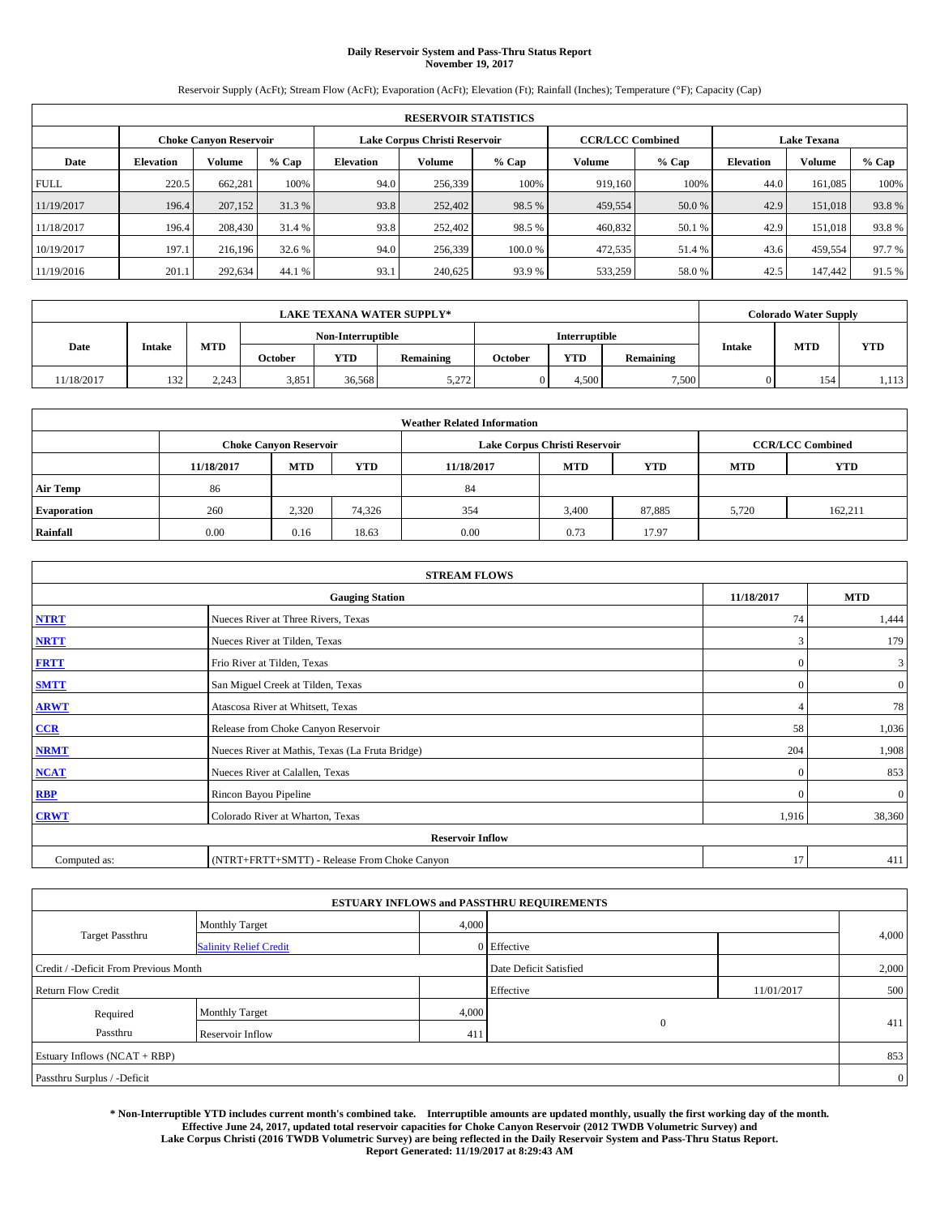# Daily Reservoir System and Pass-Thru Status Report
## November 19, 2017

Reservoir Supply (AcFt); Stream Flow (AcFt); Evaporation (AcFt); Elevation (Ft); Rainfall (Inches); Temperature (°F); Capacity (Cap)

| RESERVOIR STATISTICS | | | | | | | | | | | |
|---|---|---|---|---|---|---|---|---|---|---|---|
| | Choke Canyon Reservoir | | | Lake Corpus Christi Reservoir | | | CCR/LCC Combined | | Lake Texana | | |
| Date | Elevation | Volume | % Cap | Elevation | Volume | % Cap | Volume | % Cap | Elevation | Volume | % Cap |
| FULL | 220.5 | 662,281 | 100% | 94.0 | 256,339 | 100% | 919,160 | 100% | 44.0 | 161,085 | 100% |
| 11/19/2017 | 196.4 | 207,152 | 31.3 % | 93.8 | 252,402 | 98.5 % | 459,554 | 50.0 % | 42.9 | 151,018 | 93.8 % |
| 11/18/2017 | 196.4 | 208,430 | 31.4 % | 93.8 | 252,402 | 98.5 % | 460,832 | 50.1 % | 42.9 | 151,018 | 93.8 % |
| 10/19/2017 | 197.1 | 216,196 | 32.6 % | 94.0 | 256,339 | 100.0 % | 472,535 | 51.4 % | 43.6 | 459,554 | 97.7 % |
| 11/19/2016 | 201.1 | 292,634 | 44.1 % | 93.1 | 240,625 | 93.9 % | 533,259 | 58.0 % | 42.5 | 147,442 | 91.5 % |

| LAKE TEXANA WATER SUPPLY* | | | | | | | | | Colorado Water Supply | | |
|---|---|---|---|---|---|---|---|---|---|---|---|
| Date | Intake | MTD | Non-Interruptible | | | Interruptible | | | Intake | MTD | YTD |
| | | | October | YTD | Remaining | October | YTD | Remaining | | | |
| 11/18/2017 | 132 | 2,243 | 3,851 | 36,568 | 5,272 | 0 | 4,500 | 7,500 | 0 | 154 | 1,113 |

| Weather Related Information | | | | | | | | |
|---|---|---|---|---|---|---|---|---|
| | Choke Canyon Reservoir | | | Lake Corpus Christi Reservoir | | | CCR/LCC Combined | |
| | 11/18/2017 | MTD | YTD | 11/18/2017 | MTD | YTD | MTD | YTD |
| Air Temp | 86 | | | 84 | | | | |
| Evaporation | 260 | 2,320 | 74,326 | 354 | 3,400 | 87,885 | 5,720 | 162,211 |
| Rainfall | 0.00 | 0.16 | 18.63 | 0.00 | 0.73 | 17.97 | | |

| STREAM FLOWS | | | |
|---|---|---|---|
| Gauging Station | | 11/18/2017 | MTD |
| NTRT | Nueces River at Three Rivers, Texas | 74 | 1,444 |
| NRTT | Nueces River at Tilden, Texas | 3 | 179 |
| FRTT | Frio River at Tilden, Texas | 0 | 3 |
| SMTT | San Miguel Creek at Tilden, Texas | 0 | 0 |
| ARWT | Atascosa River at Whitsett, Texas | 4 | 78 |
| CCR | Release from Choke Canyon Reservoir | 58 | 1,036 |
| NRMT | Nueces River at Mathis, Texas (La Fruta Bridge) | 204 | 1,908 |
| NCAT | Nueces River at Calallen, Texas | 0 | 853 |
| RBP | Rincon Bayou Pipeline | 0 | 0 |
| CRWT | Colorado River at Wharton, Texas | 1,916 | 38,360 |
| Reservoir Inflow | | | |
| Computed as: | (NTRT+FRTT+SMTT) - Release From Choke Canyon | 17 | 411 |

| ESTUARY INFLOWS and PASSTHRU REQUIREMENTS | | | | | |
|---|---|---|---|---|---|
| Target Passthru | Monthly Target | 4,000 | | | 4,000 |
| | Salinity Relief Credit | 0 | Effective | | |
| Credit / -Deficit From Previous Month | | | Date Deficit Satisfied | | 2,000 |
| Return Flow Credit | | | Effective | 11/01/2017 | 500 |
| Required Passthru | Monthly Target | 4,000 | 0 | | 411 |
| | Reservoir Inflow | 411 | | | |
| Estuary Inflows (NCAT + RBP) | | | | | 853 |
| Passthru Surplus / -Deficit | | | | | 0 |

**\* Non-Interruptible YTD includes current month's combined take. Interruptible amounts are updated monthly, usually the first working day of the month. Effective June 24, 2017, updated total reservoir capacities for Choke Canyon Reservoir (2012 TWDB Volumetric Survey) and Lake Corpus Christi (2016 TWDB Volumetric Survey) are being reflected in the Daily Reservoir System and Pass-Thru Status Report. Report Generated: 11/19/2017 at 8:29:43 AM**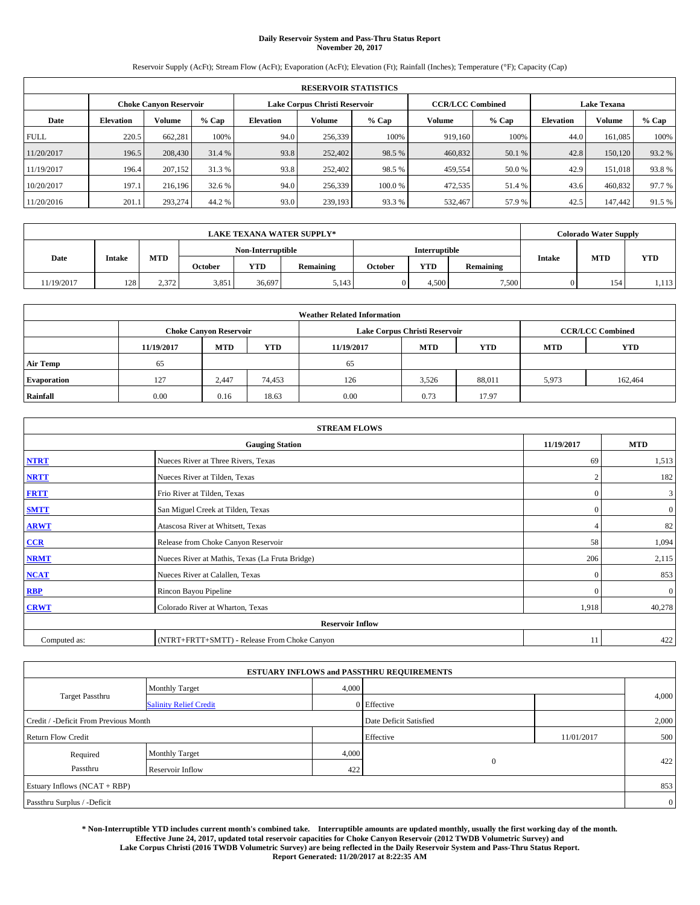# Daily Reservoir System and Pass-Thru Status Report
## November 20, 2017

Reservoir Supply (AcFt); Stream Flow (AcFt); Evaporation (AcFt); Elevation (Ft); Rainfall (Inches); Temperature (°F); Capacity (Cap)

| RESERVOIR STATISTICS | | | | | | | | | | | |
|---|---|---|---|---|---|---|---|---|---|---|---|
| | Choke Canyon Reservoir | | | Lake Corpus Christi Reservoir | | | CCR/LCC Combined | | Lake Texana | | |
| Date | Elevation | Volume | % Cap | Elevation | Volume | % Cap | Volume | % Cap | Elevation | Volume | % Cap |
| FULL | 220.5 | 662,281 | 100% | 94.0 | 256,339 | 100% | 919,160 | 100% | 44.0 | 161,085 | 100% |
| 11/20/2017 | 196.5 | 208,430 | 31.4 % | 93.8 | 252,402 | 98.5 % | 460,832 | 50.1 % | 42.8 | 150,120 | 93.2 % |
| 11/19/2017 | 196.4 | 207,152 | 31.3 % | 93.8 | 252,402 | 98.5 % | 459,554 | 50.0 % | 42.9 | 151,018 | 93.8 % |
| 10/20/2017 | 197.1 | 216,196 | 32.6 % | 94.0 | 256,339 | 100.0 % | 472,535 | 51.4 % | 43.6 | 460,832 | 97.7 % |
| 11/20/2016 | 201.1 | 293,274 | 44.2 % | 93.0 | 239,193 | 93.3 % | 532,467 | 57.9 % | 42.5 | 147,442 | 91.5 % |

| LAKE TEXANA WATER SUPPLY* | | | | | | | | | Colorado Water Supply | | |
|---|---|---|---|---|---|---|---|---|---|---|---|
| Date | Intake | MTD | Non-Interruptible | | | Interruptible | | | Intake | MTD | YTD |
| | | | October | YTD | Remaining | October | YTD | Remaining | | | |
| 11/19/2017 | 128 | 2,372 | 3,851 | 36,697 | 5,143 | 0 | 4,500 | 7,500 | 0 | 154 | 1,113 |

| Weather Related Information | | | | | | | | |
|---|---|---|---|---|---|---|---|---|
| | Choke Canyon Reservoir | | | Lake Corpus Christi Reservoir | | | CCR/LCC Combined | |
| | 11/19/2017 | MTD | YTD | 11/19/2017 | MTD | YTD | MTD | YTD |
| Air Temp | 65 | | | 65 | | | | |
| Evaporation | 127 | 2,447 | 74,453 | 126 | 3,526 | 88,011 | 5,973 | 162,464 |
| Rainfall | 0.00 | 0.16 | 18.63 | 0.00 | 0.73 | 17.97 | | |

| STREAM FLOWS | | | |
|---|---|---|---|
| | Gauging Station | 11/19/2017 | MTD |
| NTRT | Nueces River at Three Rivers, Texas | 69 | 1,513 |
| NRTT | Nueces River at Tilden, Texas | 2 | 182 |
| FRTT | Frio River at Tilden, Texas | 0 | 3 |
| SMTT | San Miguel Creek at Tilden, Texas | 0 | 0 |
| ARWT | Atascosa River at Whitsett, Texas | 4 | 82 |
| CCR | Release from Choke Canyon Reservoir | 58 | 1,094 |
| NRMT | Nueces River at Mathis, Texas (La Fruta Bridge) | 206 | 2,115 |
| NCAT | Nueces River at Calallen, Texas | 0 | 853 |
| RBP | Rincon Bayou Pipeline | 0 | 0 |
| CRWT | Colorado River at Wharton, Texas | 1,918 | 40,278 |
| | Reservoir Inflow | | |
| Computed as: | (NTRT+FRTT+SMTT) - Release From Choke Canyon | 11 | 422 |

| ESTUARY INFLOWS and PASSTHRU REQUIREMENTS | | | | | |
|---|---|---|---|---|---|
| Target Passthru | Monthly Target | 4,000 | | | 4,000 |
| | Salinity Relief Credit | 0 | Effective | | |
| Credit / -Deficit From Previous Month | | | Date Deficit Satisfied | | 2,000 |
| Return Flow Credit | | | Effective | 11/01/2017 | 500 |
| Required Passthru | Monthly Target | 4,000 | 0 | | 422 |
| | Reservoir Inflow | 422 | | | |
| Estuary Inflows (NCAT + RBP) | | | | | 853 |
| Passthru Surplus / -Deficit | | | | | 0 |

**\* Non-Interruptible YTD includes current month's combined take. Interruptible amounts are updated monthly, usually the first working day of the month. Effective June 24, 2017, updated total reservoir capacities for Choke Canyon Reservoir (2012 TWDB Volumetric Survey) and Lake Corpus Christi (2016 TWDB Volumetric Survey) are being reflected in the Daily Reservoir System and Pass-Thru Status Report. Report Generated: 11/20/2017 at 8:22:35 AM**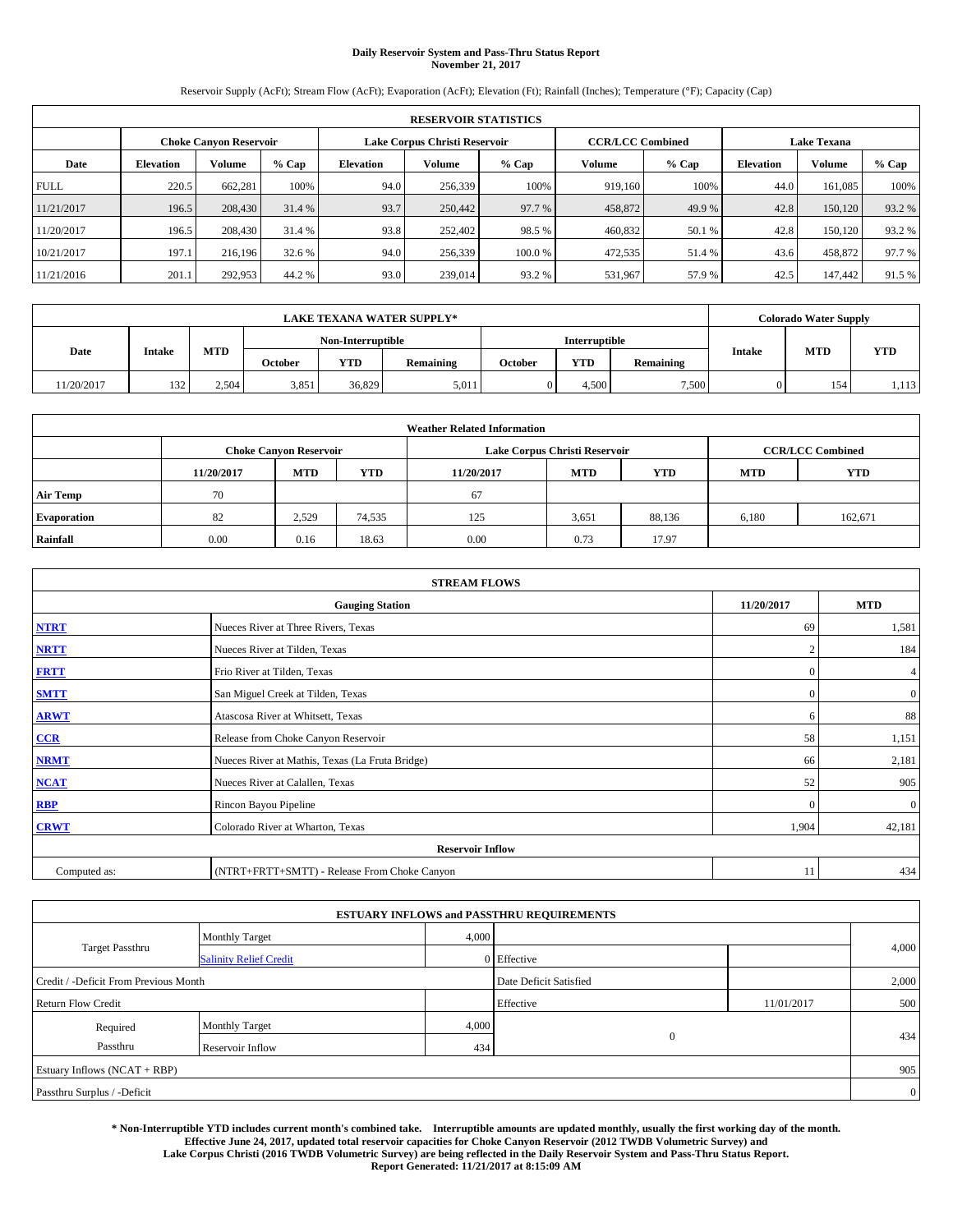# Daily Reservoir System and Pass-Thru Status Report
**November 21, 2017**

Reservoir Supply (AcFt); Stream Flow (AcFt); Evaporation (AcFt); Elevation (Ft); Rainfall (Inches); Temperature (°F); Capacity (Cap)

| RESERVOIR STATISTICS | | | | | | | | | | | |
|---|---|---|---|---|---|---|---|---|---|---|---|
| | Choke Canyon Reservoir | | | Lake Corpus Christi Reservoir | | | CCR/LCC Combined | | Lake Texana | | |
| Date | Elevation | Volume | % Cap | Elevation | Volume | % Cap | Volume | % Cap | Elevation | Volume | % Cap |
| FULL | 220.5 | 662,281 | 100% | 94.0 | 256,339 | 100% | 919,160 | 100% | 44.0 | 161,085 | 100% |
| 11/21/2017 | 196.5 | 208,430 | 31.4 % | 93.7 | 250,442 | 97.7 % | 458,872 | 49.9 % | 42.8 | 150,120 | 93.2 % |
| 11/20/2017 | 196.5 | 208,430 | 31.4 % | 93.8 | 252,402 | 98.5 % | 460,832 | 50.1 % | 42.8 | 150,120 | 93.2 % |
| 10/21/2017 | 197.1 | 216,196 | 32.6 % | 94.0 | 256,339 | 100.0 % | 472,535 | 51.4 % | 43.6 | 458,872 | 97.7 % |
| 11/21/2016 | 201.1 | 292,953 | 44.2 % | 93.0 | 239,014 | 93.2 % | 531,967 | 57.9 % | 42.5 | 147,442 | 91.5 % |

| LAKE TEXANA WATER SUPPLY* | | | | | | | | | Colorado Water Supply | | |
|---|---|---|---|---|---|---|---|---|---|---|---|
| Date | Intake | MTD | Non-Interruptible | | | Interruptible | | | Intake | MTD | YTD |
| | | | October | YTD | Remaining | October | YTD | Remaining | | | |
| 11/20/2017 | 132 | 2,504 | 3,851 | 36,829 | 5,011 | 0 | 4,500 | 7,500 | 0 | 154 | 1,113 |

| Weather Related Information | | | | | | | | |
|---|---|---|---|---|---|---|---|---|
| | Choke Canyon Reservoir | | | Lake Corpus Christi Reservoir | | | CCR/LCC Combined | |
| | 11/20/2017 | MTD | YTD | 11/20/2017 | MTD | YTD | MTD | YTD |
| Air Temp | 70 | | | 67 | | | | |
| Evaporation | 82 | 2,529 | 74,535 | 125 | 3,651 | 88,136 | 6,180 | 162,671 |
| Rainfall | 0.00 | 0.16 | 18.63 | 0.00 | 0.73 | 17.97 | | |

| STREAM FLOWS | | | |
|---|---|---|---|
| | Gauging Station | 11/20/2017 | MTD |
| NTRT | Nueces River at Three Rivers, Texas | 69 | 1,581 |
| NRTT | Nueces River at Tilden, Texas | 2 | 184 |
| FRTT | Frio River at Tilden, Texas | 0 | 4 |
| SMTT | San Miguel Creek at Tilden, Texas | 0 | 0 |
| ARWT | Atascosa River at Whitsett, Texas | 6 | 88 |
| CCR | Release from Choke Canyon Reservoir | 58 | 1,151 |
| NRMT | Nueces River at Mathis, Texas (La Fruta Bridge) | 66 | 2,181 |
| NCAT | Nueces River at Calallen, Texas | 52 | 905 |
| RBP | Rincon Bayou Pipeline | 0 | 0 |
| CRWT | Colorado River at Wharton, Texas | 1,904 | 42,181 |
| | Reservoir Inflow | | |
| Computed as: | (NTRT+FRTT+SMTT) - Release From Choke Canyon | 11 | 434 |

| ESTUARY INFLOWS and PASSTHRU REQUIREMENTS | | | | | |
|---|---|---|---|---|---|
| Target Passthru | Monthly Target | 4,000 | | | 4,000 |
| | Salinity Relief Credit | 0 | Effective | | |
| Credit / -Deficit From Previous Month | | | Date Deficit Satisfied | | 2,000 |
| Return Flow Credit | | | Effective | 11/01/2017 | 500 |
| Required Passthru | Monthly Target | 4,000 | 0 | | 434 |
| | Reservoir Inflow | 434 | | | |
| Estuary Inflows (NCAT + RBP) | | | | | 905 |
| Passthru Surplus / -Deficit | | | | | 0 |

**\* Non-Interruptible YTD includes current month's combined take. Interruptible amounts are updated monthly, usually the first working day of the month. Effective June 24, 2017, updated total reservoir capacities for Choke Canyon Reservoir (2012 TWDB Volumetric Survey) and Lake Corpus Christi (2016 TWDB Volumetric Survey) are being reflected in the Daily Reservoir System and Pass-Thru Status Report. Report Generated: 11/21/2017 at 8:15:09 AM**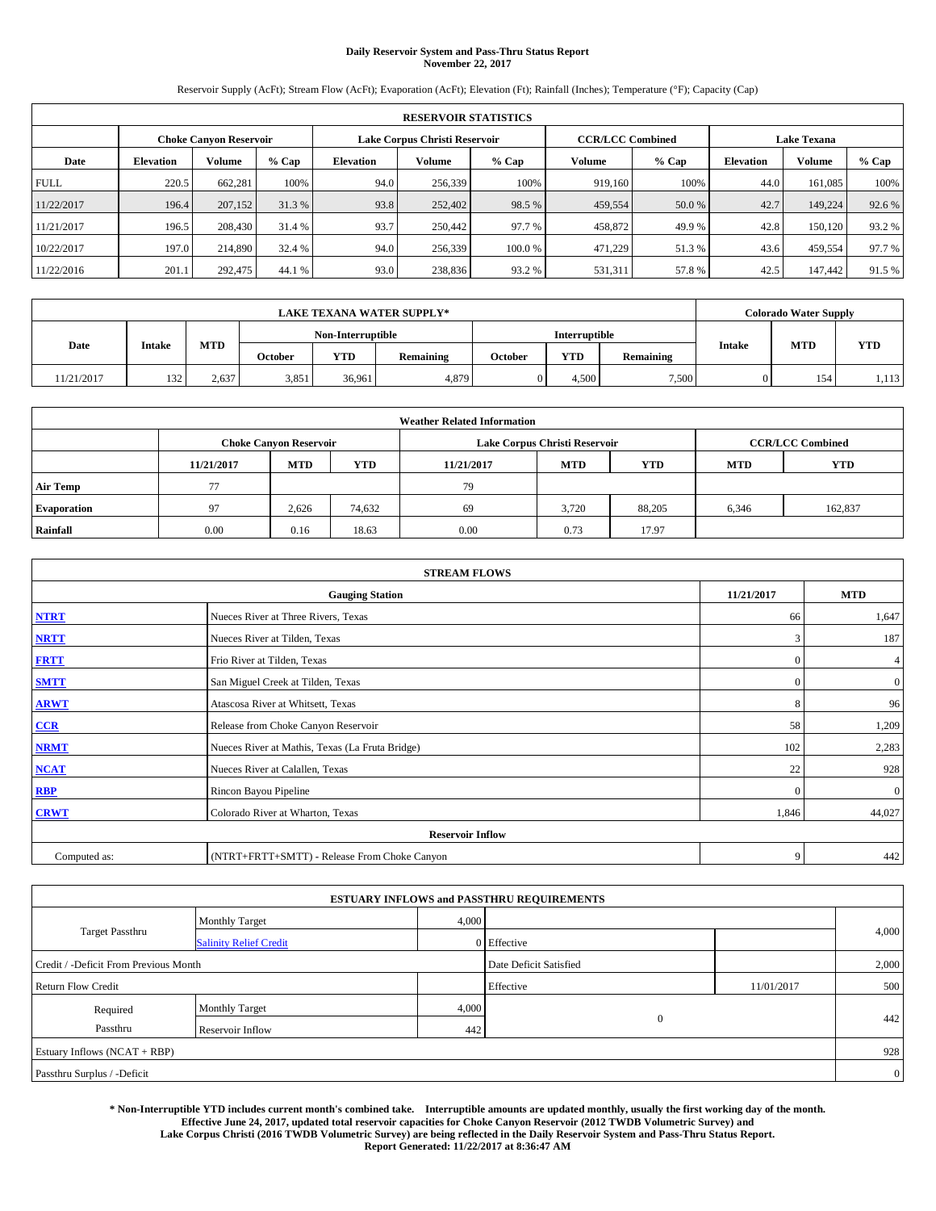# Daily Reservoir System and Pass-Thru Status Report
**November 22, 2017**

Reservoir Supply (AcFt); Stream Flow (AcFt); Evaporation (AcFt); Elevation (Ft); Rainfall (Inches); Temperature (°F); Capacity (Cap)

| RESERVOIR STATISTICS | | | | | | | | | | | |
|---|---|---|---|---|---|---|---|---|---|---|---|
| | Choke Canyon Reservoir | | | Lake Corpus Christi Reservoir | | | CCR/LCC Combined | | Lake Texana | | |
| Date | Elevation | Volume | % Cap | Elevation | Volume | % Cap | Volume | % Cap | Elevation | Volume | % Cap |
| FULL | 220.5 | 662,281 | 100% | 94.0 | 256,339 | 100% | 919,160 | 100% | 44.0 | 161,085 | 100% |
| 11/22/2017 | 196.4 | 207,152 | 31.3 % | 93.8 | 252,402 | 98.5 % | 459,554 | 50.0 % | 42.7 | 149,224 | 92.6 % |
| 11/21/2017 | 196.5 | 208,430 | 31.4 % | 93.7 | 250,442 | 97.7 % | 458,872 | 49.9 % | 42.8 | 150,120 | 93.2 % |
| 10/22/2017 | 197.0 | 214,890 | 32.4 % | 94.0 | 256,339 | 100.0 % | 471,229 | 51.3 % | 43.6 | 459,554 | 97.7 % |
| 11/22/2016 | 201.1 | 292,475 | 44.1 % | 93.0 | 238,836 | 93.2 % | 531,311 | 57.8 % | 42.5 | 147,442 | 91.5 % |

| LAKE TEXANA WATER SUPPLY* | | | | | | | | | Colorado Water Supply | | |
|---|---|---|---|---|---|---|---|---|---|---|---|
| Date | Intake | MTD | Non-Interruptible | | | Interruptible | | | Intake | MTD | YTD |
| | | | October | YTD | Remaining | October | YTD | Remaining | | | |
| 11/21/2017 | 132 | 2,637 | 3,851 | 36,961 | 4,879 | 0 | 4,500 | 7,500 | 0 | 154 | 1,113 |

| Weather Related Information | | | | | | | | |
|---|---|---|---|---|---|---|---|---|
| | Choke Canyon Reservoir | | | Lake Corpus Christi Reservoir | | | CCR/LCC Combined | |
| | 11/21/2017 | MTD | YTD | 11/21/2017 | MTD | YTD | MTD | YTD |
| Air Temp | 77 | | | 79 | | | | |
| Evaporation | 97 | 2,626 | 74,632 | 69 | 3,720 | 88,205 | 6,346 | 162,837 |
| Rainfall | 0.00 | 0.16 | 18.63 | 0.00 | 0.73 | 17.97 | | |

| STREAM FLOWS | | | |
|---|---|---|---|
| | Gauging Station | 11/21/2017 | MTD |
| NTRT | Nueces River at Three Rivers, Texas | 66 | 1,647 |
| NRTT | Nueces River at Tilden, Texas | 3 | 187 |
| FRTT | Frio River at Tilden, Texas | 0 | 4 |
| SMTT | San Miguel Creek at Tilden, Texas | 0 | 0 |
| ARWT | Atascosa River at Whitsett, Texas | 8 | 96 |
| CCR | Release from Choke Canyon Reservoir | 58 | 1,209 |
| NRMT | Nueces River at Mathis, Texas (La Fruta Bridge) | 102 | 2,283 |
| NCAT | Nueces River at Calallen, Texas | 22 | 928 |
| RBP | Rincon Bayou Pipeline | 0 | 0 |
| CRWT | Colorado River at Wharton, Texas | 1,846 | 44,027 |
| Reservoir Inflow | | | |
| Computed as: | (NTRT+FRTT+SMTT) - Release From Choke Canyon | 9 | 442 |

| ESTUARY INFLOWS and PASSTHRU REQUIREMENTS | | | | | |
|---|---|---|---|---|---|
| Target Passthru | Monthly Target | 4,000 | | | 4,000 |
| | Salinity Relief Credit | 0 | Effective | | |
| Credit / -Deficit From Previous Month | | | Date Deficit Satisfied | | 2,000 |
| Return Flow Credit | | | Effective | 11/01/2017 | 500 |
| Required Passthru | Monthly Target | 4,000 | 0 | | 442 |
| | Reservoir Inflow | 442 | | | |
| Estuary Inflows (NCAT + RBP) | | | | | 928 |
| Passthru Surplus / -Deficit | | | | | 0 |

**\* Non-Interruptible YTD includes current month's combined take. Interruptible amounts are updated monthly, usually the first working day of the month. Effective June 24, 2017, updated total reservoir capacities for Choke Canyon Reservoir (2012 TWDB Volumetric Survey) and Lake Corpus Christi (2016 TWDB Volumetric Survey) are being reflected in the Daily Reservoir System and Pass-Thru Status Report. Report Generated: 11/22/2017 at 8:36:47 AM**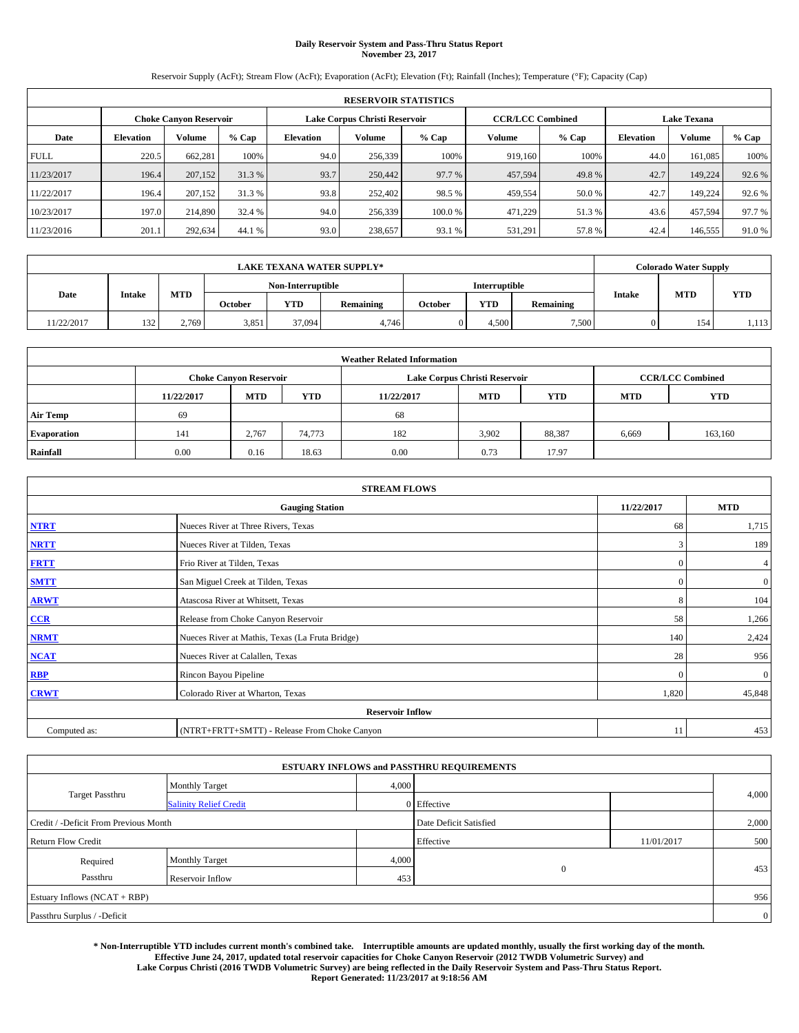# Daily Reservoir System and Pass-Thru Status Report
## November 23, 2017

Reservoir Supply (AcFt); Stream Flow (AcFt); Evaporation (AcFt); Elevation (Ft); Rainfall (Inches); Temperature (°F); Capacity (Cap)

| RESERVOIR STATISTICS | | | | | | | | | | | |
|---|---|---|---|---|---|---|---|---|---|---|---|
| | Choke Canyon Reservoir | | | Lake Corpus Christi Reservoir | | | CCR/LCC Combined | | Lake Texana | | |
| Date | Elevation | Volume | % Cap | Elevation | Volume | % Cap | Volume | % Cap | Elevation | Volume | % Cap |
| FULL | 220.5 | 662,281 | 100% | 94.0 | 256,339 | 100% | 919,160 | 100% | 44.0 | 161,085 | 100% |
| 11/23/2017 | 196.4 | 207,152 | 31.3 % | 93.7 | 250,442 | 97.7 % | 457,594 | 49.8 % | 42.7 | 149,224 | 92.6 % |
| 11/22/2017 | 196.4 | 207,152 | 31.3 % | 93.8 | 252,402 | 98.5 % | 459,554 | 50.0 % | 42.7 | 149,224 | 92.6 % |
| 10/23/2017 | 197.0 | 214,890 | 32.4 % | 94.0 | 256,339 | 100.0 % | 471,229 | 51.3 % | 43.6 | 457,594 | 97.7 % |
| 11/23/2016 | 201.1 | 292,634 | 44.1 % | 93.0 | 238,657 | 93.1 % | 531,291 | 57.8 % | 42.4 | 146,555 | 91.0 % |

| LAKE TEXANA WATER SUPPLY* | | | | | | | | | Colorado Water Supply | | |
|---|---|---|---|---|---|---|---|---|---|---|---|
| Date | Intake | MTD | Non-Interruptible | | | Interruptible | | | Intake | MTD | YTD |
| | | | October | YTD | Remaining | October | YTD | Remaining | | | |
| 11/22/2017 | 132 | 2,769 | 3,851 | 37,094 | 4,746 | 0 | 4,500 | 7,500 | 0 | 154 | 1,113 |

| Weather Related Information | | | | | | | | |
|---|---|---|---|---|---|---|---|---|
| | Choke Canyon Reservoir | | | Lake Corpus Christi Reservoir | | | CCR/LCC Combined | |
| | 11/22/2017 | MTD | YTD | 11/22/2017 | MTD | YTD | MTD | YTD |
| Air Temp | 69 | | | 68 | | | | |
| Evaporation | 141 | 2,767 | 74,773 | 182 | 3,902 | 88,387 | 6,669 | 163,160 |
| Rainfall | 0.00 | 0.16 | 18.63 | 0.00 | 0.73 | 17.97 | | |

| STREAM FLOWS | | | |
|---|---|---|---|
| | Gauging Station | 11/22/2017 | MTD |
| NTRT | Nueces River at Three Rivers, Texas | 68 | 1,715 |
| NRTT | Nueces River at Tilden, Texas | 3 | 189 |
| FRTT | Frio River at Tilden, Texas | 0 | 4 |
| SMTT | San Miguel Creek at Tilden, Texas | 0 | 0 |
| ARWT | Atascosa River at Whitsett, Texas | 8 | 104 |
| CCR | Release from Choke Canyon Reservoir | 58 | 1,266 |
| NRMT | Nueces River at Mathis, Texas (La Fruta Bridge) | 140 | 2,424 |
| NCAT | Nueces River at Calallen, Texas | 28 | 956 |
| RBP | Rincon Bayou Pipeline | 0 | 0 |
| CRWT | Colorado River at Wharton, Texas | 1,820 | 45,848 |
| | Reservoir Inflow | | |
| Computed as: | (NTRT+FRTT+SMTT) - Release From Choke Canyon | 11 | 453 |

| ESTUARY INFLOWS and PASSTHRU REQUIREMENTS | | | | | |
|---|---|---|---|---|---|
| Target Passthru | Monthly Target | 4,000 | | | 4,000 |
| | Salinity Relief Credit | 0 | Effective | | |
| Credit / -Deficit From Previous Month | | | Date Deficit Satisfied | | 2,000 |
| Return Flow Credit | | | Effective | 11/01/2017 | 500 |
| Required Passthru | Monthly Target | 4,000 | 0 | | 453 |
| | Reservoir Inflow | 453 | | | |
| Estuary Inflows (NCAT + RBP) | | | | | 956 |
| Passthru Surplus / -Deficit | | | | | 0 |

**\* Non-Interruptible YTD includes current month's combined take. Interruptible amounts are updated monthly, usually the first working day of the month. Effective June 24, 2017, updated total reservoir capacities for Choke Canyon Reservoir (2012 TWDB Volumetric Survey) and Lake Corpus Christi (2016 TWDB Volumetric Survey) are being reflected in the Daily Reservoir System and Pass-Thru Status Report. Report Generated: 11/23/2017 at 9:18:56 AM**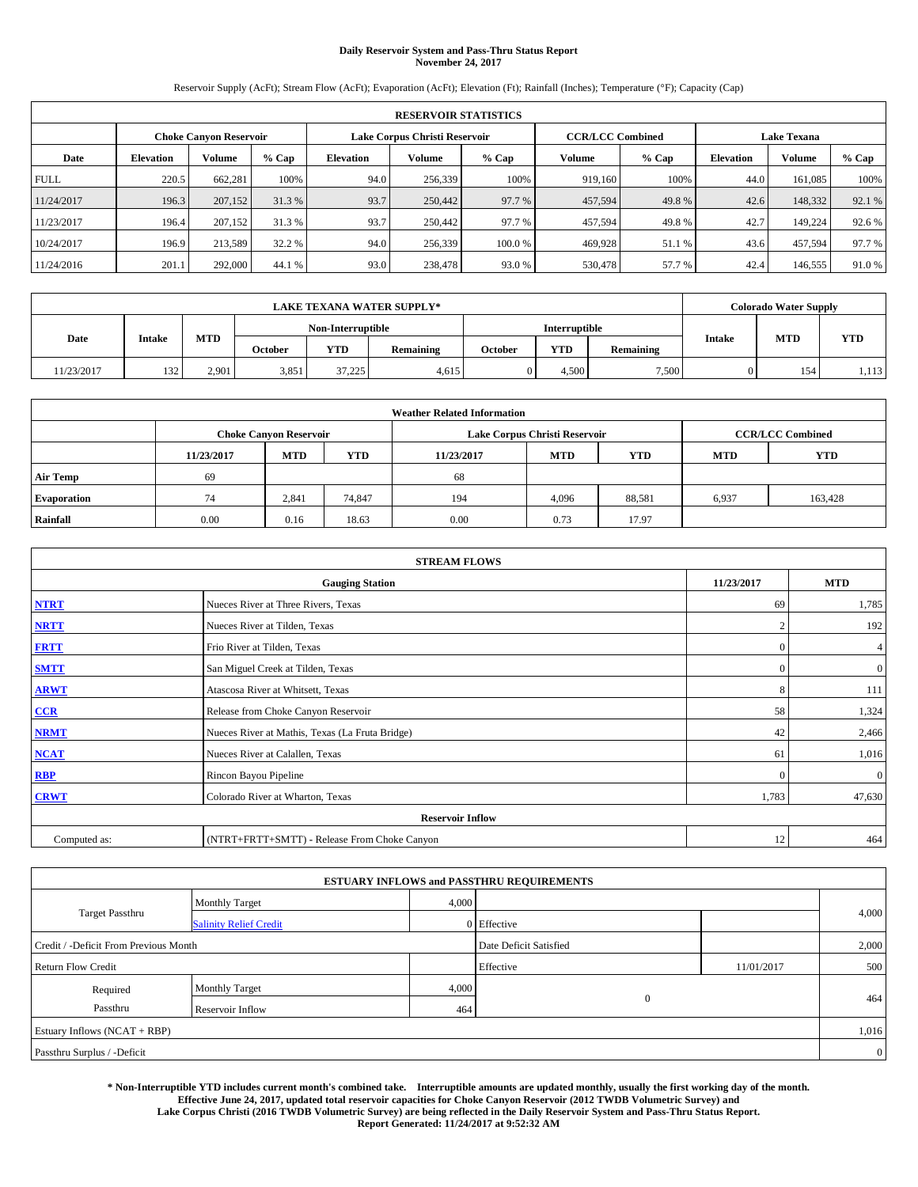**Daily Reservoir System and Pass-Thru Status Report**
**November 24, 2017**

Reservoir Supply (AcFt); Stream Flow (AcFt); Evaporation (AcFt); Elevation (Ft); Rainfall (Inches); Temperature (°F); Capacity (Cap)

| RESERVOIR STATISTICS | | | | | | | | | | | |
|---|---|---|---|---|---|---|---|---|---|---|---|
| | Choke Canyon Reservoir | | | Lake Corpus Christi Reservoir | | | CCR/LCC Combined | | Lake Texana | | |
| Date | Elevation | Volume | % Cap | Elevation | Volume | % Cap | Volume | % Cap | Elevation | Volume | % Cap |
| FULL | 220.5 | 662,281 | 100% | 94.0 | 256,339 | 100% | 919,160 | 100% | 44.0 | 161,085 | 100% |
| 11/24/2017 | 196.3 | 207,152 | 31.3 % | 93.7 | 250,442 | 97.7 % | 457,594 | 49.8 % | 42.6 | 148,332 | 92.1 % |
| 11/23/2017 | 196.4 | 207,152 | 31.3 % | 93.7 | 250,442 | 97.7 % | 457,594 | 49.8 % | 42.7 | 149,224 | 92.6 % |
| 10/24/2017 | 196.9 | 213,589 | 32.2 % | 94.0 | 256,339 | 100.0 % | 469,928 | 51.1 % | 43.6 | 457,594 | 97.7 % |
| 11/24/2016 | 201.1 | 292,000 | 44.1 % | 93.0 | 238,478 | 93.0 % | 530,478 | 57.7 % | 42.4 | 146,555 | 91.0 % |

| LAKE TEXANA WATER SUPPLY* | | | | | | | | | Colorado Water Supply | | |
|---|---|---|---|---|---|---|---|---|---|---|---|
| Date | Intake | MTD | Non-Interruptible | | | Interruptible | | | Intake | MTD | YTD |
| | | | October | YTD | Remaining | October | YTD | Remaining | | | |
| 11/23/2017 | 132 | 2,901 | 3,851 | 37,225 | 4,615 | 0 | 4,500 | 7,500 | 0 | 154 | 1,113 |

| Weather Related Information | | | | | | | | |
|---|---|---|---|---|---|---|---|---|
| | Choke Canyon Reservoir | | | Lake Corpus Christi Reservoir | | | CCR/LCC Combined | |
| | 11/23/2017 | MTD | YTD | 11/23/2017 | MTD | YTD | MTD | YTD |
| Air Temp | 69 | | | 68 | | | | |
| Evaporation | 74 | 2,841 | 74,847 | 194 | 4,096 | 88,581 | 6,937 | 163,428 |
| Rainfall | 0.00 | 0.16 | 18.63 | 0.00 | 0.73 | 17.97 | | |

| STREAM FLOWS | | | |
|---|---|---|---|
| Gauging Station | | 11/23/2017 | MTD |
| NTRT | Nueces River at Three Rivers, Texas | 69 | 1,785 |
| NRTT | Nueces River at Tilden, Texas | 2 | 192 |
| FRTT | Frio River at Tilden, Texas | 0 | 4 |
| SMTT | San Miguel Creek at Tilden, Texas | 0 | 0 |
| ARWT | Atascosa River at Whitsett, Texas | 8 | 111 |
| CCR | Release from Choke Canyon Reservoir | 58 | 1,324 |
| NRMT | Nueces River at Mathis, Texas (La Fruta Bridge) | 42 | 2,466 |
| NCAT | Nueces River at Calallen, Texas | 61 | 1,016 |
| RBP | Rincon Bayou Pipeline | 0 | 0 |
| CRWT | Colorado River at Wharton, Texas | 1,783 | 47,630 |
| Reservoir Inflow | | | |
| Computed as: | (NTRT+FRTT+SMTT) - Release From Choke Canyon | 12 | 464 |

| ESTUARY INFLOWS and PASSTHRU REQUIREMENTS | | | | | |
|---|---|---|---|---|---|
| Target Passthru | Monthly Target | 4,000 | | | 4,000 |
| | Salinity Relief Credit | 0 | Effective | | |
| Credit / -Deficit From Previous Month | | | Date Deficit Satisfied | | 2,000 |
| Return Flow Credit | | | Effective | 11/01/2017 | 500 |
| Required Passthru | Monthly Target | 4,000 | 0 | | 464 |
| | Reservoir Inflow | 464 | | | |
| Estuary Inflows (NCAT + RBP) | | | | | 1,016 |
| Passthru Surplus / -Deficit | | | | | 0 |

**\* Non-Interruptible YTD includes current month's combined take. Interruptible amounts are updated monthly, usually the first working day of the month. Effective June 24, 2017, updated total reservoir capacities for Choke Canyon Reservoir (2012 TWDB Volumetric Survey) and Lake Corpus Christi (2016 TWDB Volumetric Survey) are being reflected in the Daily Reservoir System and Pass-Thru Status Report. Report Generated: 11/24/2017 at 9:52:32 AM**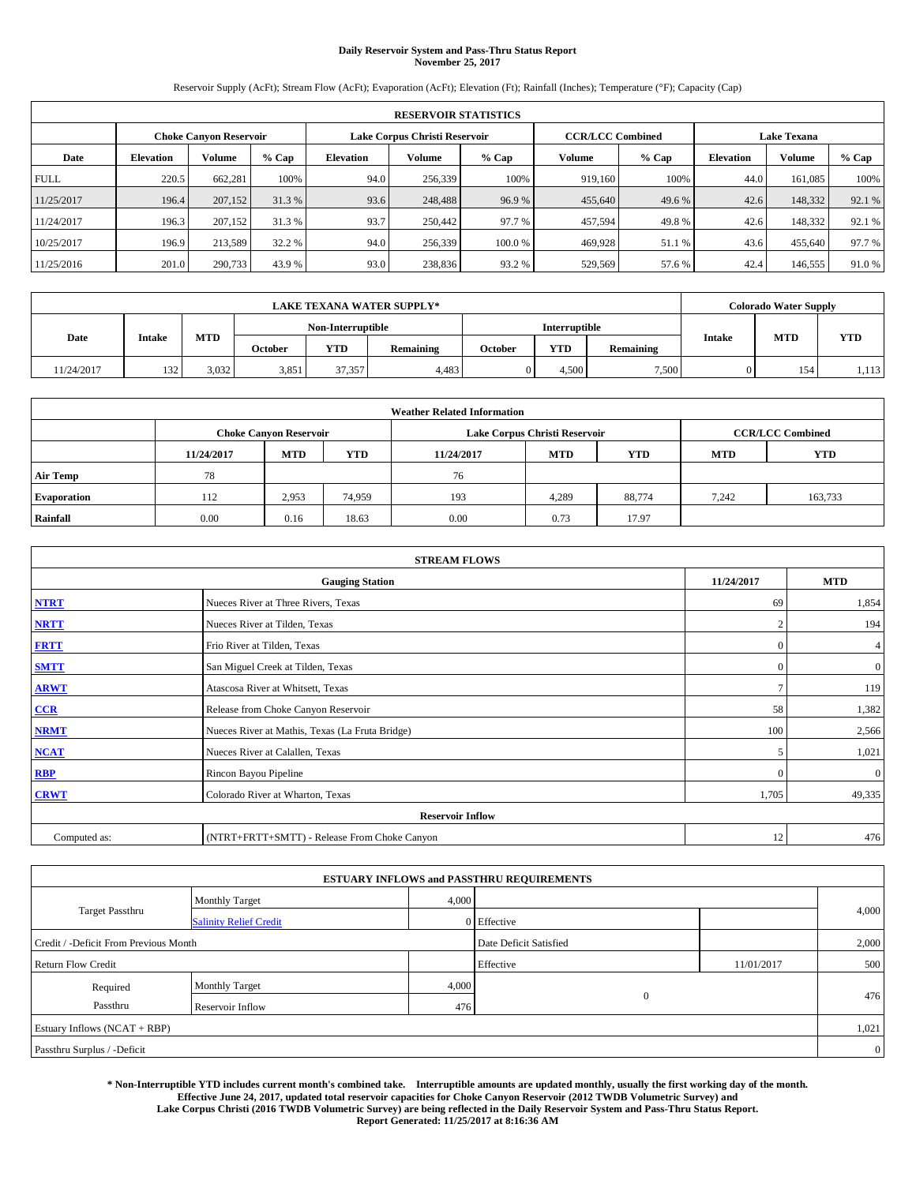# Daily Reservoir System and Pass-Thru Status Report
## November 25, 2017

Reservoir Supply (AcFt); Stream Flow (AcFt); Evaporation (AcFt); Elevation (Ft); Rainfall (Inches); Temperature (°F); Capacity (Cap)

| RESERVOIR STATISTICS | | | | | | | | | | | |
|---|---|---|---|---|---|---|---|---|---|---|---|
| | Choke Canyon Reservoir | | | Lake Corpus Christi Reservoir | | | CCR/LCC Combined | | Lake Texana | | |
| Date | Elevation | Volume | % Cap | Elevation | Volume | % Cap | Volume | % Cap | Elevation | Volume | % Cap |
| FULL | 220.5 | 662,281 | 100% | 94.0 | 256,339 | 100% | 919,160 | 100% | 44.0 | 161,085 | 100% |
| 11/25/2017 | 196.4 | 207,152 | 31.3 % | 93.6 | 248,488 | 96.9 % | 455,640 | 49.6 % | 42.6 | 148,332 | 92.1 % |
| 11/24/2017 | 196.3 | 207,152 | 31.3 % | 93.7 | 250,442 | 97.7 % | 457,594 | 49.8 % | 42.6 | 148,332 | 92.1 % |
| 10/25/2017 | 196.9 | 213,589 | 32.2 % | 94.0 | 256,339 | 100.0 % | 469,928 | 51.1 % | 43.6 | 455,640 | 97.7 % |
| 11/25/2016 | 201.0 | 290,733 | 43.9 % | 93.0 | 238,836 | 93.2 % | 529,569 | 57.6 % | 42.4 | 146,555 | 91.0 % |

| LAKE TEXANA WATER SUPPLY* | | | | | | | | | Colorado Water Supply | | |
|---|---|---|---|---|---|---|---|---|---|---|---|
| Date | Intake | MTD | Non-Interruptible | | | Interruptible | | | Intake | MTD | YTD |
| | | | October | YTD | Remaining | October | YTD | Remaining | | | |
| 11/24/2017 | 132 | 3,032 | 3,851 | 37,357 | 4,483 | 0 | 4,500 | 7,500 | 0 | 154 | 1,113 |

| Weather Related Information | | | | | | | | |
|---|---|---|---|---|---|---|---|---|
| | Choke Canyon Reservoir | | | Lake Corpus Christi Reservoir | | | CCR/LCC Combined | |
| | 11/24/2017 | MTD | YTD | 11/24/2017 | MTD | YTD | MTD | YTD |
| Air Temp | 78 | | | 76 | | | | |
| Evaporation | 112 | 2,953 | 74,959 | 193 | 4,289 | 88,774 | 7,242 | 163,733 |
| Rainfall | 0.00 | 0.16 | 18.63 | 0.00 | 0.73 | 17.97 | | |

| STREAM FLOWS | | | |
|---|---|---|---|
| | Gauging Station | 11/24/2017 | MTD |
| NTRT | Nueces River at Three Rivers, Texas | 69 | 1,854 |
| NRTT | Nueces River at Tilden, Texas | 2 | 194 |
| FRTT | Frio River at Tilden, Texas | 0 | 4 |
| SMTT | San Miguel Creek at Tilden, Texas | 0 | 0 |
| ARWT | Atascosa River at Whitsett, Texas | 7 | 119 |
| CCR | Release from Choke Canyon Reservoir | 58 | 1,382 |
| NRMT | Nueces River at Mathis, Texas (La Fruta Bridge) | 100 | 2,566 |
| NCAT | Nueces River at Calallen, Texas | 5 | 1,021 |
| RBP | Rincon Bayou Pipeline | 0 | 0 |
| CRWT | Colorado River at Wharton, Texas | 1,705 | 49,335 |
| Reservoir Inflow | | | |
| Computed as: | (NTRT+FRTT+SMTT) - Release From Choke Canyon | 12 | 476 |

| ESTUARY INFLOWS and PASSTHRU REQUIREMENTS | | | | | |
|---|---|---|---|---|---|
| Target Passthru | Monthly Target | 4,000 | | | 4,000 |
| | Salinity Relief Credit | 0 | Effective | | |
| Credit / -Deficit From Previous Month | | | Date Deficit Satisfied | | 2,000 |
| Return Flow Credit | | | Effective | 11/01/2017 | 500 |
| Required Passthru | Monthly Target | 4,000 | 0 | | 476 |
| | Reservoir Inflow | 476 | | | |
| Estuary Inflows (NCAT + RBP) | | | | | 1,021 |
| Passthru Surplus / -Deficit | | | | | 0 |

**\* Non-Interruptible YTD includes current month's combined take. Interruptible amounts are updated monthly, usually the first working day of the month. Effective June 24, 2017, updated total reservoir capacities for Choke Canyon Reservoir (2012 TWDB Volumetric Survey) and Lake Corpus Christi (2016 TWDB Volumetric Survey) are being reflected in the Daily Reservoir System and Pass-Thru Status Report. Report Generated: 11/25/2017 at 8:16:36 AM**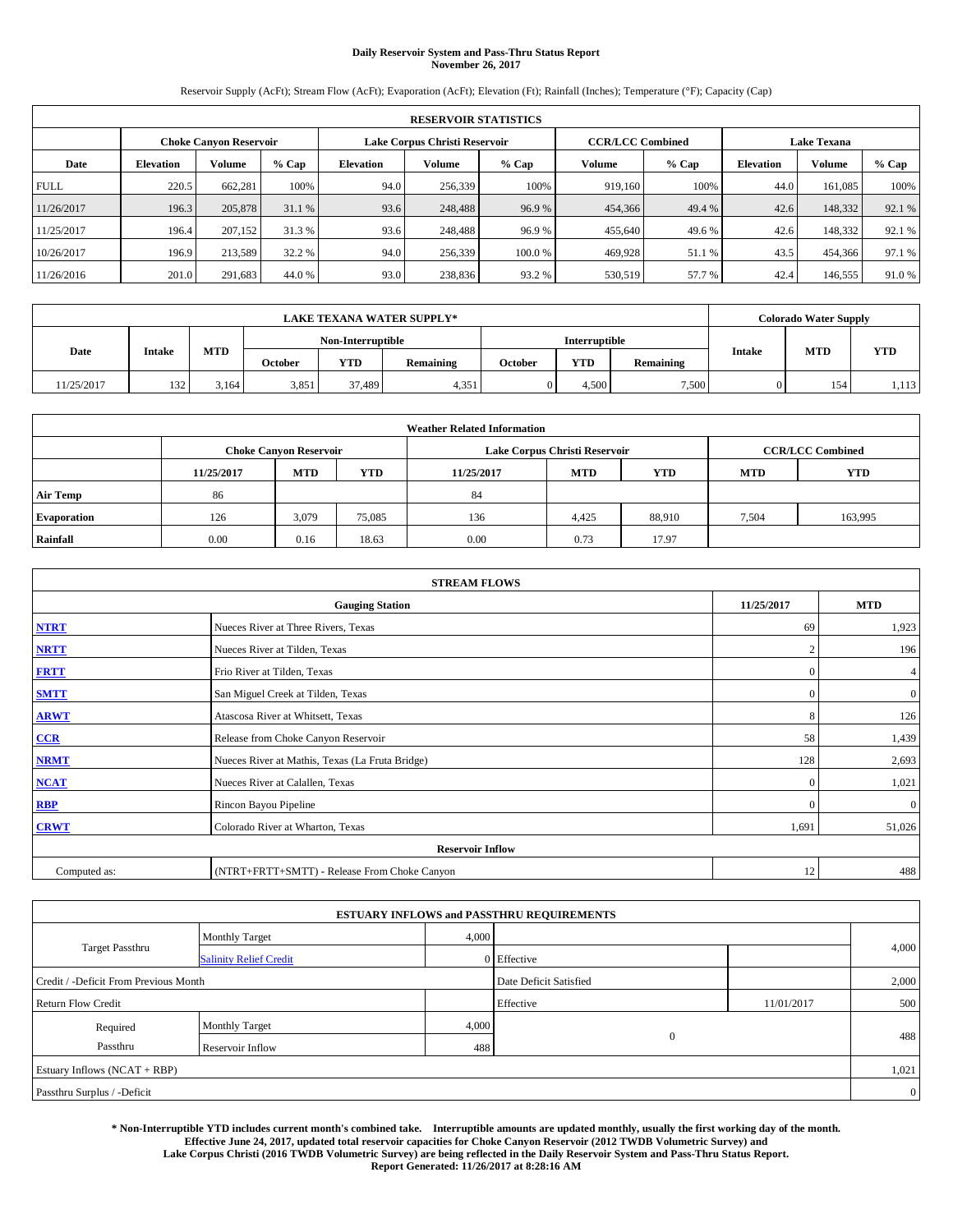# Daily Reservoir System and Pass-Thru Status Report
**November 26, 2017**

Reservoir Supply (AcFt); Stream Flow (AcFt); Evaporation (AcFt); Elevation (Ft); Rainfall (Inches); Temperature (°F); Capacity (Cap)

| RESERVOIR STATISTICS | | | | | | | | | | | |
|---|---|---|---|---|---|---|---|---|---|---|---|
| | Choke Canyon Reservoir | | | Lake Corpus Christi Reservoir | | | CCR/LCC Combined | | Lake Texana | | |
| Date | Elevation | Volume | % Cap | Elevation | Volume | % Cap | Volume | % Cap | Elevation | Volume | % Cap |
| FULL | 220.5 | 662,281 | 100% | 94.0 | 256,339 | 100% | 919,160 | 100% | 44.0 | 161,085 | 100% |
| 11/26/2017 | 196.3 | 205,878 | 31.1 % | 93.6 | 248,488 | 96.9 % | 454,366 | 49.4 % | 42.6 | 148,332 | 92.1 % |
| 11/25/2017 | 196.4 | 207,152 | 31.3 % | 93.6 | 248,488 | 96.9 % | 455,640 | 49.6 % | 42.6 | 148,332 | 92.1 % |
| 10/26/2017 | 196.9 | 213,589 | 32.2 % | 94.0 | 256,339 | 100.0 % | 469,928 | 51.1 % | 43.5 | 454,366 | 97.1 % |
| 11/26/2016 | 201.0 | 291,683 | 44.0 % | 93.0 | 238,836 | 93.2 % | 530,519 | 57.7 % | 42.4 | 146,555 | 91.0 % |

| LAKE TEXANA WATER SUPPLY* | | | | | | | | | Colorado Water Supply | | |
|---|---|---|---|---|---|---|---|---|---|---|---|
| Date | Intake | MTD | Non-Interruptible | | | Interruptible | | | Intake | MTD | YTD |
| | | | October | YTD | Remaining | October | YTD | Remaining | | | |
| 11/25/2017 | 132 | 3,164 | 3,851 | 37,489 | 4,351 | 0 | 4,500 | 7,500 | 0 | 154 | 1,113 |

| Weather Related Information | | | | | | | | |
|---|---|---|---|---|---|---|---|---|
| | Choke Canyon Reservoir | | | Lake Corpus Christi Reservoir | | | CCR/LCC Combined | |
| | 11/25/2017 | MTD | YTD | 11/25/2017 | MTD | YTD | MTD | YTD |
| Air Temp | 86 | | | 84 | | | | |
| Evaporation | 126 | 3,079 | 75,085 | 136 | 4,425 | 88,910 | 7,504 | 163,995 |
| Rainfall | 0.00 | 0.16 | 18.63 | 0.00 | 0.73 | 17.97 | | |

| STREAM FLOWS | | | |
|---|---|---|---|
| Gauging Station | | 11/25/2017 | MTD |
| NTRT | Nueces River at Three Rivers, Texas | 69 | 1,923 |
| NRTT | Nueces River at Tilden, Texas | 2 | 196 |
| FRTT | Frio River at Tilden, Texas | 0 | 4 |
| SMTT | San Miguel Creek at Tilden, Texas | 0 | 0 |
| ARWT | Atascosa River at Whitsett, Texas | 8 | 126 |
| CCR | Release from Choke Canyon Reservoir | 58 | 1,439 |
| NRMT | Nueces River at Mathis, Texas (La Fruta Bridge) | 128 | 2,693 |
| NCAT | Nueces River at Calallen, Texas | 0 | 1,021 |
| RBP | Rincon Bayou Pipeline | 0 | 0 |
| CRWT | Colorado River at Wharton, Texas | 1,691 | 51,026 |
| Reservoir Inflow | | | |
| Computed as: | (NTRT+FRTT+SMTT) - Release From Choke Canyon | 12 | 488 |

| ESTUARY INFLOWS and PASSTHRU REQUIREMENTS | | | | | |
|---|---|---|---|---|---|
| Target Passthru | Monthly Target | 4,000 | | | 4,000 |
| | Salinity Relief Credit | 0 | Effective | | |
| Credit / -Deficit From Previous Month | | | Date Deficit Satisfied | | 2,000 |
| Return Flow Credit | | | Effective | 11/01/2017 | 500 |
| Required Passthru | Monthly Target | 4,000 | 0 | | 488 |
| | Reservoir Inflow | 488 | | | |
| Estuary Inflows (NCAT + RBP) | | | | | 1,021 |
| Passthru Surplus / -Deficit | | | | | 0 |

**\* Non-Interruptible YTD includes current month's combined take. Interruptible amounts are updated monthly, usually the first working day of the month. Effective June 24, 2017, updated total reservoir capacities for Choke Canyon Reservoir (2012 TWDB Volumetric Survey) and Lake Corpus Christi (2016 TWDB Volumetric Survey) are being reflected in the Daily Reservoir System and Pass-Thru Status Report. Report Generated: 11/26/2017 at 8:28:16 AM**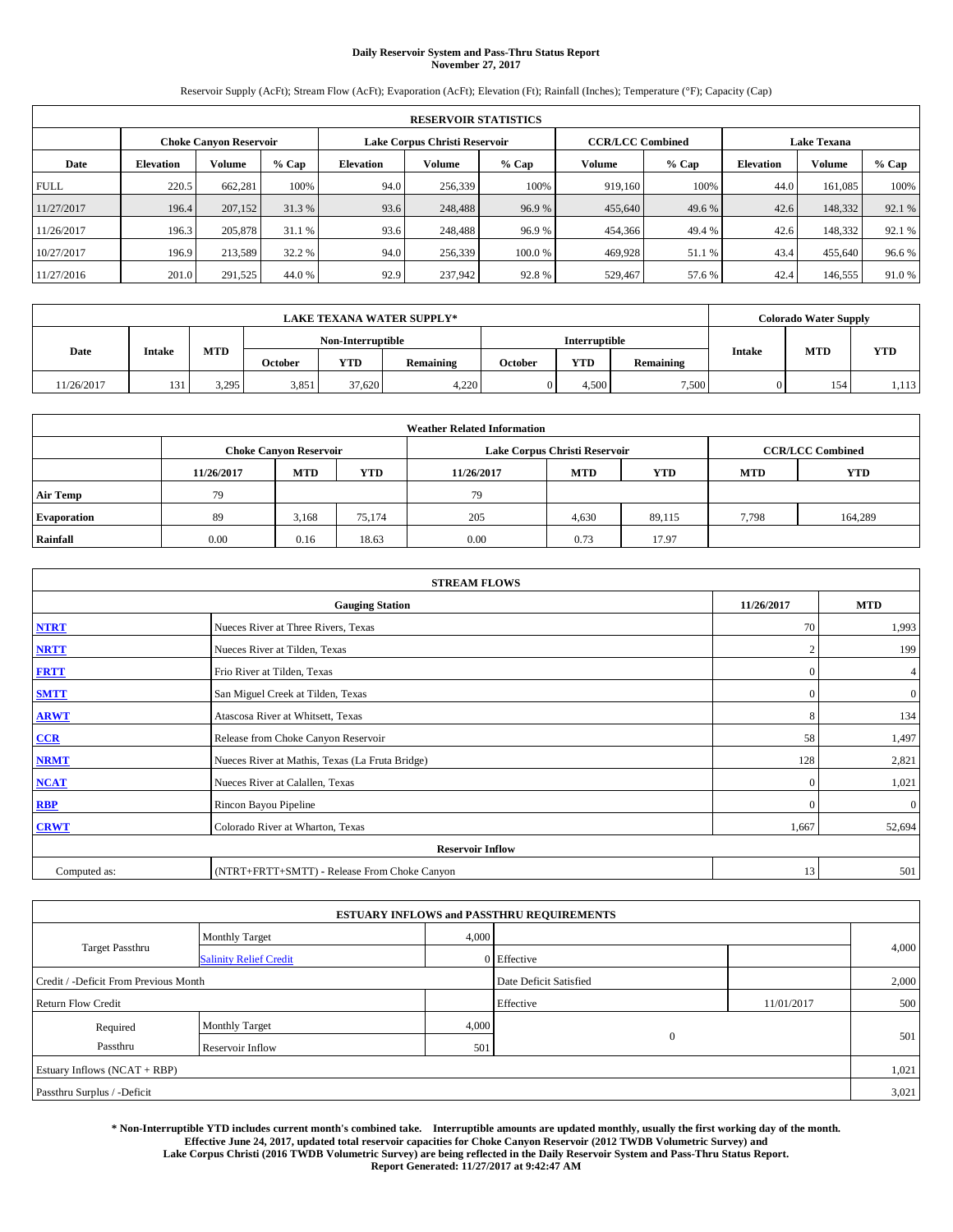# Daily Reservoir System and Pass-Thru Status Report
## November 27, 2017

Reservoir Supply (AcFt); Stream Flow (AcFt); Evaporation (AcFt); Elevation (Ft); Rainfall (Inches); Temperature (°F); Capacity (Cap)

| RESERVOIR STATISTICS | | | | | | | | | | | |
|---|---|---|---|---|---|---|---|---|---|---|---|
| | Choke Canyon Reservoir | | | Lake Corpus Christi Reservoir | | | CCR/LCC Combined | | Lake Texana | | |
| Date | Elevation | Volume | % Cap | Elevation | Volume | % Cap | Volume | % Cap | Elevation | Volume | % Cap |
| FULL | 220.5 | 662,281 | 100% | 94.0 | 256,339 | 100% | 919,160 | 100% | 44.0 | 161,085 | 100% |
| 11/27/2017 | 196.4 | 207,152 | 31.3 % | 93.6 | 248,488 | 96.9 % | 455,640 | 49.6 % | 42.6 | 148,332 | 92.1 % |
| 11/26/2017 | 196.3 | 205,878 | 31.1 % | 93.6 | 248,488 | 96.9 % | 454,366 | 49.4 % | 42.6 | 148,332 | 92.1 % |
| 10/27/2017 | 196.9 | 213,589 | 32.2 % | 94.0 | 256,339 | 100.0 % | 469,928 | 51.1 % | 43.4 | 455,640 | 96.6 % |
| 11/27/2016 | 201.0 | 291,525 | 44.0 % | 92.9 | 237,942 | 92.8 % | 529,467 | 57.6 % | 42.4 | 146,555 | 91.0 % |

| LAKE TEXANA WATER SUPPLY* | | | | | | | | | Colorado Water Supply | | |
|---|---|---|---|---|---|---|---|---|---|---|---|
| Date | Intake | MTD | Non-Interruptible | | | Interruptible | | | Intake | MTD | YTD |
| | | | October | YTD | Remaining | October | YTD | Remaining | | | |
| 11/26/2017 | 131 | 3,295 | 3,851 | 37,620 | 4,220 | 0 | 4,500 | 7,500 | 0 | 154 | 1,113 |

| Weather Related Information | | | | | | | | |
|---|---|---|---|---|---|---|---|---|
| | Choke Canyon Reservoir | | | Lake Corpus Christi Reservoir | | | CCR/LCC Combined | |
| | 11/26/2017 | MTD | YTD | 11/26/2017 | MTD | YTD | MTD | YTD |
| Air Temp | 79 | | | 79 | | | | |
| Evaporation | 89 | 3,168 | 75,174 | 205 | 4,630 | 89,115 | 7,798 | 164,289 |
| Rainfall | 0.00 | 0.16 | 18.63 | 0.00 | 0.73 | 17.97 | | |

| STREAM FLOWS | | | |
|---|---|---|---|
| Gauging Station | | 11/26/2017 | MTD |
| NTRT | Nueces River at Three Rivers, Texas | 70 | 1,993 |
| NRTT | Nueces River at Tilden, Texas | 2 | 199 |
| FRTT | Frio River at Tilden, Texas | 0 | 4 |
| SMTT | San Miguel Creek at Tilden, Texas | 0 | 0 |
| ARWT | Atascosa River at Whitsett, Texas | 8 | 134 |
| CCR | Release from Choke Canyon Reservoir | 58 | 1,497 |
| NRMT | Nueces River at Mathis, Texas (La Fruta Bridge) | 128 | 2,821 |
| NCAT | Nueces River at Calallen, Texas | 0 | 1,021 |
| RBP | Rincon Bayou Pipeline | 0 | 0 |
| CRWT | Colorado River at Wharton, Texas | 1,667 | 52,694 |
| Reservoir Inflow | | | |
| Computed as: | (NTRT+FRTT+SMTT) - Release From Choke Canyon | 13 | 501 |

| ESTUARY INFLOWS and PASSTHRU REQUIREMENTS | | | | | |
|---|---|---|---|---|---|
| Target Passthru | Monthly Target | 4,000 | | | 4,000 |
| | Salinity Relief Credit | 0 | Effective | | |
| Credit / -Deficit From Previous Month | | | Date Deficit Satisfied | | 2,000 |
| Return Flow Credit | | | Effective | 11/01/2017 | 500 |
| Required Passthru | Monthly Target | 4,000 | 0 | | 501 |
| | Reservoir Inflow | 501 | | | |
| Estuary Inflows (NCAT + RBP) | | | | | 1,021 |
| Passthru Surplus / -Deficit | | | | | 3,021 |

**\* Non-Interruptible YTD includes current month's combined take. Interruptible amounts are updated monthly, usually the first working day of the month. Effective June 24, 2017, updated total reservoir capacities for Choke Canyon Reservoir (2012 TWDB Volumetric Survey) and Lake Corpus Christi (2016 TWDB Volumetric Survey) are being reflected in the Daily Reservoir System and Pass-Thru Status Report. Report Generated: 11/27/2017 at 9:42:47 AM**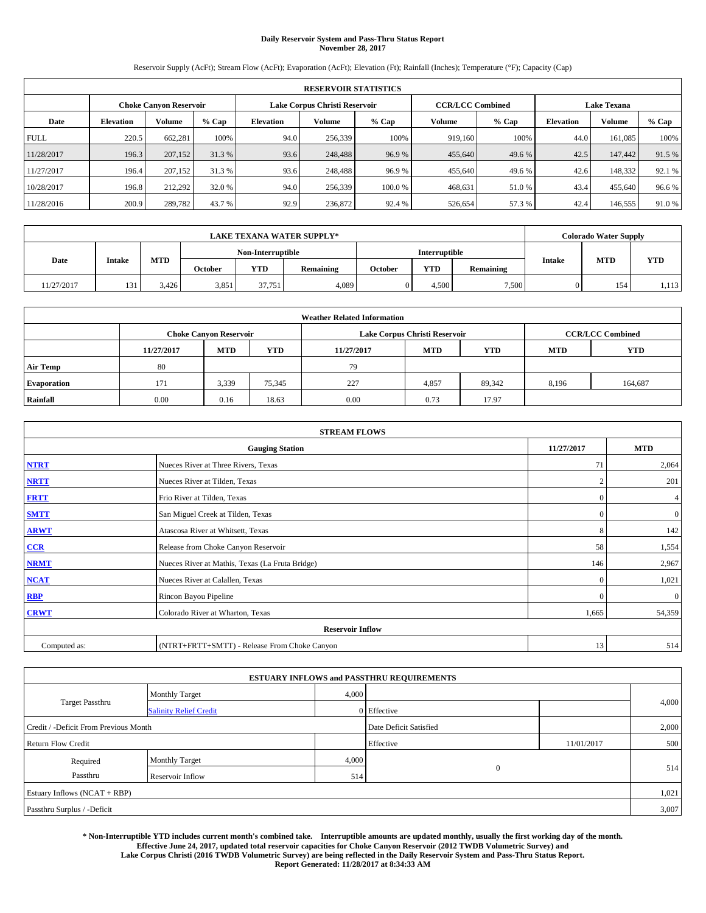# Daily Reservoir System and Pass-Thru Status Report
## November 28, 2017

Reservoir Supply (AcFt); Stream Flow (AcFt); Evaporation (AcFt); Elevation (Ft); Rainfall (Inches); Temperature (°F); Capacity (Cap)

| RESERVOIR STATISTICS | | | | | | | | | | | |
|---|---|---|---|---|---|---|---|---|---|---|---|
| | Choke Canyon Reservoir | | | Lake Corpus Christi Reservoir | | | CCR/LCC Combined | | Lake Texana | | |
| Date | Elevation | Volume | % Cap | Elevation | Volume | % Cap | Volume | % Cap | Elevation | Volume | % Cap |
| FULL | 220.5 | 662,281 | 100% | 94.0 | 256,339 | 100% | 919,160 | 100% | 44.0 | 161,085 | 100% |
| 11/28/2017 | 196.3 | 207,152 | 31.3 % | 93.6 | 248,488 | 96.9 % | 455,640 | 49.6 % | 42.5 | 147,442 | 91.5 % |
| 11/27/2017 | 196.4 | 207,152 | 31.3 % | 93.6 | 248,488 | 96.9 % | 455,640 | 49.6 % | 42.6 | 148,332 | 92.1 % |
| 10/28/2017 | 196.8 | 212,292 | 32.0 % | 94.0 | 256,339 | 100.0 % | 468,631 | 51.0 % | 43.4 | 455,640 | 96.6 % |
| 11/28/2016 | 200.9 | 289,782 | 43.7 % | 92.9 | 236,872 | 92.4 % | 526,654 | 57.3 % | 42.4 | 146,555 | 91.0 % |

| LAKE TEXANA WATER SUPPLY* | | | | | | | | | Colorado Water Supply | | |
|---|---|---|---|---|---|---|---|---|---|---|---|
| Date | Intake | MTD | Non-Interruptible | | | Interruptible | | | Intake | MTD | YTD |
| | | | October | YTD | Remaining | October | YTD | Remaining | | | |
| 11/27/2017 | 131 | 3,426 | 3,851 | 37,751 | 4,089 | 0 | 4,500 | 7,500 | 0 | 154 | 1,113 |

| Weather Related Information | | | | | | | | |
|---|---|---|---|---|---|---|---|---|
| | Choke Canyon Reservoir | | | Lake Corpus Christi Reservoir | | | CCR/LCC Combined | |
| | 11/27/2017 | MTD | YTD | 11/27/2017 | MTD | YTD | MTD | YTD |
| Air Temp | 80 | | | 79 | | | | |
| Evaporation | 171 | 3,339 | 75,345 | 227 | 4,857 | 89,342 | 8,196 | 164,687 |
| Rainfall | 0.00 | 0.16 | 18.63 | 0.00 | 0.73 | 17.97 | | |

| STREAM FLOWS | | | |
|---|---|---|---|
| | Gauging Station | 11/27/2017 | MTD |
| NTRT | Nueces River at Three Rivers, Texas | 71 | 2,064 |
| NRTT | Nueces River at Tilden, Texas | 2 | 201 |
| FRTT | Frio River at Tilden, Texas | 0 | 4 |
| SMTT | San Miguel Creek at Tilden, Texas | 0 | 0 |
| ARWT | Atascosa River at Whitsett, Texas | 8 | 142 |
| CCR | Release from Choke Canyon Reservoir | 58 | 1,554 |
| NRMT | Nueces River at Mathis, Texas (La Fruta Bridge) | 146 | 2,967 |
| NCAT | Nueces River at Calallen, Texas | 0 | 1,021 |
| RBP | Rincon Bayou Pipeline | 0 | 0 |
| CRWT | Colorado River at Wharton, Texas | 1,665 | 54,359 |
| | Reservoir Inflow | | |
| Computed as: | (NTRT+FRTT+SMTT) - Release From Choke Canyon | 13 | 514 |

| ESTUARY INFLOWS and PASSTHRU REQUIREMENTS | | | | | |
|---|---|---|---|---|---|
| Target Passthru | Monthly Target | 4,000 | | | 4,000 |
| | Salinity Relief Credit | 0 | Effective | | |
| Credit / -Deficit From Previous Month | | | Date Deficit Satisfied | | 2,000 |
| Return Flow Credit | | | Effective | 11/01/2017 | 500 |
| Required Passthru | Monthly Target | 4,000 | 0 | | 514 |
| | Reservoir Inflow | 514 | | | |
| Estuary Inflows (NCAT + RBP) | | | | | 1,021 |
| Passthru Surplus / -Deficit | | | | | 3,007 |

**\* Non-Interruptible YTD includes current month's combined take. Interruptible amounts are updated monthly, usually the first working day of the month. Effective June 24, 2017, updated total reservoir capacities for Choke Canyon Reservoir (2012 TWDB Volumetric Survey) and Lake Corpus Christi (2016 TWDB Volumetric Survey) are being reflected in the Daily Reservoir System and Pass-Thru Status Report. Report Generated: 11/28/2017 at 8:34:33 AM**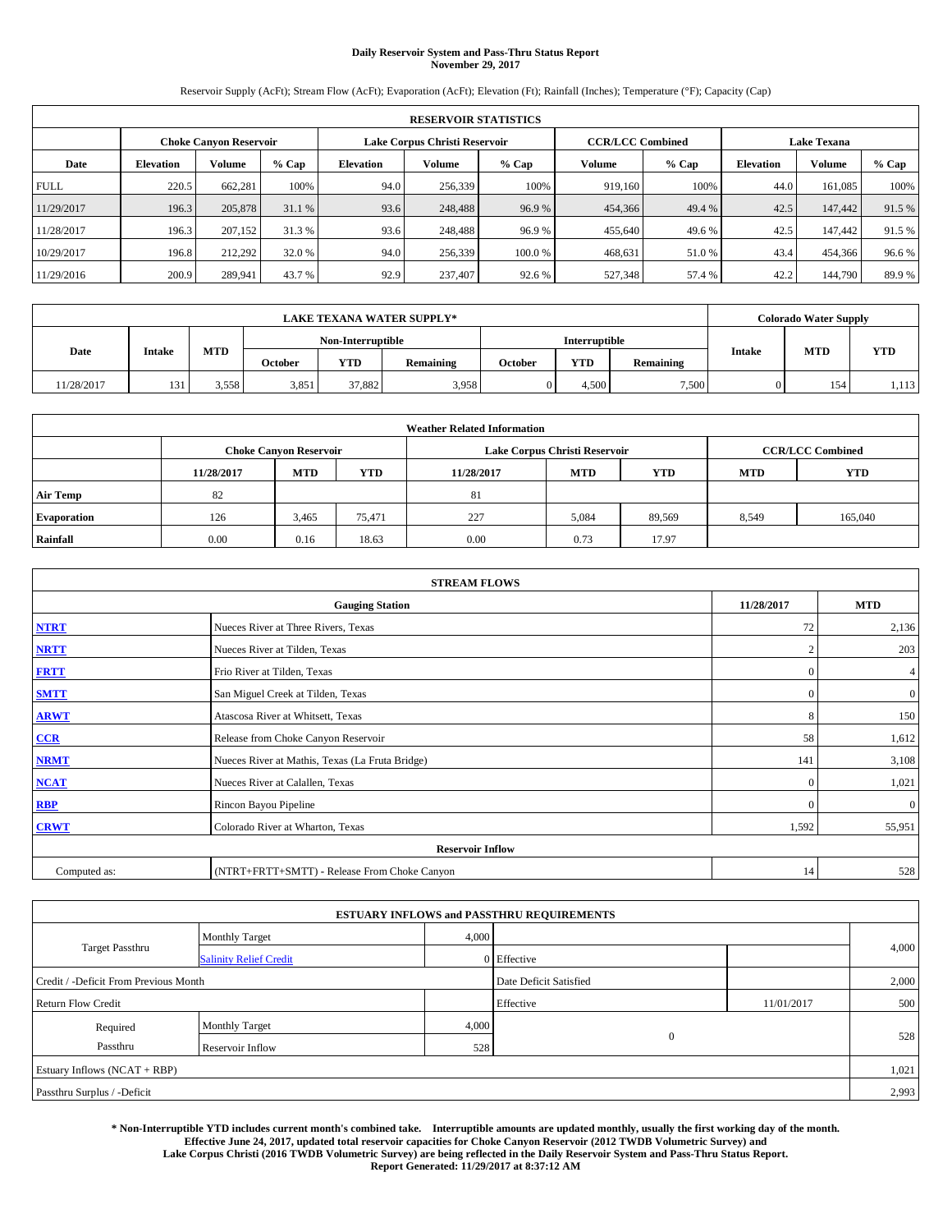# Daily Reservoir System and Pass-Thru Status Report
**November 29, 2017**

Reservoir Supply (AcFt); Stream Flow (AcFt); Evaporation (AcFt); Elevation (Ft); Rainfall (Inches); Temperature (°F); Capacity (Cap)

| RESERVOIR STATISTICS | | | | | | | | | | | |
|---|---|---|---|---|---|---|---|---|---|---|---|
| | Choke Canyon Reservoir | | | Lake Corpus Christi Reservoir | | | CCR/LCC Combined | | Lake Texana | | |
| Date | Elevation | Volume | % Cap | Elevation | Volume | % Cap | Volume | % Cap | Elevation | Volume | % Cap |
| FULL | 220.5 | 662,281 | 100% | 94.0 | 256,339 | 100% | 919,160 | 100% | 44.0 | 161,085 | 100% |
| 11/29/2017 | 196.3 | 205,878 | 31.1 % | 93.6 | 248,488 | 96.9 % | 454,366 | 49.4 % | 42.5 | 147,442 | 91.5 % |
| 11/28/2017 | 196.3 | 207,152 | 31.3 % | 93.6 | 248,488 | 96.9 % | 455,640 | 49.6 % | 42.5 | 147,442 | 91.5 % |
| 10/29/2017 | 196.8 | 212,292 | 32.0 % | 94.0 | 256,339 | 100.0 % | 468,631 | 51.0 % | 43.4 | 454,366 | 96.6 % |
| 11/29/2016 | 200.9 | 289,941 | 43.7 % | 92.9 | 237,407 | 92.6 % | 527,348 | 57.4 % | 42.2 | 144,790 | 89.9 % |

| LAKE TEXANA WATER SUPPLY* | | | | | | | | | Colorado Water Supply | | |
|---|---|---|---|---|---|---|---|---|---|---|---|
| Date | Intake | MTD | Non-Interruptible | | | Interruptible | | | Intake | MTD | YTD |
| | | | October | YTD | Remaining | October | YTD | Remaining | | | |
| 11/28/2017 | 131 | 3,558 | 3,851 | 37,882 | 3,958 | 0 | 4,500 | 7,500 | 0 | 154 | 1,113 |

| Weather Related Information | | | | | | | | |
|---|---|---|---|---|---|---|---|---|
| | Choke Canyon Reservoir | | | Lake Corpus Christi Reservoir | | | CCR/LCC Combined | |
| | 11/28/2017 | MTD | YTD | 11/28/2017 | MTD | YTD | MTD | YTD |
| Air Temp | 82 | | | 81 | | | | |
| Evaporation | 126 | 3,465 | 75,471 | 227 | 5,084 | 89,569 | 8,549 | 165,040 |
| Rainfall | 0.00 | 0.16 | 18.63 | 0.00 | 0.73 | 17.97 | | |

| STREAM FLOWS | | | |
|---|---|---|---|
| Gauging Station | | 11/28/2017 | MTD |
| NTRT | Nueces River at Three Rivers, Texas | 72 | 2,136 |
| NRTT | Nueces River at Tilden, Texas | 2 | 203 |
| FRTT | Frio River at Tilden, Texas | 0 | 4 |
| SMTT | San Miguel Creek at Tilden, Texas | 0 | 0 |
| ARWT | Atascosa River at Whitsett, Texas | 8 | 150 |
| CCR | Release from Choke Canyon Reservoir | 58 | 1,612 |
| NRMT | Nueces River at Mathis, Texas (La Fruta Bridge) | 141 | 3,108 |
| NCAT | Nueces River at Calallen, Texas | 0 | 1,021 |
| RBP | Rincon Bayou Pipeline | 0 | 0 |
| CRWT | Colorado River at Wharton, Texas | 1,592 | 55,951 |
| Reservoir Inflow | | | |
| Computed as: | (NTRT+FRTT+SMTT) - Release From Choke Canyon | 14 | 528 |

| ESTUARY INFLOWS and PASSTHRU REQUIREMENTS | | | | | |
|---|---|---|---|---|---|
| Target Passthru | Monthly Target | 4,000 | | | 4,000 |
| | Salinity Relief Credit | 0 | Effective | | |
| Credit / -Deficit From Previous Month | | | Date Deficit Satisfied | | 2,000 |
| Return Flow Credit | | | Effective | 11/01/2017 | 500 |
| Required Passthru | Monthly Target | 4,000 | 0 | | 528 |
| | Reservoir Inflow | 528 | | | |
| Estuary Inflows (NCAT + RBP) | | | | | 1,021 |
| Passthru Surplus / -Deficit | | | | | 2,993 |

**\* Non-Interruptible YTD includes current month's combined take. Interruptible amounts are updated monthly, usually the first working day of the month. Effective June 24, 2017, updated total reservoir capacities for Choke Canyon Reservoir (2012 TWDB Volumetric Survey) and Lake Corpus Christi (2016 TWDB Volumetric Survey) are being reflected in the Daily Reservoir System and Pass-Thru Status Report. Report Generated: 11/29/2017 at 8:37:12 AM**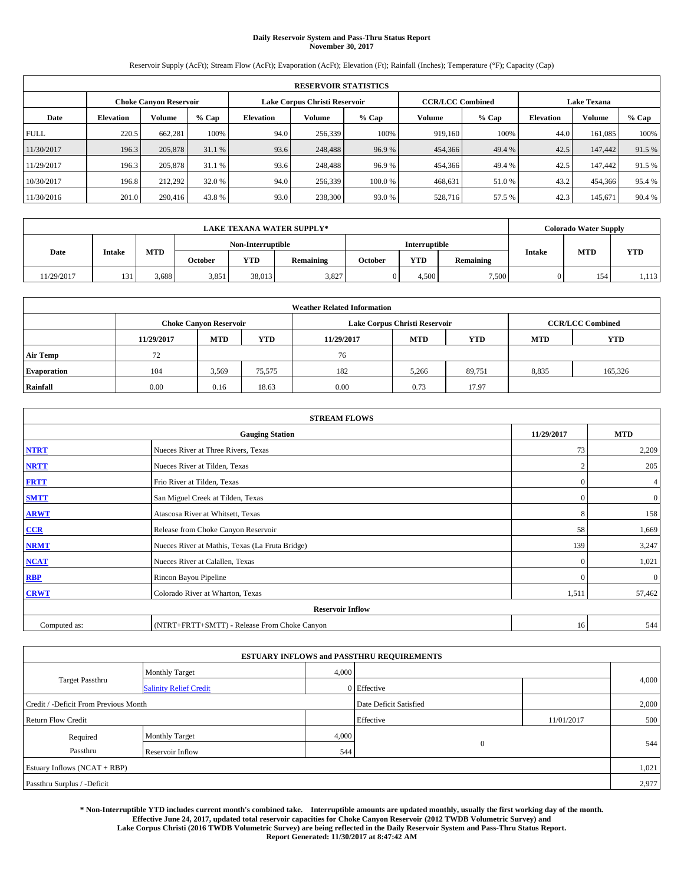**Daily Reservoir System and Pass-Thru Status Report**
**November 30, 2017**

Reservoir Supply (AcFt); Stream Flow (AcFt); Evaporation (AcFt); Elevation (Ft); Rainfall (Inches); Temperature (°F); Capacity (Cap)

| RESERVOIR STATISTICS | | | | | | | | | | |
|---|---|---|---|---|---|---|---|---|---|---|
| | Choke Canyon Reservoir | | | Lake Corpus Christi Reservoir | | | CCR/LCC Combined | | Lake Texana | | |
| Date | Elevation | Volume | % Cap | Elevation | Volume | % Cap | Volume | % Cap | Elevation | Volume | % Cap |
| FULL | 220.5 | 662,281 | 100% | 94.0 | 256,339 | 100% | 919,160 | 100% | 44.0 | 161,085 | 100% |
| 11/30/2017 | 196.3 | 205,878 | 31.1 % | 93.6 | 248,488 | 96.9 % | 454,366 | 49.4 % | 42.5 | 147,442 | 91.5 % |
| 11/29/2017 | 196.3 | 205,878 | 31.1 % | 93.6 | 248,488 | 96.9 % | 454,366 | 49.4 % | 42.5 | 147,442 | 91.5 % |
| 10/30/2017 | 196.8 | 212,292 | 32.0 % | 94.0 | 256,339 | 100.0 % | 468,631 | 51.0 % | 43.2 | 454,366 | 95.4 % |
| 11/30/2016 | 201.0 | 290,416 | 43.8 % | 93.0 | 238,300 | 93.0 % | 528,716 | 57.5 % | 42.3 | 145,671 | 90.4 % |

| LAKE TEXANA WATER SUPPLY* | | | | | | | | | Colorado Water Supply | | |
|---|---|---|---|---|---|---|---|---|---|---|---|
| Date | Intake | MTD | Non-Interruptible | | | Interruptible | | | Intake | MTD | YTD |
| | | | October | YTD | Remaining | October | YTD | Remaining | | | |
| 11/29/2017 | 131 | 3,688 | 3,851 | 38,013 | 3,827 | 0 | 4,500 | 7,500 | 0 | 154 | 1,113 |

| Weather Related Information | | | | | | | | |
|---|---|---|---|---|---|---|---|---|
| | Choke Canyon Reservoir | | | Lake Corpus Christi Reservoir | | | CCR/LCC Combined | |
| | 11/29/2017 | MTD | YTD | 11/29/2017 | MTD | YTD | MTD | YTD |
| Air Temp | 72 | | | 76 | | | | |
| Evaporation | 104 | 3,569 | 75,575 | 182 | 5,266 | 89,751 | 8,835 | 165,326 |
| Rainfall | 0.00 | 0.16 | 18.63 | 0.00 | 0.73 | 17.97 | | |

| STREAM FLOWS | | | |
|---|---|---|---|
| | Gauging Station | 11/29/2017 | MTD |
| NTRT | Nueces River at Three Rivers, Texas | 73 | 2,209 |
| NRTT | Nueces River at Tilden, Texas | 2 | 205 |
| FRTT | Frio River at Tilden, Texas | 0 | 4 |
| SMTT | San Miguel Creek at Tilden, Texas | 0 | 0 |
| ARWT | Atascosa River at Whitsett, Texas | 8 | 158 |
| CCR | Release from Choke Canyon Reservoir | 58 | 1,669 |
| NRMT | Nueces River at Mathis, Texas (La Fruta Bridge) | 139 | 3,247 |
| NCAT | Nueces River at Calallen, Texas | 0 | 1,021 |
| RBP | Rincon Bayou Pipeline | 0 | 0 |
| CRWT | Colorado River at Wharton, Texas | 1,511 | 57,462 |
| Reservoir Inflow | | | |
| Computed as: | (NTRT+FRTT+SMTT) - Release From Choke Canyon | 16 | 544 |

| ESTUARY INFLOWS and PASSTHRU REQUIREMENTS | | | | | |
|---|---|---|---|---|---|
| Target Passthru | Monthly Target | 4,000 | | | 4,000 |
| | Salinity Relief Credit | 0 | Effective | | |
| Credit / -Deficit From Previous Month | | | Date Deficit Satisfied | | 2,000 |
| Return Flow Credit | | | Effective | 11/01/2017 | 500 |
| Required Passthru | Monthly Target | 4,000 | 0 | | 544 |
| | Reservoir Inflow | 544 | | | |
| Estuary Inflows (NCAT + RBP) | | | | | 1,021 |
| Passthru Surplus / -Deficit | | | | | 2,977 |

**\* Non-Interruptible YTD includes current month's combined take. Interruptible amounts are updated monthly, usually the first working day of the month. Effective June 24, 2017, updated total reservoir capacities for Choke Canyon Reservoir (2012 TWDB Volumetric Survey) and Lake Corpus Christi (2016 TWDB Volumetric Survey) are being reflected in the Daily Reservoir System and Pass-Thru Status Report.**
**Report Generated: 11/30/2017 at 8:47:42 AM**